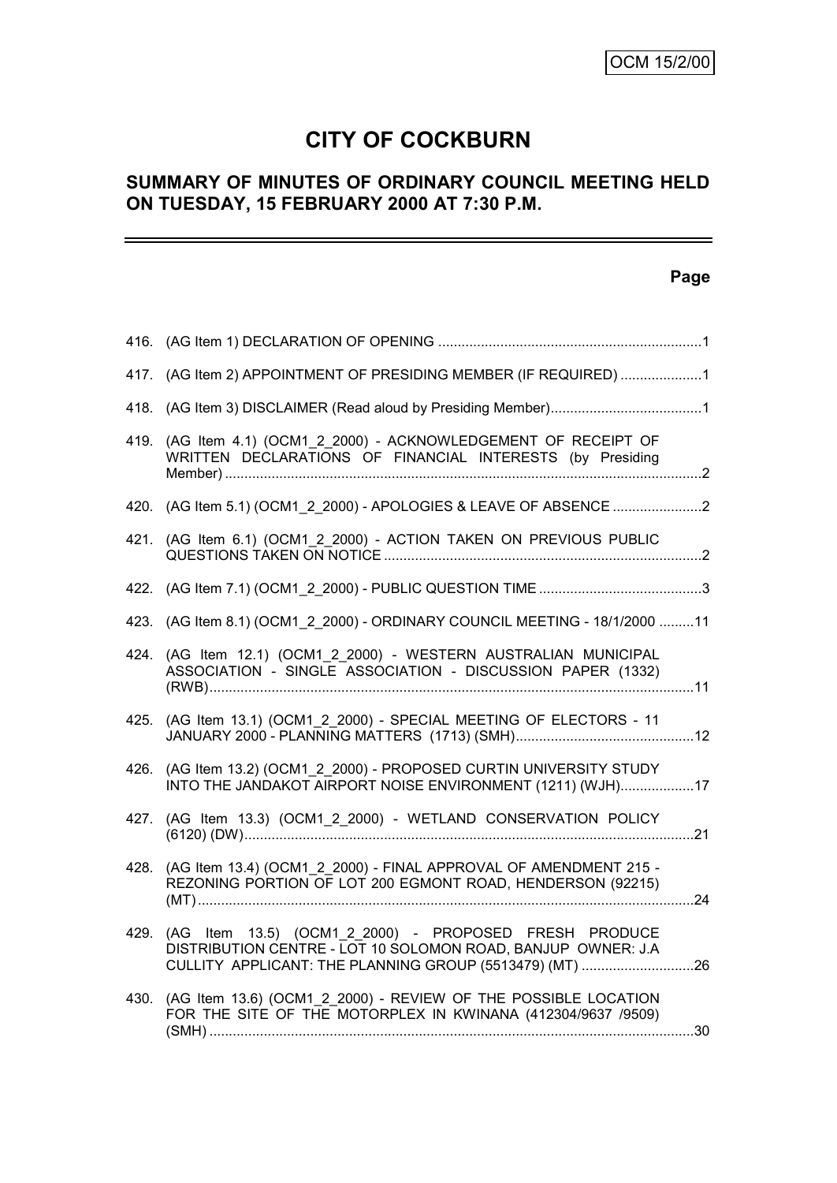OCM 15/2/00

# CITY OF COCKBURN

## SUMMARY OF MINUTES OF ORDINARY COUNCIL MEETING HELD ON TUESDAY, 15 FEBRUARY 2000 AT 7:30 P.M.

**Page**

| | | |
|---|---|---|
| 416. | (AG Item 1) DECLARATION OF OPENING | 1 |
| 417. | (AG Item 2) APPOINTMENT OF PRESIDING MEMBER (IF REQUIRED) | 1 |
| 418. | (AG Item 3) DISCLAIMER (Read aloud by Presiding Member) | 1 |
| 419. | (AG Item 4.1) (OCM1_2_2000) - ACKNOWLEDGEMENT OF RECEIPT OF WRITTEN DECLARATIONS OF FINANCIAL INTERESTS (by Presiding Member) | 2 |
| 420. | (AG Item 5.1) (OCM1_2_2000) - APOLOGIES & LEAVE OF ABSENCE | 2 |
| 421. | (AG Item 6.1) (OCM1_2_2000) - ACTION TAKEN ON PREVIOUS PUBLIC QUESTIONS TAKEN ON NOTICE | 2 |
| 422. | (AG Item 7.1) (OCM1_2_2000) - PUBLIC QUESTION TIME | 3 |
| 423. | (AG Item 8.1) (OCM1_2_2000) - ORDINARY COUNCIL MEETING - 18/1/2000 | 11 |
| 424. | (AG Item 12.1) (OCM1_2_2000) - WESTERN AUSTRALIAN MUNICIPAL ASSOCIATION - SINGLE ASSOCIATION - DISCUSSION PAPER (1332) (RWB) | 11 |
| 425. | (AG Item 13.1) (OCM1_2_2000) - SPECIAL MEETING OF ELECTORS - 11 JANUARY 2000 - PLANNING MATTERS (1713) (SMH) | 12 |
| 426. | (AG Item 13.2) (OCM1_2_2000) - PROPOSED CURTIN UNIVERSITY STUDY INTO THE JANDAKOT AIRPORT NOISE ENVIRONMENT (1211) (WJH) | 17 |
| 427. | (AG Item 13.3) (OCM1_2_2000) - WETLAND CONSERVATION POLICY (6120) (DW) | 21 |
| 428. | (AG Item 13.4) (OCM1_2_2000) - FINAL APPROVAL OF AMENDMENT 215 - REZONING PORTION OF LOT 200 EGMONT ROAD, HENDERSON (92215) (MT) | 24 |
| 429. | (AG Item 13.5) (OCM1_2_2000) - PROPOSED FRESH PRODUCE DISTRIBUTION CENTRE - LOT 10 SOLOMON ROAD, BANJUP OWNER: J.A CULLITY APPLICANT: THE PLANNING GROUP (5513479) (MT) | 26 |
| 430. | (AG Item 13.6) (OCM1_2_2000) - REVIEW OF THE POSSIBLE LOCATION FOR THE SITE OF THE MOTORPLEX IN KWINANA (412304/9637 /9509) (SMH) | 30 |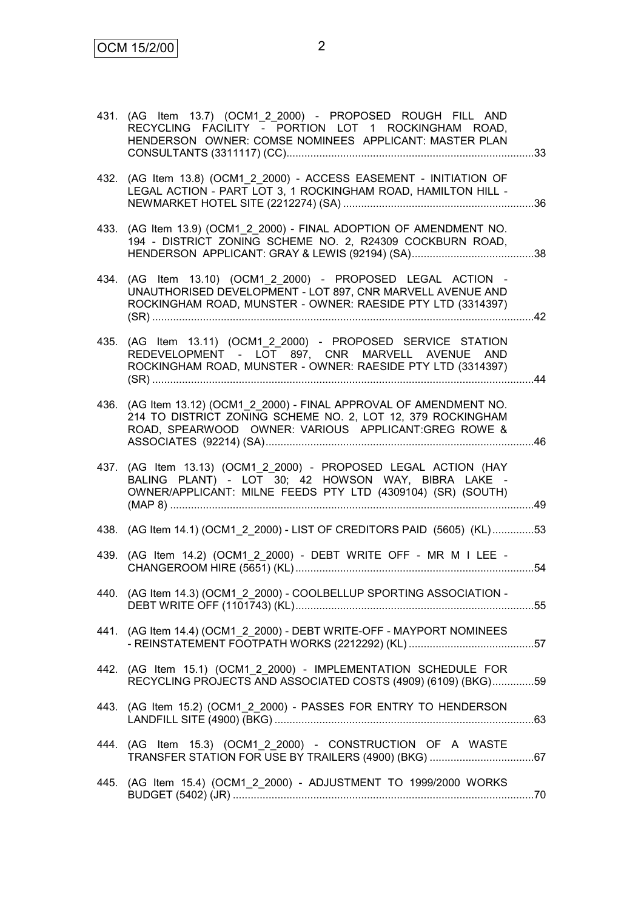431. (AG Item 13.7) (OCM1_2_2000) - PROPOSED ROUGH FILL AND RECYCLING FACILITY - PORTION LOT 1 ROCKINGHAM ROAD, HENDERSON OWNER: COMSE NOMINEES APPLICANT: MASTER PLAN CONSULTANTS (3311117) (CC)....................................................................................33

432. (AG Item 13.8) (OCM1_2_2000) - ACCESS EASEMENT - INITIATION OF LEGAL ACTION - PART LOT 3, 1 ROCKINGHAM ROAD, HAMILTON HILL - NEWMARKET HOTEL SITE (2212274) (SA) ................................................................36

433. (AG Item 13.9) (OCM1_2_2000) - FINAL ADOPTION OF AMENDMENT NO. 194 - DISTRICT ZONING SCHEME NO. 2, R24309 COCKBURN ROAD, HENDERSON APPLICANT: GRAY & LEWIS (92194) (SA)..........................................38

434. (AG Item 13.10) (OCM1_2_2000) - PROPOSED LEGAL ACTION - UNAUTHORISED DEVELOPMENT - LOT 897, CNR MARVELL AVENUE AND ROCKINGHAM ROAD, MUNSTER - OWNER: RAESIDE PTY LTD (3314397) (SR) ...............................................................................................................................42

435. (AG Item 13.11) (OCM1_2_2000) - PROPOSED SERVICE STATION REDEVELOPMENT - LOT 897, CNR MARVELL AVENUE AND ROCKINGHAM ROAD, MUNSTER - OWNER: RAESIDE PTY LTD (3314397) (SR) ...............................................................................................................................44

436. (AG Item 13.12) (OCM1_2_2000) - FINAL APPROVAL OF AMENDMENT NO. 214 TO DISTRICT ZONING SCHEME NO. 2, LOT 12, 379 ROCKINGHAM ROAD, SPEARWOOD OWNER: VARIOUS APPLICANT:GREG ROWE & ASSOCIATES (92214) (SA)..........................................................................................46

437. (AG Item 13.13) (OCM1_2_2000) - PROPOSED LEGAL ACTION (HAY BALING PLANT) - LOT 30; 42 HOWSON WAY, BIBRA LAKE - OWNER/APPLICANT: MILNE FEEDS PTY LTD (4309104) (SR) (SOUTH) (MAP 8) .........................................................................................................................49

438. (AG Item 14.1) (OCM1_2_2000) - LIST OF CREDITORS PAID (5605) (KL)..............53

439. (AG Item 14.2) (OCM1_2_2000) - DEBT WRITE OFF - MR M I LEE - CHANGEROOM HIRE (5651) (KL)................................................................................54

440. (AG Item 14.3) (OCM1_2_2000) - COOLBELLUP SPORTING ASSOCIATION - DEBT WRITE OFF (1101743) (KL)................................................................................55

441. (AG Item 14.4) (OCM1_2_2000) - DEBT WRITE-OFF - MAYPORT NOMINEES - REINSTATEMENT FOOTPATH WORKS (2212292) (KL) ..........................................57

442. (AG Item 15.1) (OCM1_2_2000) - IMPLEMENTATION SCHEDULE FOR RECYCLING PROJECTS AND ASSOCIATED COSTS (4909) (6109) (BKG)..............59

443. (AG Item 15.2) (OCM1_2_2000) - PASSES FOR ENTRY TO HENDERSON LANDFILL SITE (4900) (BKG) .......................................................................................63

444. (AG Item 15.3) (OCM1_2_2000) - CONSTRUCTION OF A WASTE TRANSFER STATION FOR USE BY TRAILERS (4900) (BKG) ...................................67

445. (AG Item 15.4) (OCM1_2_2000) - ADJUSTMENT TO 1999/2000 WORKS BUDGET (5402) (JR) .....................................................................................................70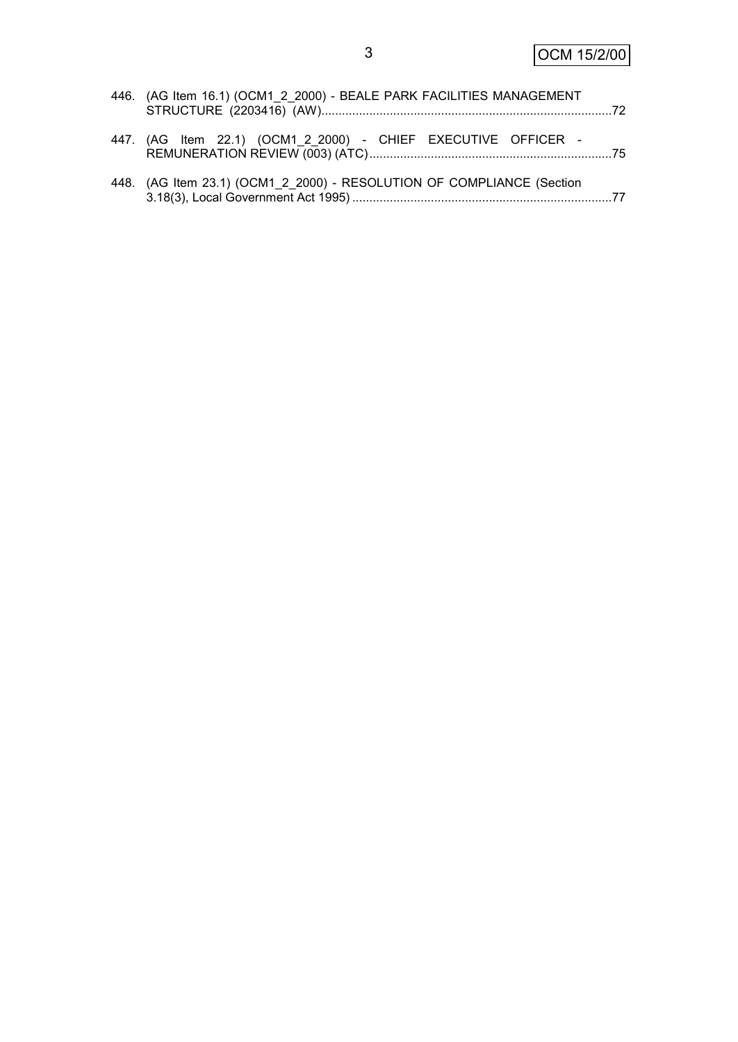446. (AG Item 16.1) (OCM1_2_2000) - BEALE PARK FACILITIES MANAGEMENT STRUCTURE (2203416) (AW)....................................................................................72

447. (AG Item 22.1) (OCM1_2_2000) - CHIEF EXECUTIVE OFFICER - REMUNERATION REVIEW (003) (ATC)......................................................................75

448. (AG Item 23.1) (OCM1_2_2000) - RESOLUTION OF COMPLIANCE (Section 3.18(3), Local Government Act 1995) ...........................................................................77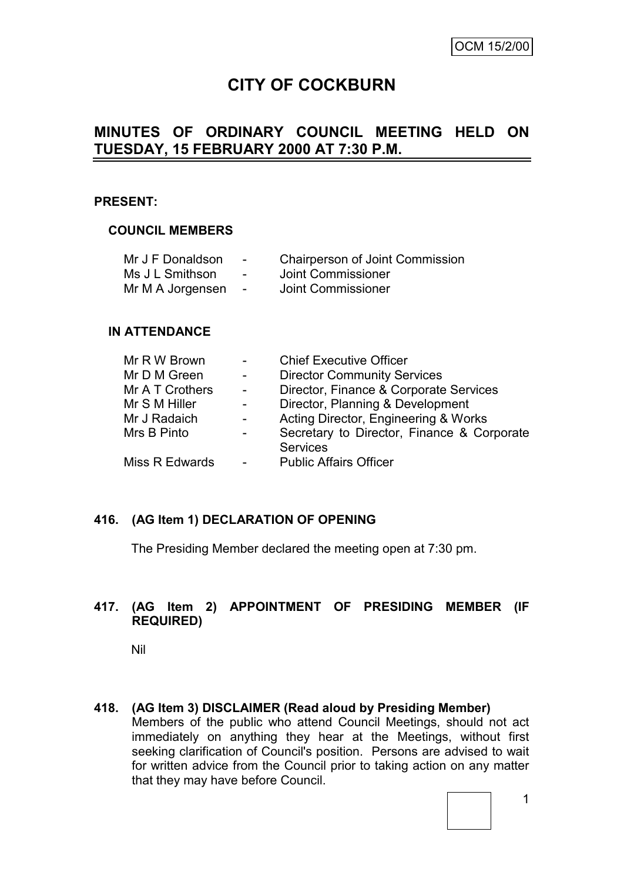OCM 15/2/00

# CITY OF COCKBURN

## MINUTES OF ORDINARY COUNCIL MEETING HELD ON TUESDAY, 15 FEBRUARY 2000 AT 7:30 P.M.

**PRESENT:**

**COUNCIL MEMBERS**

| | | |
|---|---|---|
| Mr J F Donaldson | - | Chairperson of Joint Commission |
| Ms J L Smithson | - | Joint Commissioner |
| Mr M A Jorgensen | - | Joint Commissioner |

**IN ATTENDANCE**

| | | |
|---|---|---|
| Mr R W Brown | - | Chief Executive Officer |
| Mr D M Green | - | Director Community Services |
| Mr A T Crothers | - | Director, Finance & Corporate Services |
| Mr S M Hiller | - | Director, Planning & Development |
| Mr J Radaich | - | Acting Director, Engineering & Works |
| Mrs B Pinto | - | Secretary to Director, Finance & Corporate Services |
| Miss R Edwards | - | Public Affairs Officer |

**416. (AG Item 1) DECLARATION OF OPENING**

The Presiding Member declared the meeting open at 7:30 pm.

**417. (AG Item 2) APPOINTMENT OF PRESIDING MEMBER (IF REQUIRED)**

Nil

**418. (AG Item 3) DISCLAIMER (Read aloud by Presiding Member)**

Members of the public who attend Council Meetings, should not act immediately on anything they hear at the Meetings, without first seeking clarification of Council's position. Persons are advised to wait for written advice from the Council prior to taking action on any matter that they may have before Council.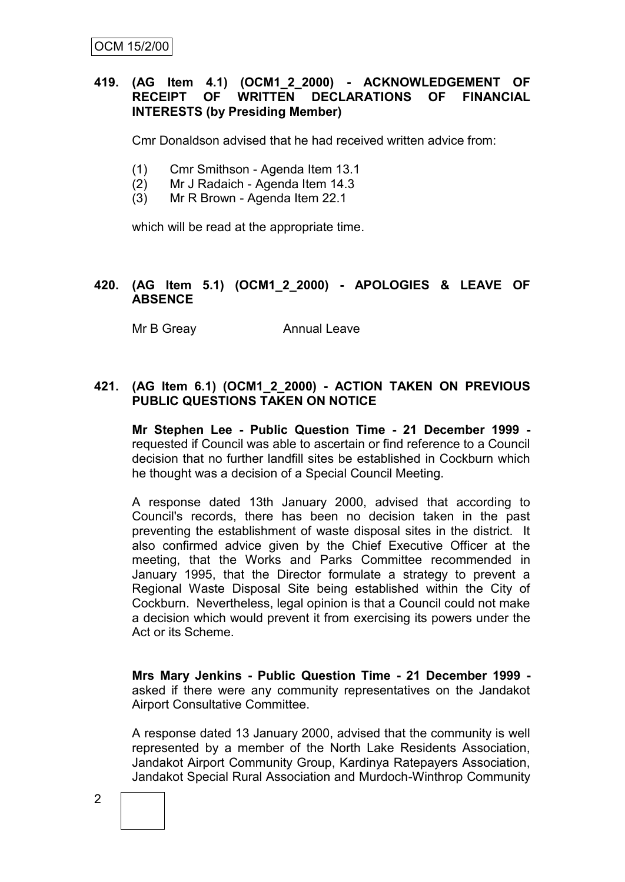**419. (AG Item 4.1) (OCM1_2_2000) - ACKNOWLEDGEMENT OF RECEIPT OF WRITTEN DECLARATIONS OF FINANCIAL INTERESTS (by Presiding Member)**

Cmr Donaldson advised that he had received written advice from:

(1) Cmr Smithson - Agenda Item 13.1
(2) Mr J Radaich - Agenda Item 14.3
(3) Mr R Brown - Agenda Item 22.1

which will be read at the appropriate time.

**420. (AG Item 5.1) (OCM1_2_2000) - APOLOGIES & LEAVE OF ABSENCE**

Mr B Greay Annual Leave

**421. (AG Item 6.1) (OCM1_2_2000) - ACTION TAKEN ON PREVIOUS PUBLIC QUESTIONS TAKEN ON NOTICE**

**Mr Stephen Lee - Public Question Time - 21 December 1999 -** requested if Council was able to ascertain or find reference to a Council decision that no further landfill sites be established in Cockburn which he thought was a decision of a Special Council Meeting.

A response dated 13th January 2000, advised that according to Council's records, there has been no decision taken in the past preventing the establishment of waste disposal sites in the district. It also confirmed advice given by the Chief Executive Officer at the meeting, that the Works and Parks Committee recommended in January 1995, that the Director formulate a strategy to prevent a Regional Waste Disposal Site being established within the City of Cockburn. Nevertheless, legal opinion is that a Council could not make a decision which would prevent it from exercising its powers under the Act or its Scheme.

**Mrs Mary Jenkins - Public Question Time - 21 December 1999 -** asked if there were any community representatives on the Jandakot Airport Consultative Committee.

A response dated 13 January 2000, advised that the community is well represented by a member of the North Lake Residents Association, Jandakot Airport Community Group, Kardinya Ratepayers Association, Jandakot Special Rural Association and Murdoch-Winthrop Community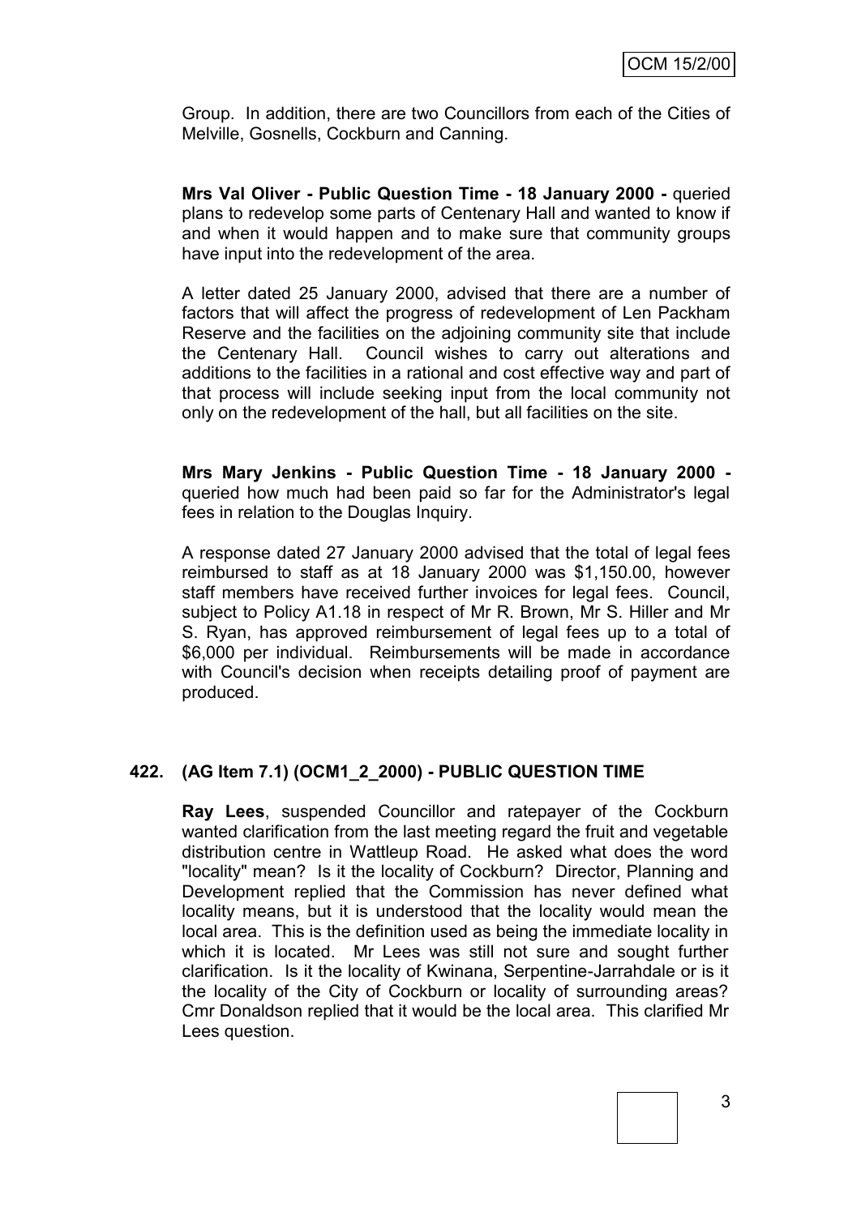Group. In addition, there are two Councillors from each of the Cities of Melville, Gosnells, Cockburn and Canning.

**Mrs Val Oliver - Public Question Time - 18 January 2000 -** queried plans to redevelop some parts of Centenary Hall and wanted to know if and when it would happen and to make sure that community groups have input into the redevelopment of the area.

A letter dated 25 January 2000, advised that there are a number of factors that will affect the progress of redevelopment of Len Packham Reserve and the facilities on the adjoining community site that include the Centenary Hall. Council wishes to carry out alterations and additions to the facilities in a rational and cost effective way and part of that process will include seeking input from the local community not only on the redevelopment of the hall, but all facilities on the site.

**Mrs Mary Jenkins - Public Question Time - 18 January 2000 -** queried how much had been paid so far for the Administrator's legal fees in relation to the Douglas Inquiry.

A response dated 27 January 2000 advised that the total of legal fees reimbursed to staff as at 18 January 2000 was $1,150.00, however staff members have received further invoices for legal fees. Council, subject to Policy A1.18 in respect of Mr R. Brown, Mr S. Hiller and Mr S. Ryan, has approved reimbursement of legal fees up to a total of $6,000 per individual. Reimbursements will be made in accordance with Council's decision when receipts detailing proof of payment are produced.

## 422. (AG Item 7.1) (OCM1_2_2000) - PUBLIC QUESTION TIME

**Ray Lees**, suspended Councillor and ratepayer of the Cockburn wanted clarification from the last meeting regard the fruit and vegetable distribution centre in Wattleup Road. He asked what does the word "locality" mean? Is it the locality of Cockburn? Director, Planning and Development replied that the Commission has never defined what locality means, but it is understood that the locality would mean the local area. This is the definition used as being the immediate locality in which it is located. Mr Lees was still not sure and sought further clarification. Is it the locality of Kwinana, Serpentine-Jarrahdale or is it the locality of the City of Cockburn or locality of surrounding areas? Cmr Donaldson replied that it would be the local area. This clarified Mr Lees question.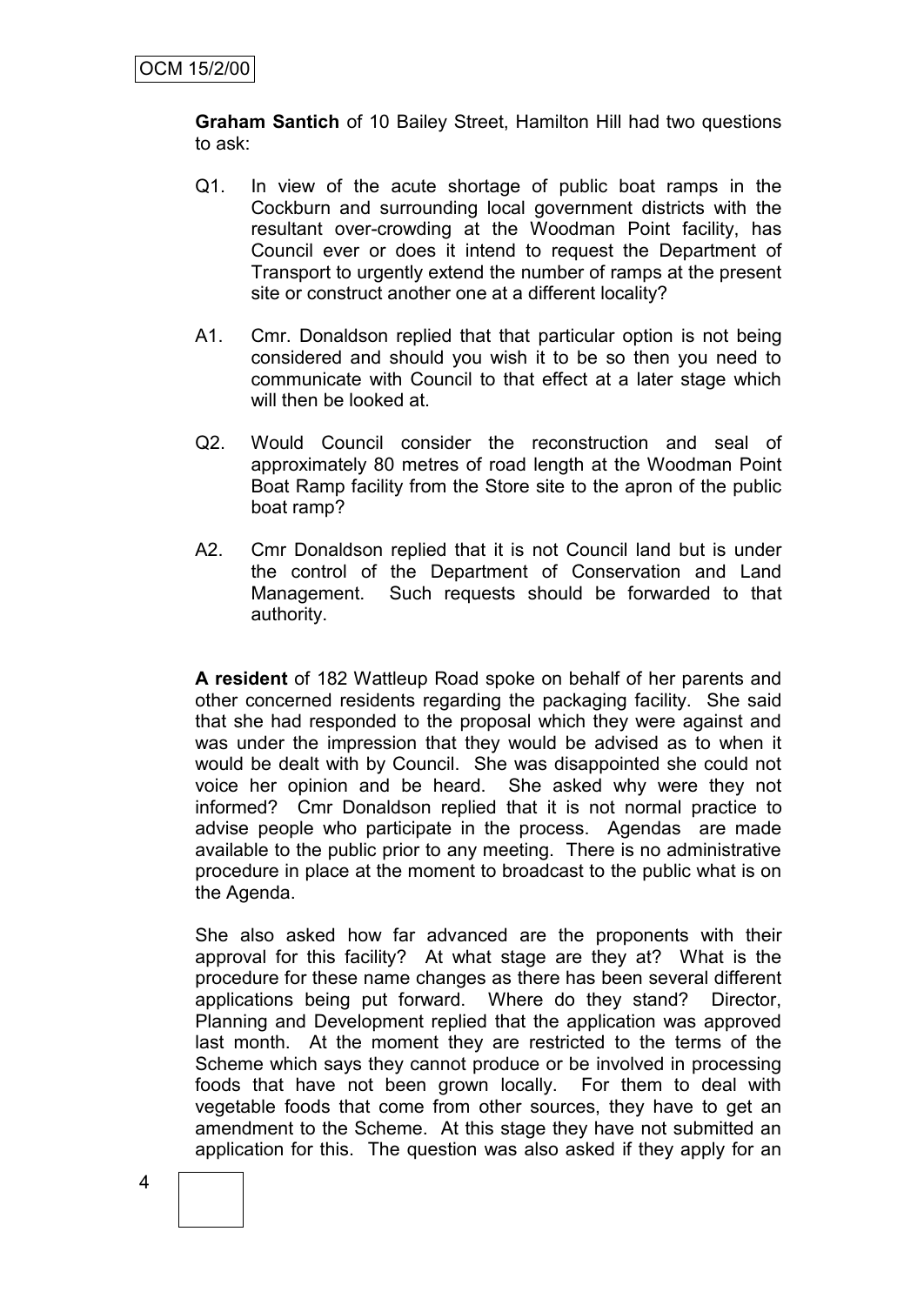**Graham Santich** of 10 Bailey Street, Hamilton Hill had two questions to ask:

Q1. In view of the acute shortage of public boat ramps in the Cockburn and surrounding local government districts with the resultant over-crowding at the Woodman Point facility, has Council ever or does it intend to request the Department of Transport to urgently extend the number of ramps at the present site or construct another one at a different locality?

A1. Cmr. Donaldson replied that that particular option is not being considered and should you wish it to be so then you need to communicate with Council to that effect at a later stage which will then be looked at.

Q2. Would Council consider the reconstruction and seal of approximately 80 metres of road length at the Woodman Point Boat Ramp facility from the Store site to the apron of the public boat ramp?

A2. Cmr Donaldson replied that it is not Council land but is under the control of the Department of Conservation and Land Management. Such requests should be forwarded to that authority.

**A resident** of 182 Wattleup Road spoke on behalf of her parents and other concerned residents regarding the packaging facility. She said that she had responded to the proposal which they were against and was under the impression that they would be advised as to when it would be dealt with by Council. She was disappointed she could not voice her opinion and be heard. She asked why were they not informed? Cmr Donaldson replied that it is not normal practice to advise people who participate in the process. Agendas are made available to the public prior to any meeting. There is no administrative procedure in place at the moment to broadcast to the public what is on the Agenda.

She also asked how far advanced are the proponents with their approval for this facility? At what stage are they at? What is the procedure for these name changes as there has been several different applications being put forward. Where do they stand? Director, Planning and Development replied that the application was approved last month. At the moment they are restricted to the terms of the Scheme which says they cannot produce or be involved in processing foods that have not been grown locally. For them to deal with vegetable foods that come from other sources, they have to get an amendment to the Scheme. At this stage they have not submitted an application for this. The question was also asked if they apply for an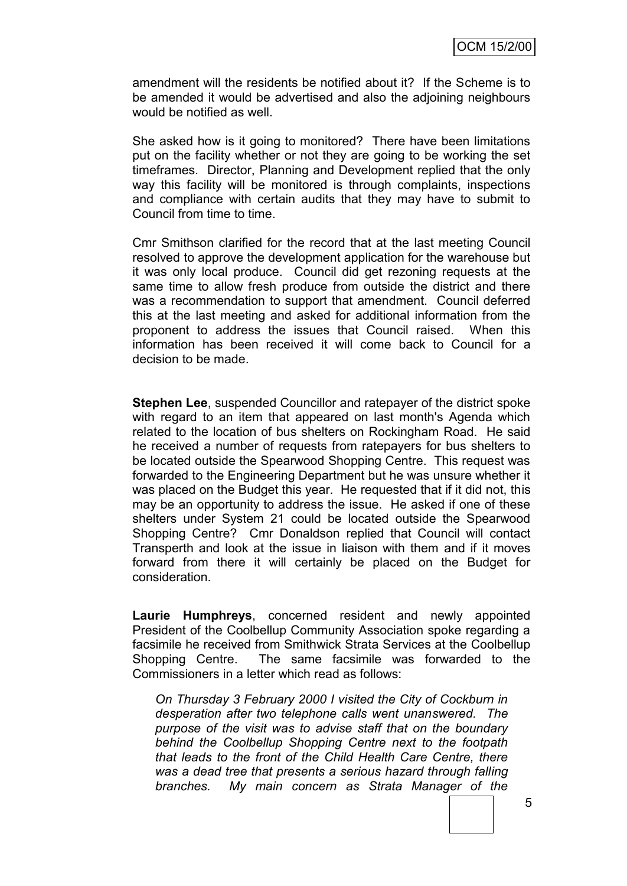amendment will the residents be notified about it? If the Scheme is to be amended it would be advertised and also the adjoining neighbours would be notified as well.

She asked how is it going to monitored? There have been limitations put on the facility whether or not they are going to be working the set timeframes. Director, Planning and Development replied that the only way this facility will be monitored is through complaints, inspections and compliance with certain audits that they may have to submit to Council from time to time.

Cmr Smithson clarified for the record that at the last meeting Council resolved to approve the development application for the warehouse but it was only local produce. Council did get rezoning requests at the same time to allow fresh produce from outside the district and there was a recommendation to support that amendment. Council deferred this at the last meeting and asked for additional information from the proponent to address the issues that Council raised. When this information has been received it will come back to Council for a decision to be made.

**Stephen Lee**, suspended Councillor and ratepayer of the district spoke with regard to an item that appeared on last month's Agenda which related to the location of bus shelters on Rockingham Road. He said he received a number of requests from ratepayers for bus shelters to be located outside the Spearwood Shopping Centre. This request was forwarded to the Engineering Department but he was unsure whether it was placed on the Budget this year. He requested that if it did not, this may be an opportunity to address the issue. He asked if one of these shelters under System 21 could be located outside the Spearwood Shopping Centre? Cmr Donaldson replied that Council will contact Transperth and look at the issue in liaison with them and if it moves forward from there it will certainly be placed on the Budget for consideration.

**Laurie Humphreys**, concerned resident and newly appointed President of the Coolbellup Community Association spoke regarding a facsimile he received from Smithwick Strata Services at the Coolbellup Shopping Centre. The same facsimile was forwarded to the Commissioners in a letter which read as follows:

> *On Thursday 3 February 2000 I visited the City of Cockburn in desperation after two telephone calls went unanswered. The purpose of the visit was to advise staff that on the boundary behind the Coolbellup Shopping Centre next to the footpath that leads to the front of the Child Health Care Centre, there was a dead tree that presents a serious hazard through falling branches. My main concern as Strata Manager of the*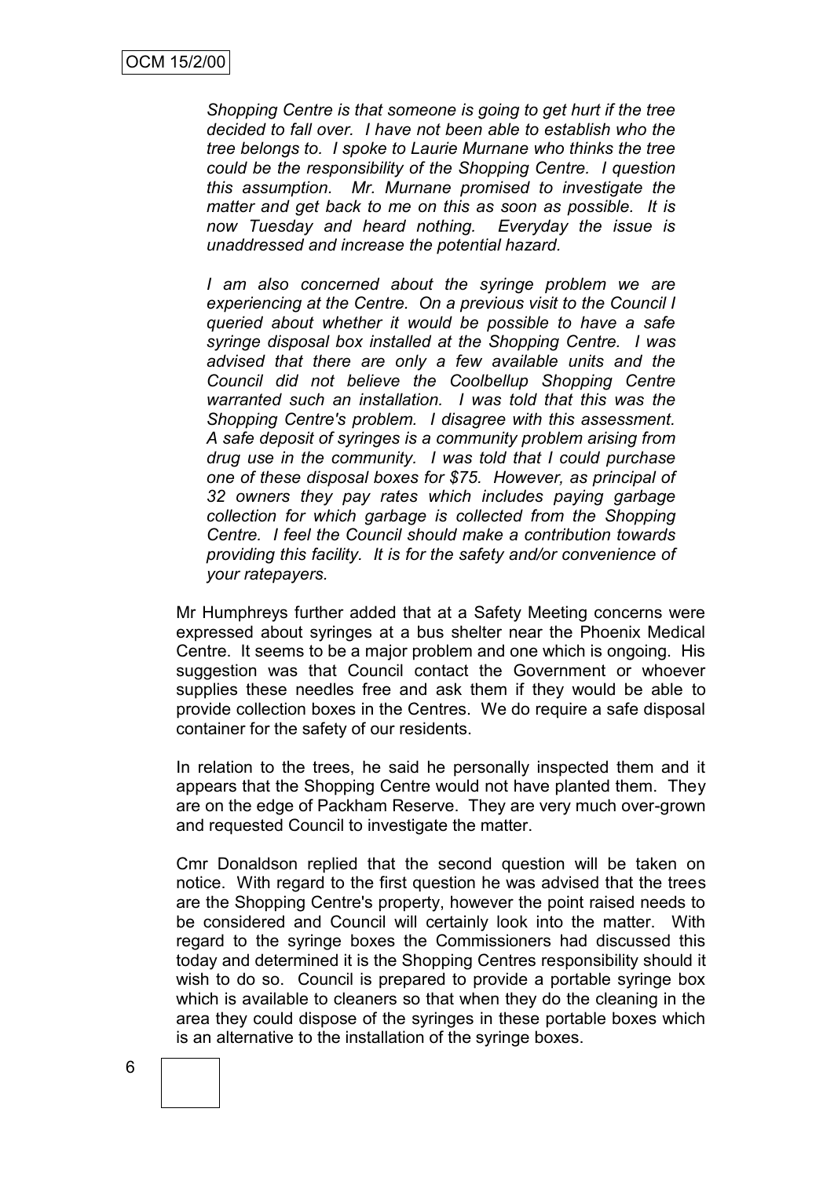*Shopping Centre is that someone is going to get hurt if the tree decided to fall over. I have not been able to establish who the tree belongs to. I spoke to Laurie Murnane who thinks the tree could be the responsibility of the Shopping Centre. I question this assumption. Mr. Murnane promised to investigate the matter and get back to me on this as soon as possible. It is now Tuesday and heard nothing. Everyday the issue is unaddressed and increase the potential hazard.*

*I am also concerned about the syringe problem we are experiencing at the Centre. On a previous visit to the Council I queried about whether it would be possible to have a safe syringe disposal box installed at the Shopping Centre. I was advised that there are only a few available units and the Council did not believe the Coolbellup Shopping Centre warranted such an installation. I was told that this was the Shopping Centre's problem. I disagree with this assessment. A safe deposit of syringes is a community problem arising from drug use in the community. I was told that I could purchase one of these disposal boxes for $75. However, as principal of 32 owners they pay rates which includes paying garbage collection for which garbage is collected from the Shopping Centre. I feel the Council should make a contribution towards providing this facility. It is for the safety and/or convenience of your ratepayers.*

Mr Humphreys further added that at a Safety Meeting concerns were expressed about syringes at a bus shelter near the Phoenix Medical Centre. It seems to be a major problem and one which is ongoing. His suggestion was that Council contact the Government or whoever supplies these needles free and ask them if they would be able to provide collection boxes in the Centres. We do require a safe disposal container for the safety of our residents.

In relation to the trees, he said he personally inspected them and it appears that the Shopping Centre would not have planted them. They are on the edge of Packham Reserve. They are very much over-grown and requested Council to investigate the matter.

Cmr Donaldson replied that the second question will be taken on notice. With regard to the first question he was advised that the trees are the Shopping Centre's property, however the point raised needs to be considered and Council will certainly look into the matter. With regard to the syringe boxes the Commissioners had discussed this today and determined it is the Shopping Centres responsibility should it wish to do so. Council is prepared to provide a portable syringe box which is available to cleaners so that when they do the cleaning in the area they could dispose of the syringes in these portable boxes which is an alternative to the installation of the syringe boxes.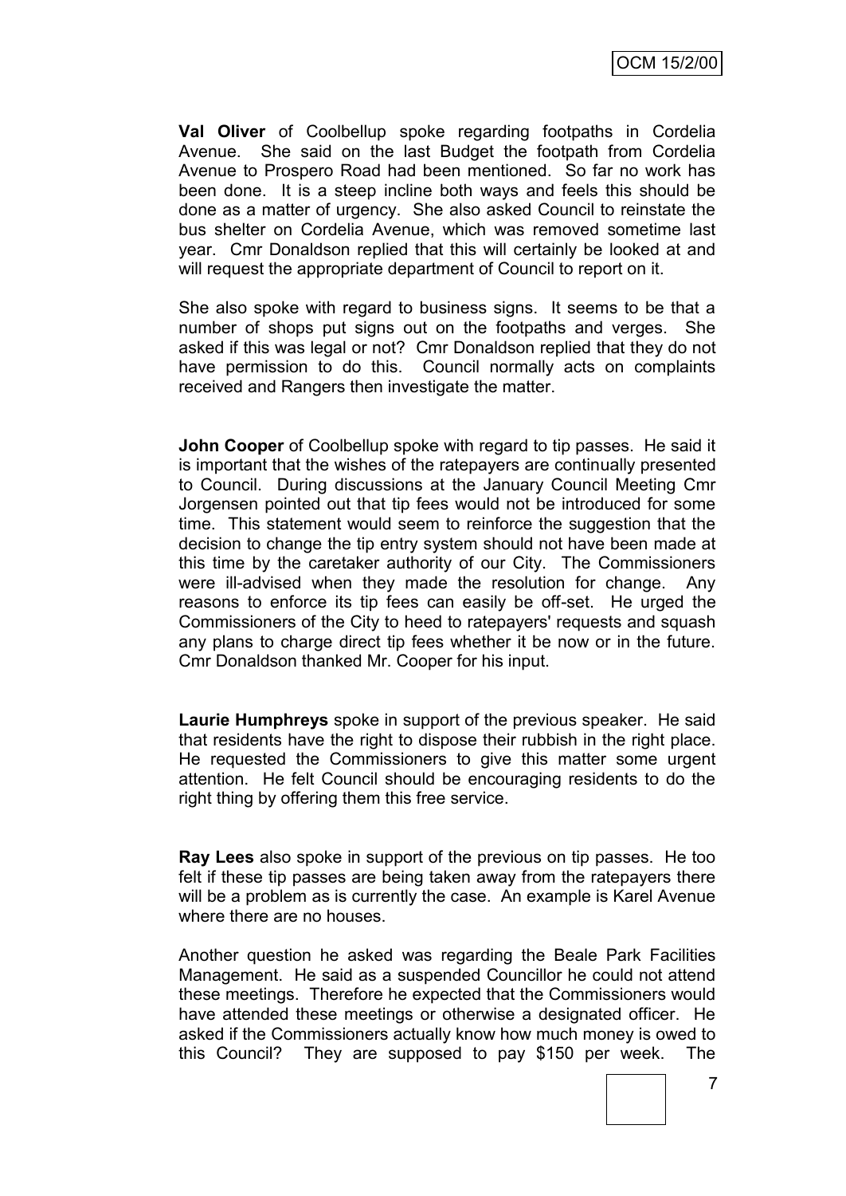**Val Oliver** of Coolbellup spoke regarding footpaths in Cordelia Avenue. She said on the last Budget the footpath from Cordelia Avenue to Prospero Road had been mentioned. So far no work has been done. It is a steep incline both ways and feels this should be done as a matter of urgency. She also asked Council to reinstate the bus shelter on Cordelia Avenue, which was removed sometime last year. Cmr Donaldson replied that this will certainly be looked at and will request the appropriate department of Council to report on it.

She also spoke with regard to business signs. It seems to be that a number of shops put signs out on the footpaths and verges. She asked if this was legal or not? Cmr Donaldson replied that they do not have permission to do this. Council normally acts on complaints received and Rangers then investigate the matter.

**John Cooper** of Coolbellup spoke with regard to tip passes. He said it is important that the wishes of the ratepayers are continually presented to Council. During discussions at the January Council Meeting Cmr Jorgensen pointed out that tip fees would not be introduced for some time. This statement would seem to reinforce the suggestion that the decision to change the tip entry system should not have been made at this time by the caretaker authority of our City. The Commissioners were ill-advised when they made the resolution for change. Any reasons to enforce its tip fees can easily be off-set. He urged the Commissioners of the City to heed to ratepayers' requests and squash any plans to charge direct tip fees whether it be now or in the future. Cmr Donaldson thanked Mr. Cooper for his input.

**Laurie Humphreys** spoke in support of the previous speaker. He said that residents have the right to dispose their rubbish in the right place. He requested the Commissioners to give this matter some urgent attention. He felt Council should be encouraging residents to do the right thing by offering them this free service.

**Ray Lees** also spoke in support of the previous on tip passes. He too felt if these tip passes are being taken away from the ratepayers there will be a problem as is currently the case. An example is Karel Avenue where there are no houses.

Another question he asked was regarding the Beale Park Facilities Management. He said as a suspended Councillor he could not attend these meetings. Therefore he expected that the Commissioners would have attended these meetings or otherwise a designated officer. He asked if the Commissioners actually know how much money is owed to this Council? They are supposed to pay $150 per week. The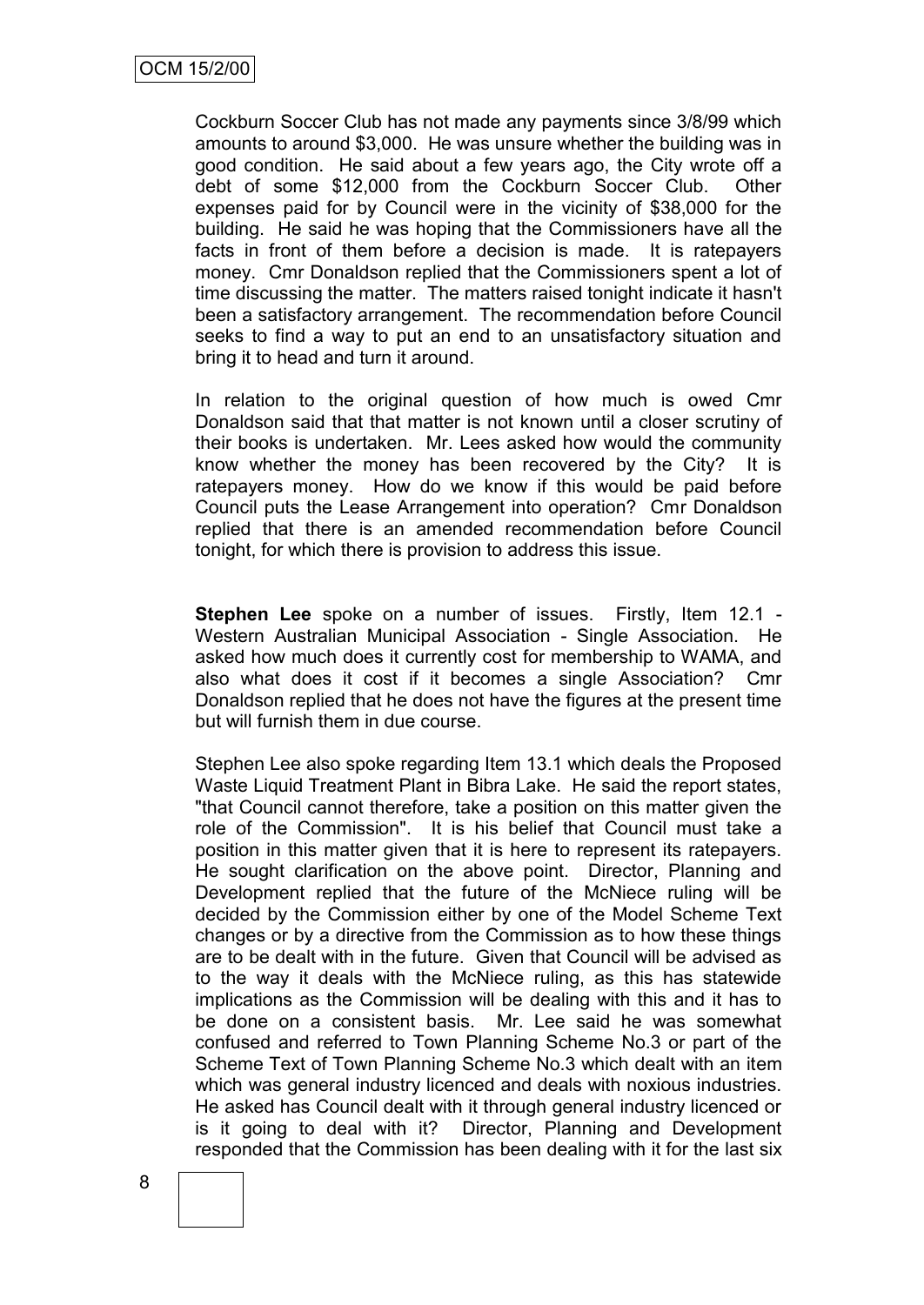Cockburn Soccer Club has not made any payments since 3/8/99 which amounts to around $3,000. He was unsure whether the building was in good condition. He said about a few years ago, the City wrote off a debt of some $12,000 from the Cockburn Soccer Club. Other expenses paid for by Council were in the vicinity of $38,000 for the building. He said he was hoping that the Commissioners have all the facts in front of them before a decision is made. It is ratepayers money. Cmr Donaldson replied that the Commissioners spent a lot of time discussing the matter. The matters raised tonight indicate it hasn't been a satisfactory arrangement. The recommendation before Council seeks to find a way to put an end to an unsatisfactory situation and bring it to head and turn it around.

In relation to the original question of how much is owed Cmr Donaldson said that that matter is not known until a closer scrutiny of their books is undertaken. Mr. Lees asked how would the community know whether the money has been recovered by the City? It is ratepayers money. How do we know if this would be paid before Council puts the Lease Arrangement into operation? Cmr Donaldson replied that there is an amended recommendation before Council tonight, for which there is provision to address this issue.

**Stephen Lee** spoke on a number of issues. Firstly, Item 12.1 - Western Australian Municipal Association - Single Association. He asked how much does it currently cost for membership to WAMA, and also what does it cost if it becomes a single Association? Cmr Donaldson replied that he does not have the figures at the present time but will furnish them in due course.

Stephen Lee also spoke regarding Item 13.1 which deals the Proposed Waste Liquid Treatment Plant in Bibra Lake. He said the report states, "that Council cannot therefore, take a position on this matter given the role of the Commission". It is his belief that Council must take a position in this matter given that it is here to represent its ratepayers. He sought clarification on the above point. Director, Planning and Development replied that the future of the McNiece ruling will be decided by the Commission either by one of the Model Scheme Text changes or by a directive from the Commission as to how these things are to be dealt with in the future. Given that Council will be advised as to the way it deals with the McNiece ruling, as this has statewide implications as the Commission will be dealing with this and it has to be done on a consistent basis. Mr. Lee said he was somewhat confused and referred to Town Planning Scheme No.3 or part of the Scheme Text of Town Planning Scheme No.3 which dealt with an item which was general industry licenced and deals with noxious industries. He asked has Council dealt with it through general industry licenced or is it going to deal with it? Director, Planning and Development responded that the Commission has been dealing with it for the last six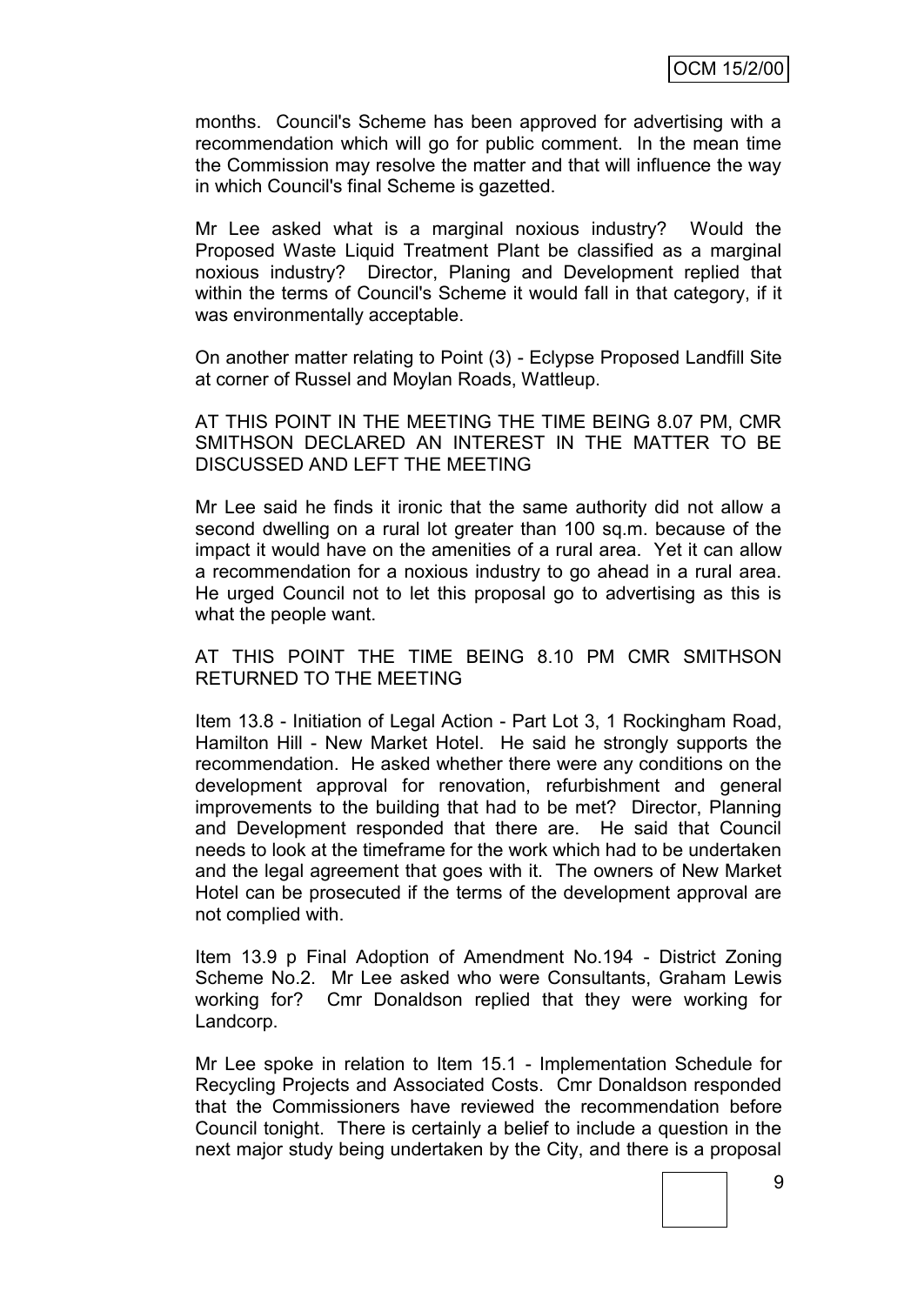months. Council's Scheme has been approved for advertising with a recommendation which will go for public comment. In the mean time the Commission may resolve the matter and that will influence the way in which Council's final Scheme is gazetted.

Mr Lee asked what is a marginal noxious industry? Would the Proposed Waste Liquid Treatment Plant be classified as a marginal noxious industry? Director, Planing and Development replied that within the terms of Council's Scheme it would fall in that category, if it was environmentally acceptable.

On another matter relating to Point (3) - Eclypse Proposed Landfill Site at corner of Russel and Moylan Roads, Wattleup.

AT THIS POINT IN THE MEETING THE TIME BEING 8.07 PM, CMR SMITHSON DECLARED AN INTEREST IN THE MATTER TO BE DISCUSSED AND LEFT THE MEETING

Mr Lee said he finds it ironic that the same authority did not allow a second dwelling on a rural lot greater than 100 sq.m. because of the impact it would have on the amenities of a rural area. Yet it can allow a recommendation for a noxious industry to go ahead in a rural area. He urged Council not to let this proposal go to advertising as this is what the people want.

AT THIS POINT THE TIME BEING 8.10 PM CMR SMITHSON RETURNED TO THE MEETING

Item 13.8 - Initiation of Legal Action - Part Lot 3, 1 Rockingham Road, Hamilton Hill - New Market Hotel. He said he strongly supports the recommendation. He asked whether there were any conditions on the development approval for renovation, refurbishment and general improvements to the building that had to be met? Director, Planning and Development responded that there are. He said that Council needs to look at the timeframe for the work which had to be undertaken and the legal agreement that goes with it. The owners of New Market Hotel can be prosecuted if the terms of the development approval are not complied with.

Item 13.9 p Final Adoption of Amendment No.194 - District Zoning Scheme No.2. Mr Lee asked who were Consultants, Graham Lewis working for? Cmr Donaldson replied that they were working for Landcorp.

Mr Lee spoke in relation to Item 15.1 - Implementation Schedule for Recycling Projects and Associated Costs. Cmr Donaldson responded that the Commissioners have reviewed the recommendation before Council tonight. There is certainly a belief to include a question in the next major study being undertaken by the City, and there is a proposal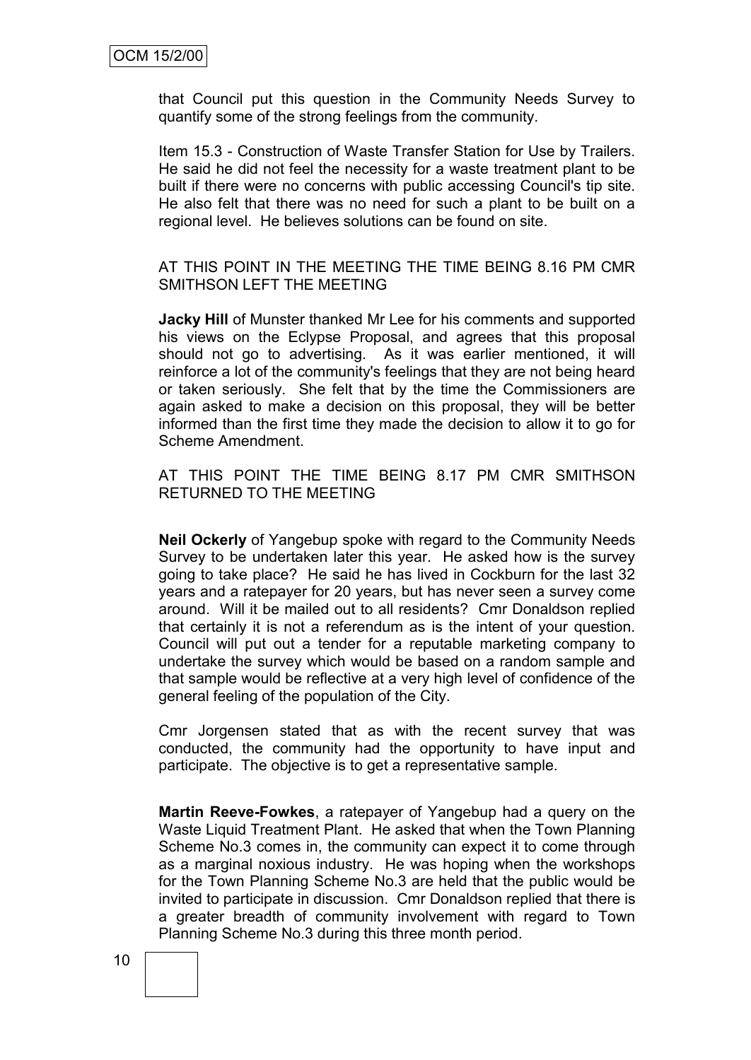that Council put this question in the Community Needs Survey to quantify some of the strong feelings from the community.

Item 15.3 - Construction of Waste Transfer Station for Use by Trailers. He said he did not feel the necessity for a waste treatment plant to be built if there were no concerns with public accessing Council's tip site. He also felt that there was no need for such a plant to be built on a regional level. He believes solutions can be found on site.

AT THIS POINT IN THE MEETING THE TIME BEING 8.16 PM CMR SMITHSON LEFT THE MEETING

**Jacky Hill** of Munster thanked Mr Lee for his comments and supported his views on the Eclypse Proposal, and agrees that this proposal should not go to advertising. As it was earlier mentioned, it will reinforce a lot of the community's feelings that they are not being heard or taken seriously. She felt that by the time the Commissioners are again asked to make a decision on this proposal, they will be better informed than the first time they made the decision to allow it to go for Scheme Amendment.

AT THIS POINT THE TIME BEING 8.17 PM CMR SMITHSON RETURNED TO THE MEETING

**Neil Ockerly** of Yangebup spoke with regard to the Community Needs Survey to be undertaken later this year. He asked how is the survey going to take place? He said he has lived in Cockburn for the last 32 years and a ratepayer for 20 years, but has never seen a survey come around. Will it be mailed out to all residents? Cmr Donaldson replied that certainly it is not a referendum as is the intent of your question. Council will put out a tender for a reputable marketing company to undertake the survey which would be based on a random sample and that sample would be reflective at a very high level of confidence of the general feeling of the population of the City.

Cmr Jorgensen stated that as with the recent survey that was conducted, the community had the opportunity to have input and participate. The objective is to get a representative sample.

**Martin Reeve-Fowkes**, a ratepayer of Yangebup had a query on the Waste Liquid Treatment Plant. He asked that when the Town Planning Scheme No.3 comes in, the community can expect it to come through as a marginal noxious industry. He was hoping when the workshops for the Town Planning Scheme No.3 are held that the public would be invited to participate in discussion. Cmr Donaldson replied that there is a greater breadth of community involvement with regard to Town Planning Scheme No.3 during this three month period.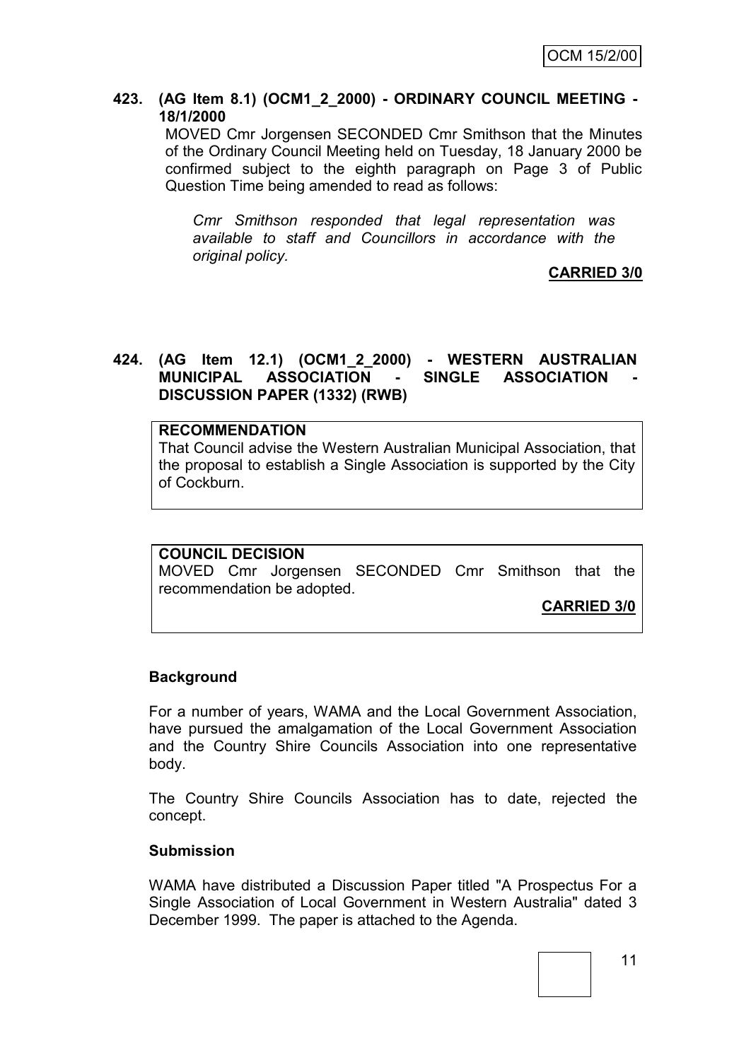**423. (AG Item 8.1) (OCM1_2_2000) - ORDINARY COUNCIL MEETING - 18/1/2000**

MOVED Cmr Jorgensen SECONDED Cmr Smithson that the Minutes of the Ordinary Council Meeting held on Tuesday, 18 January 2000 be confirmed subject to the eighth paragraph on Page 3 of Public Question Time being amended to read as follows:

> *Cmr Smithson responded that legal representation was available to staff and Councillors in accordance with the original policy.*

**CARRIED 3/0**

**424. (AG Item 12.1) (OCM1_2_2000) - WESTERN AUSTRALIAN MUNICIPAL ASSOCIATION - SINGLE ASSOCIATION - DISCUSSION PAPER (1332) (RWB)**

**RECOMMENDATION**

That Council advise the Western Australian Municipal Association, that the proposal to establish a Single Association is supported by the City of Cockburn.

**COUNCIL DECISION**

MOVED Cmr Jorgensen SECONDED Cmr Smithson that the recommendation be adopted.

**CARRIED 3/0**

**Background**

For a number of years, WAMA and the Local Government Association, have pursued the amalgamation of the Local Government Association and the Country Shire Councils Association into one representative body.

The Country Shire Councils Association has to date, rejected the concept.

**Submission**

WAMA have distributed a Discussion Paper titled "A Prospectus For a Single Association of Local Government in Western Australia" dated 3 December 1999. The paper is attached to the Agenda.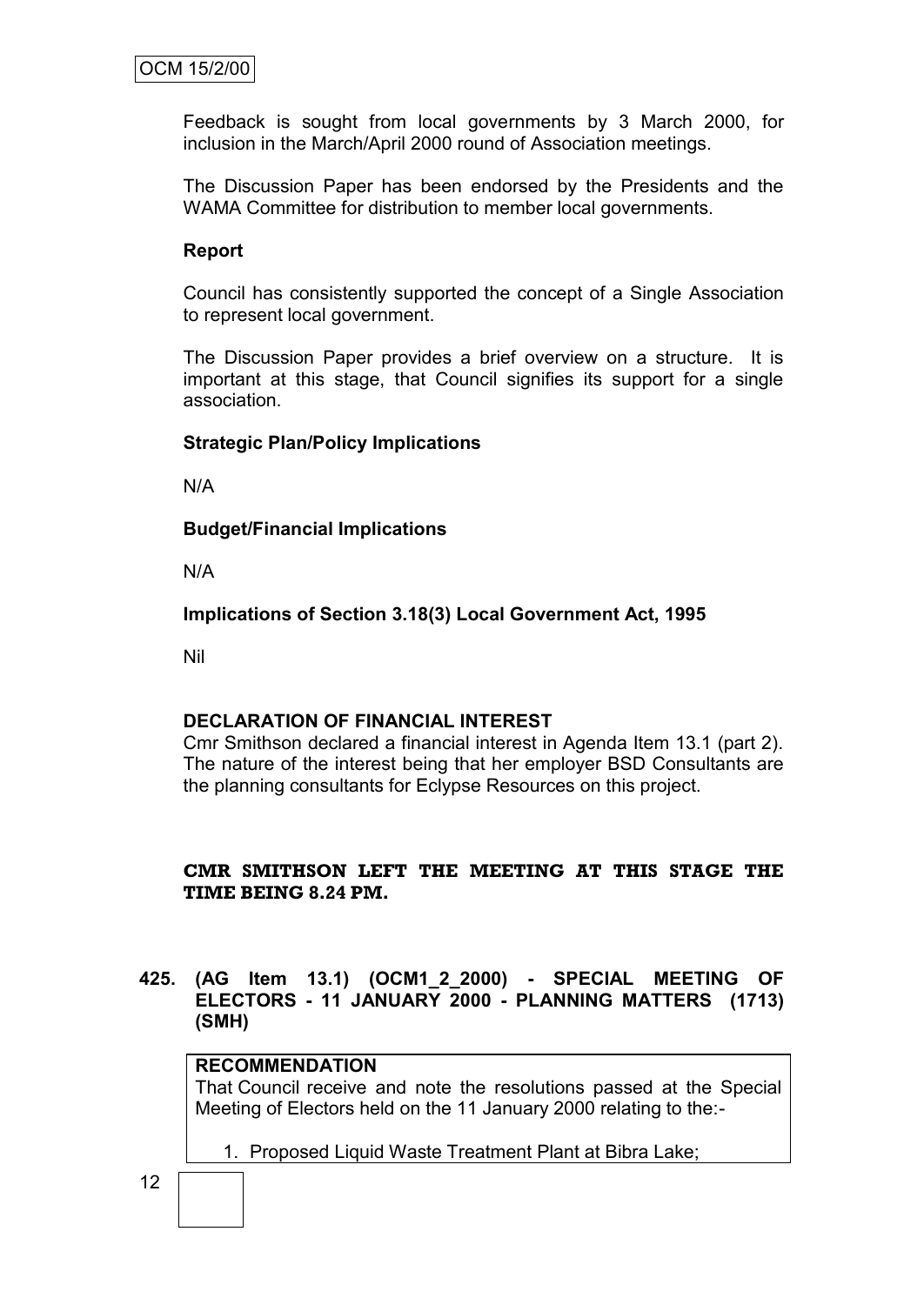Feedback is sought from local governments by 3 March 2000, for inclusion in the March/April 2000 round of Association meetings.

The Discussion Paper has been endorsed by the Presidents and the WAMA Committee for distribution to member local governments.

**Report**

Council has consistently supported the concept of a Single Association to represent local government.

The Discussion Paper provides a brief overview on a structure. It is important at this stage, that Council signifies its support for a single association.

**Strategic Plan/Policy Implications**

N/A

**Budget/Financial Implications**

N/A

**Implications of Section 3.18(3) Local Government Act, 1995**

Nil

**DECLARATION OF FINANCIAL INTEREST**

Cmr Smithson declared a financial interest in Agenda Item 13.1 (part 2). The nature of the interest being that her employer BSD Consultants are the planning consultants for Eclypse Resources on this project.

**CMR SMITHSON LEFT THE MEETING AT THIS STAGE THE TIME BEING 8.24 PM.**

**425. (AG Item 13.1) (OCM1_2_2000) - SPECIAL MEETING OF ELECTORS - 11 JANUARY 2000 - PLANNING MATTERS (1713) (SMH)**

**RECOMMENDATION**

That Council receive and note the resolutions passed at the Special Meeting of Electors held on the 11 January 2000 relating to the:-

1. Proposed Liquid Waste Treatment Plant at Bibra Lake;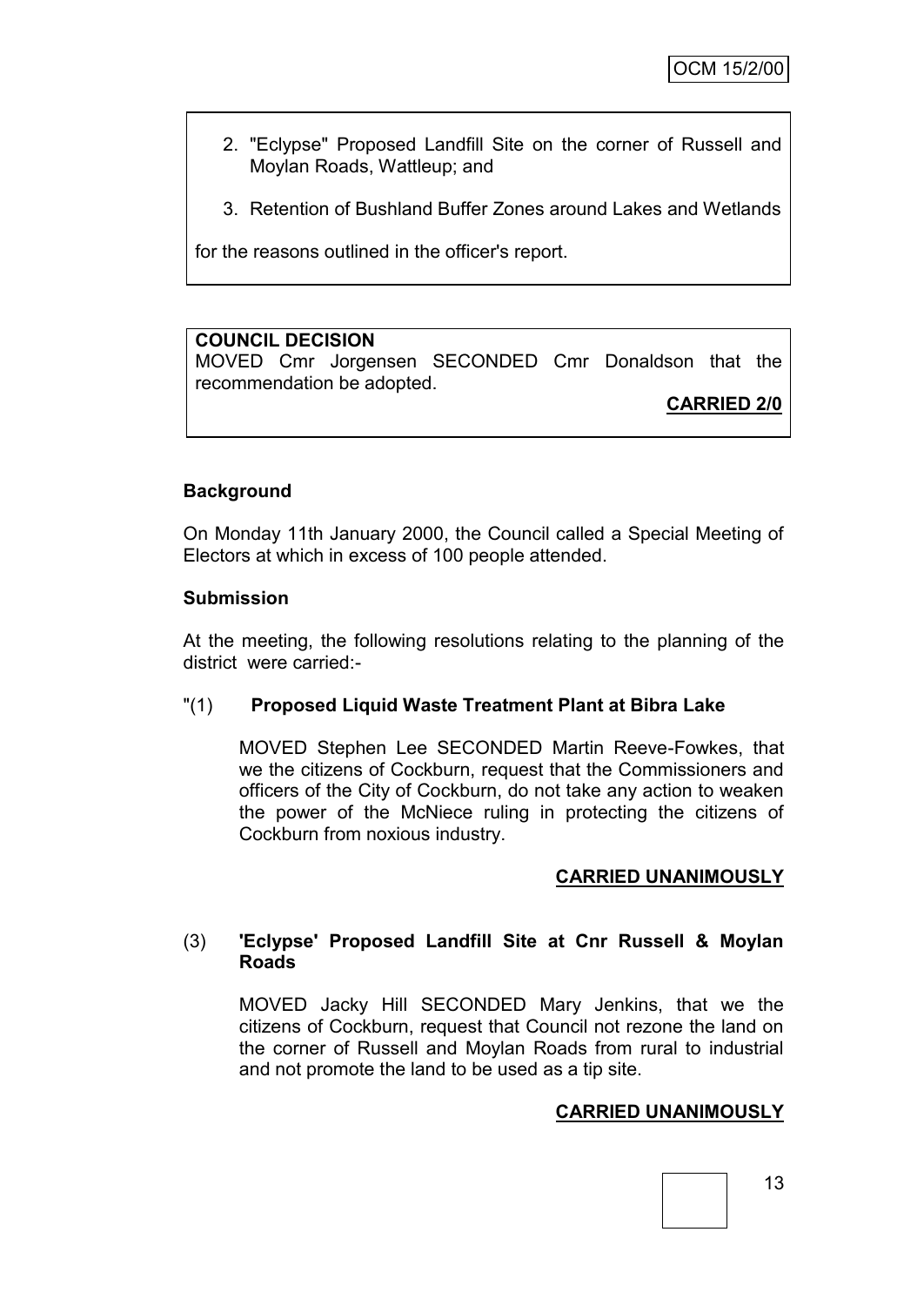2. "Eclypse" Proposed Landfill Site on the corner of Russell and Moylan Roads, Wattleup; and

3. Retention of Bushland Buffer Zones around Lakes and Wetlands

for the reasons outlined in the officer's report.

**COUNCIL DECISION**

MOVED Cmr Jorgensen SECONDED Cmr Donaldson that the recommendation be adopted.

**CARRIED 2/0**

**Background**

On Monday 11th January 2000, the Council called a Special Meeting of Electors at which in excess of 100 people attended.

**Submission**

At the meeting, the following resolutions relating to the planning of the district were carried:-

"(1) **Proposed Liquid Waste Treatment Plant at Bibra Lake**

MOVED Stephen Lee SECONDED Martin Reeve-Fowkes, that we the citizens of Cockburn, request that the Commissioners and officers of the City of Cockburn, do not take any action to weaken the power of the McNiece ruling in protecting the citizens of Cockburn from noxious industry.

**CARRIED UNANIMOUSLY**

(3) **'Eclypse' Proposed Landfill Site at Cnr Russell & Moylan Roads**

MOVED Jacky Hill SECONDED Mary Jenkins, that we the citizens of Cockburn, request that Council not rezone the land on the corner of Russell and Moylan Roads from rural to industrial and not promote the land to be used as a tip site.

**CARRIED UNANIMOUSLY**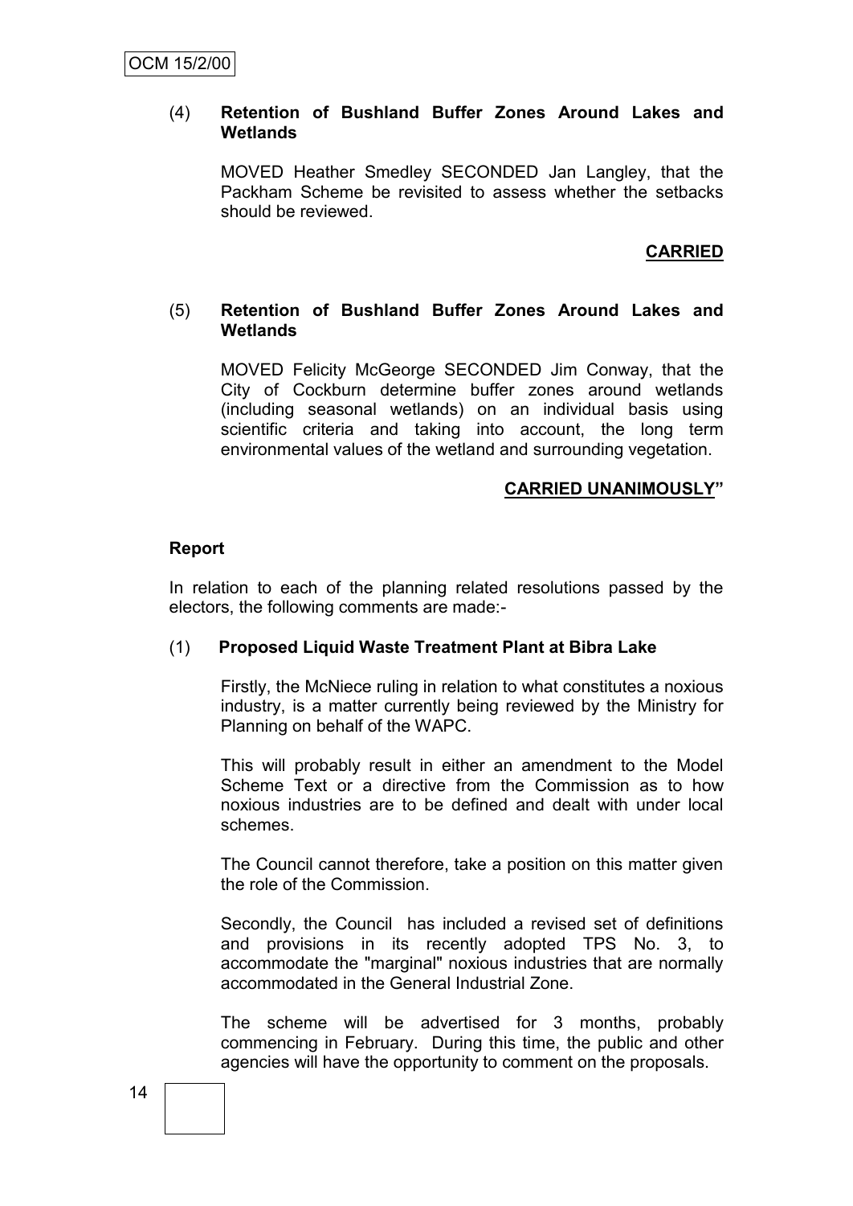(4) **Retention of Bushland Buffer Zones Around Lakes and Wetlands**

MOVED Heather Smedley SECONDED Jan Langley, that the Packham Scheme be revisited to assess whether the setbacks should be reviewed.

**CARRIED**

(5) **Retention of Bushland Buffer Zones Around Lakes and Wetlands**

MOVED Felicity McGeorge SECONDED Jim Conway, that the City of Cockburn determine buffer zones around wetlands (including seasonal wetlands) on an individual basis using scientific criteria and taking into account, the long term environmental values of the wetland and surrounding vegetation.

**CARRIED UNANIMOUSLY"**

**Report**

In relation to each of the planning related resolutions passed by the electors, the following comments are made:-

(1) **Proposed Liquid Waste Treatment Plant at Bibra Lake**

Firstly, the McNiece ruling in relation to what constitutes a noxious industry, is a matter currently being reviewed by the Ministry for Planning on behalf of the WAPC.

This will probably result in either an amendment to the Model Scheme Text or a directive from the Commission as to how noxious industries are to be defined and dealt with under local schemes.

The Council cannot therefore, take a position on this matter given the role of the Commission.

Secondly, the Council has included a revised set of definitions and provisions in its recently adopted TPS No. 3, to accommodate the "marginal" noxious industries that are normally accommodated in the General Industrial Zone.

The scheme will be advertised for 3 months, probably commencing in February. During this time, the public and other agencies will have the opportunity to comment on the proposals.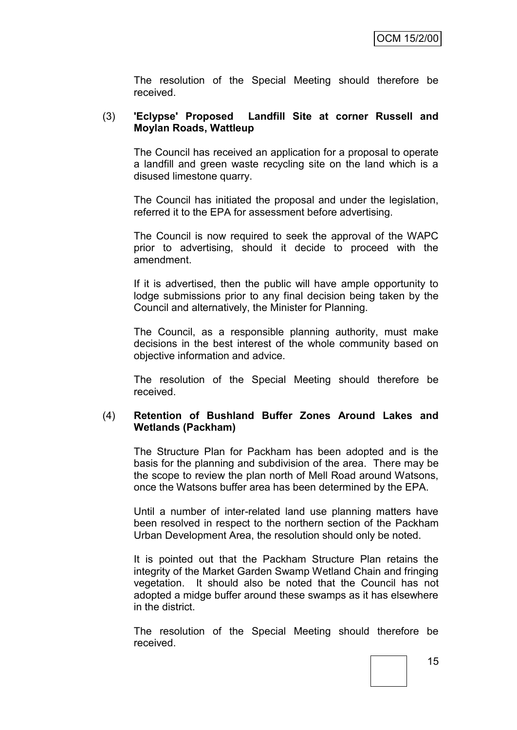The resolution of the Special Meeting should therefore be received.

(3) **'Eclypse' Proposed Landfill Site at corner Russell and Moylan Roads, Wattleup**

The Council has received an application for a proposal to operate a landfill and green waste recycling site on the land which is a disused limestone quarry.

The Council has initiated the proposal and under the legislation, referred it to the EPA for assessment before advertising.

The Council is now required to seek the approval of the WAPC prior to advertising, should it decide to proceed with the amendment.

If it is advertised, then the public will have ample opportunity to lodge submissions prior to any final decision being taken by the Council and alternatively, the Minister for Planning.

The Council, as a responsible planning authority, must make decisions in the best interest of the whole community based on objective information and advice.

The resolution of the Special Meeting should therefore be received.

(4) **Retention of Bushland Buffer Zones Around Lakes and Wetlands (Packham)**

The Structure Plan for Packham has been adopted and is the basis for the planning and subdivision of the area. There may be the scope to review the plan north of Mell Road around Watsons, once the Watsons buffer area has been determined by the EPA.

Until a number of inter-related land use planning matters have been resolved in respect to the northern section of the Packham Urban Development Area, the resolution should only be noted.

It is pointed out that the Packham Structure Plan retains the integrity of the Market Garden Swamp Wetland Chain and fringing vegetation. It should also be noted that the Council has not adopted a midge buffer around these swamps as it has elsewhere in the district.

The resolution of the Special Meeting should therefore be received.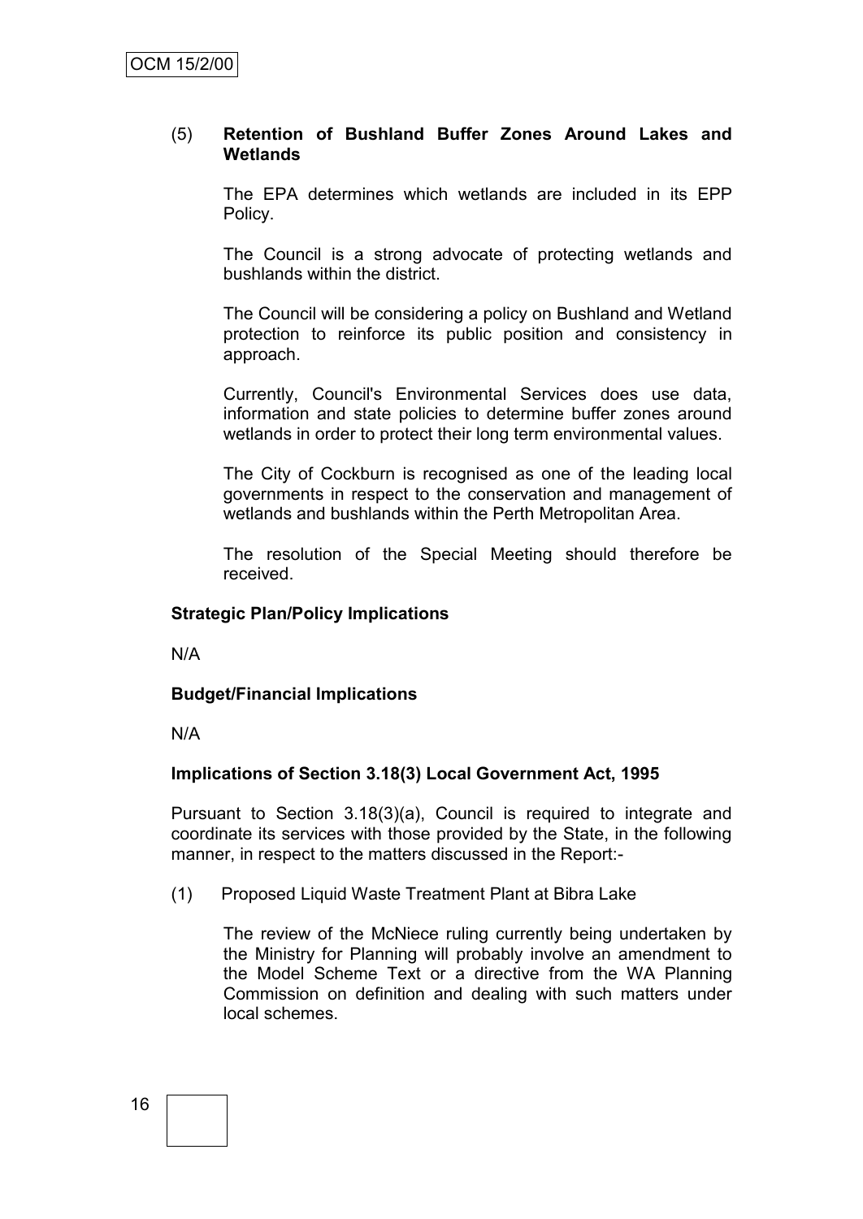(5) **Retention of Bushland Buffer Zones Around Lakes and Wetlands**

The EPA determines which wetlands are included in its EPP Policy.

The Council is a strong advocate of protecting wetlands and bushlands within the district.

The Council will be considering a policy on Bushland and Wetland protection to reinforce its public position and consistency in approach.

Currently, Council's Environmental Services does use data, information and state policies to determine buffer zones around wetlands in order to protect their long term environmental values.

The City of Cockburn is recognised as one of the leading local governments in respect to the conservation and management of wetlands and bushlands within the Perth Metropolitan Area.

The resolution of the Special Meeting should therefore be received.

**Strategic Plan/Policy Implications**

N/A

**Budget/Financial Implications**

N/A

**Implications of Section 3.18(3) Local Government Act, 1995**

Pursuant to Section 3.18(3)(a), Council is required to integrate and coordinate its services with those provided by the State, in the following manner, in respect to the matters discussed in the Report:-

(1) Proposed Liquid Waste Treatment Plant at Bibra Lake

The review of the McNiece ruling currently being undertaken by the Ministry for Planning will probably involve an amendment to the Model Scheme Text or a directive from the WA Planning Commission on definition and dealing with such matters under local schemes.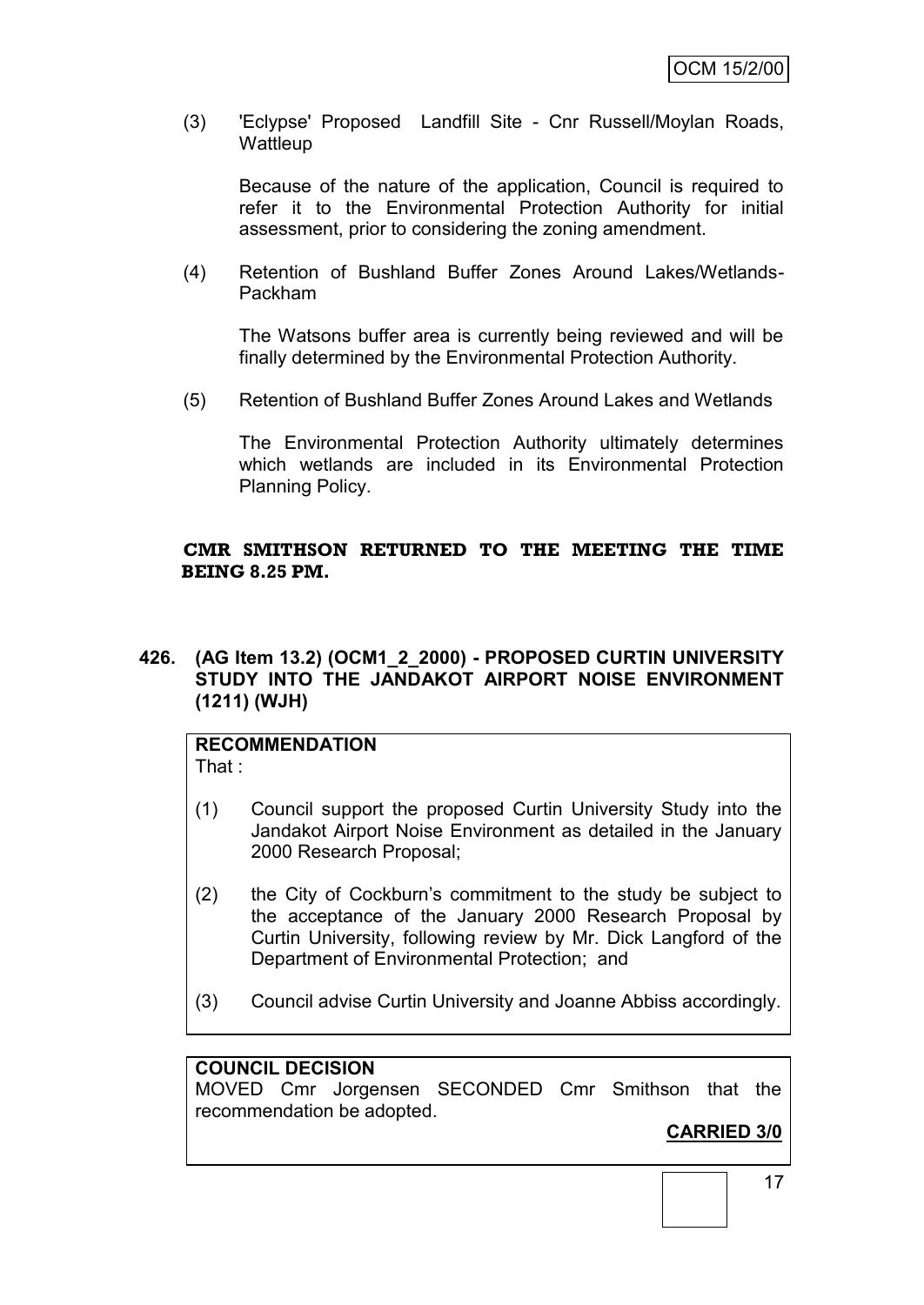(3) 'Eclypse' Proposed Landfill Site - Cnr Russell/Moylan Roads, Wattleup

Because of the nature of the application, Council is required to refer it to the Environmental Protection Authority for initial assessment, prior to considering the zoning amendment.

(4) Retention of Bushland Buffer Zones Around Lakes/Wetlands- Packham

The Watsons buffer area is currently being reviewed and will be finally determined by the Environmental Protection Authority.

(5) Retention of Bushland Buffer Zones Around Lakes and Wetlands

The Environmental Protection Authority ultimately determines which wetlands are included in its Environmental Protection Planning Policy.

**CMR SMITHSON RETURNED TO THE MEETING THE TIME BEING 8.25 PM.**

**426. (AG Item 13.2) (OCM1_2_2000) - PROPOSED CURTIN UNIVERSITY STUDY INTO THE JANDAKOT AIRPORT NOISE ENVIRONMENT (1211) (WJH)**

**RECOMMENDATION**

That :

(1) Council support the proposed Curtin University Study into the Jandakot Airport Noise Environment as detailed in the January 2000 Research Proposal;

(2) the City of Cockburn's commitment to the study be subject to the acceptance of the January 2000 Research Proposal by Curtin University, following review by Mr. Dick Langford of the Department of Environmental Protection; and

(3) Council advise Curtin University and Joanne Abbiss accordingly.

**COUNCIL DECISION**

MOVED Cmr Jorgensen SECONDED Cmr Smithson that the recommendation be adopted.

**CARRIED 3/0**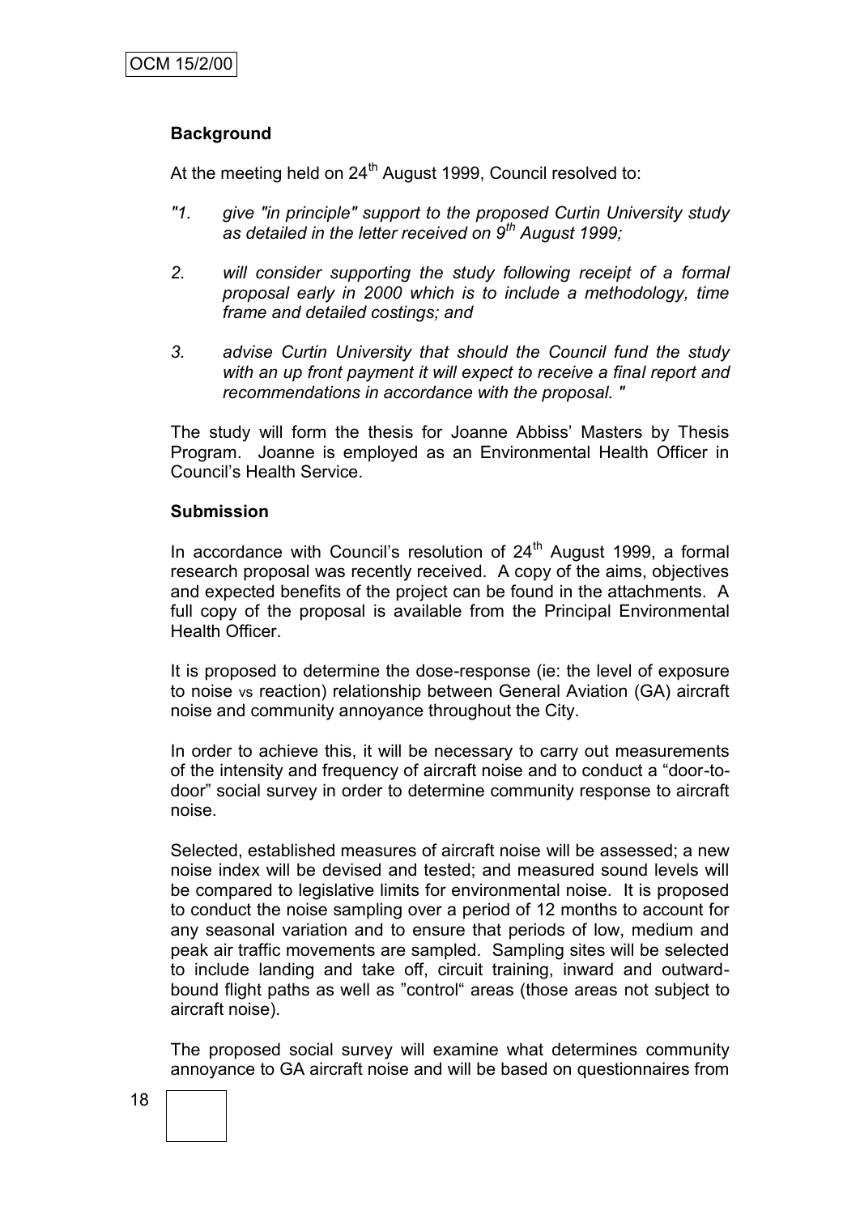**Background**

At the meeting held on 24th August 1999, Council resolved to:

*"1. give "in principle" support to the proposed Curtin University study as detailed in the letter received on 9th August 1999;*

*2. will consider supporting the study following receipt of a formal proposal early in 2000 which is to include a methodology, time frame and detailed costings; and*

*3. advise Curtin University that should the Council fund the study with an up front payment it will expect to receive a final report and recommendations in accordance with the proposal. "*

The study will form the thesis for Joanne Abbiss' Masters by Thesis Program. Joanne is employed as an Environmental Health Officer in Council's Health Service.

**Submission**

In accordance with Council's resolution of 24th August 1999, a formal research proposal was recently received. A copy of the aims, objectives and expected benefits of the project can be found in the attachments. A full copy of the proposal is available from the Principal Environmental Health Officer.

It is proposed to determine the dose-response (ie: the level of exposure to noise vs reaction) relationship between General Aviation (GA) aircraft noise and community annoyance throughout the City.

In order to achieve this, it will be necessary to carry out measurements of the intensity and frequency of aircraft noise and to conduct a "door-to-door" social survey in order to determine community response to aircraft noise.

Selected, established measures of aircraft noise will be assessed; a new noise index will be devised and tested; and measured sound levels will be compared to legislative limits for environmental noise. It is proposed to conduct the noise sampling over a period of 12 months to account for any seasonal variation and to ensure that periods of low, medium and peak air traffic movements are sampled. Sampling sites will be selected to include landing and take off, circuit training, inward and outward-bound flight paths as well as "control" areas (those areas not subject to aircraft noise).

The proposed social survey will examine what determines community annoyance to GA aircraft noise and will be based on questionnaires from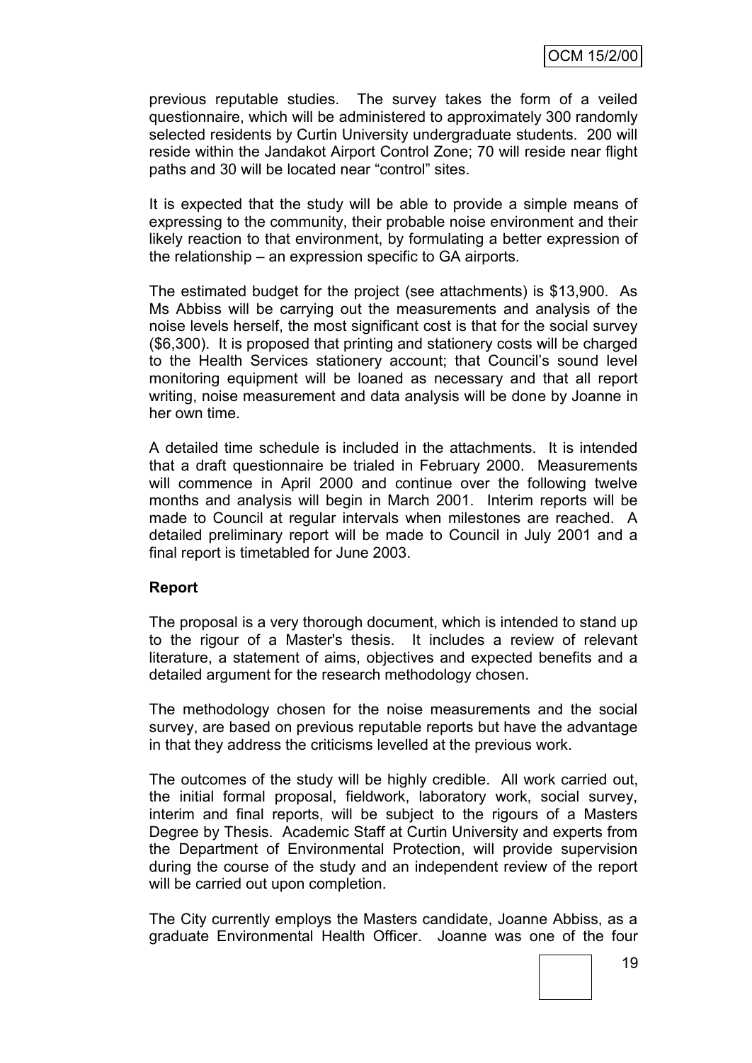previous reputable studies. The survey takes the form of a veiled questionnaire, which will be administered to approximately 300 randomly selected residents by Curtin University undergraduate students. 200 will reside within the Jandakot Airport Control Zone; 70 will reside near flight paths and 30 will be located near "control" sites.

It is expected that the study will be able to provide a simple means of expressing to the community, their probable noise environment and their likely reaction to that environment, by formulating a better expression of the relationship – an expression specific to GA airports.

The estimated budget for the project (see attachments) is $13,900. As Ms Abbiss will be carrying out the measurements and analysis of the noise levels herself, the most significant cost is that for the social survey ($6,300). It is proposed that printing and stationery costs will be charged to the Health Services stationery account; that Council's sound level monitoring equipment will be loaned as necessary and that all report writing, noise measurement and data analysis will be done by Joanne in her own time.

A detailed time schedule is included in the attachments. It is intended that a draft questionnaire be trialed in February 2000. Measurements will commence in April 2000 and continue over the following twelve months and analysis will begin in March 2001. Interim reports will be made to Council at regular intervals when milestones are reached. A detailed preliminary report will be made to Council in July 2001 and a final report is timetabled for June 2003.

**Report**

The proposal is a very thorough document, which is intended to stand up to the rigour of a Master's thesis. It includes a review of relevant literature, a statement of aims, objectives and expected benefits and a detailed argument for the research methodology chosen.

The methodology chosen for the noise measurements and the social survey, are based on previous reputable reports but have the advantage in that they address the criticisms levelled at the previous work.

The outcomes of the study will be highly credible. All work carried out, the initial formal proposal, fieldwork, laboratory work, social survey, interim and final reports, will be subject to the rigours of a Masters Degree by Thesis. Academic Staff at Curtin University and experts from the Department of Environmental Protection, will provide supervision during the course of the study and an independent review of the report will be carried out upon completion.

The City currently employs the Masters candidate, Joanne Abbiss, as a graduate Environmental Health Officer. Joanne was one of the four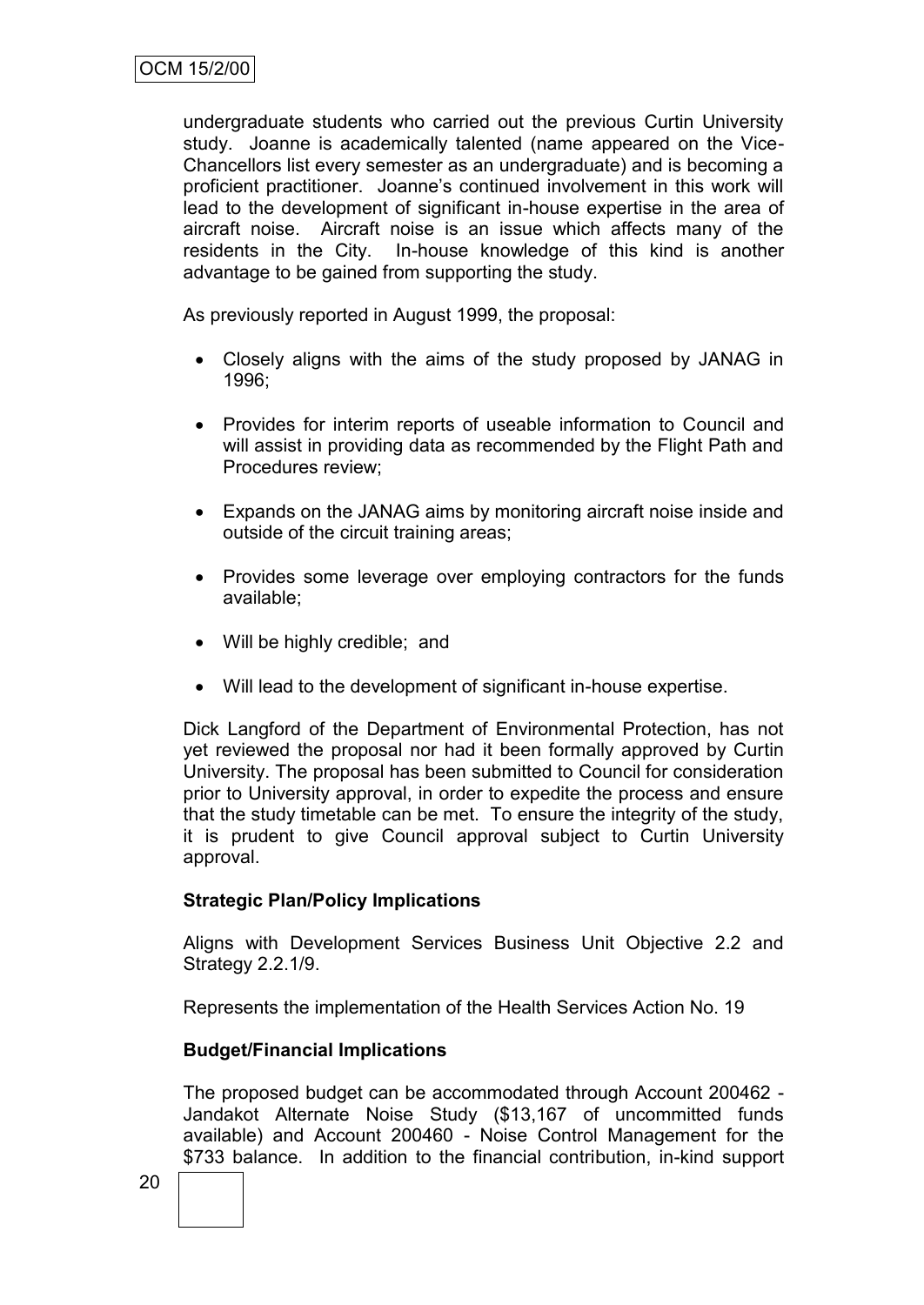undergraduate students who carried out the previous Curtin University study. Joanne is academically talented (name appeared on the Vice-Chancellors list every semester as an undergraduate) and is becoming a proficient practitioner. Joanne's continued involvement in this work will lead to the development of significant in-house expertise in the area of aircraft noise. Aircraft noise is an issue which affects many of the residents in the City. In-house knowledge of this kind is another advantage to be gained from supporting the study.

As previously reported in August 1999, the proposal:

- Closely aligns with the aims of the study proposed by JANAG in 1996;
- Provides for interim reports of useable information to Council and will assist in providing data as recommended by the Flight Path and Procedures review;
- Expands on the JANAG aims by monitoring aircraft noise inside and outside of the circuit training areas;
- Provides some leverage over employing contractors for the funds available;
- Will be highly credible; and
- Will lead to the development of significant in-house expertise.

Dick Langford of the Department of Environmental Protection, has not yet reviewed the proposal nor had it been formally approved by Curtin University. The proposal has been submitted to Council for consideration prior to University approval, in order to expedite the process and ensure that the study timetable can be met. To ensure the integrity of the study, it is prudent to give Council approval subject to Curtin University approval.

**Strategic Plan/Policy Implications**

Aligns with Development Services Business Unit Objective 2.2 and Strategy 2.2.1/9.

Represents the implementation of the Health Services Action No. 19

**Budget/Financial Implications**

The proposed budget can be accommodated through Account 200462 - Jandakot Alternate Noise Study ($13,167 of uncommitted funds available) and Account 200460 - Noise Control Management for the $733 balance. In addition to the financial contribution, in-kind support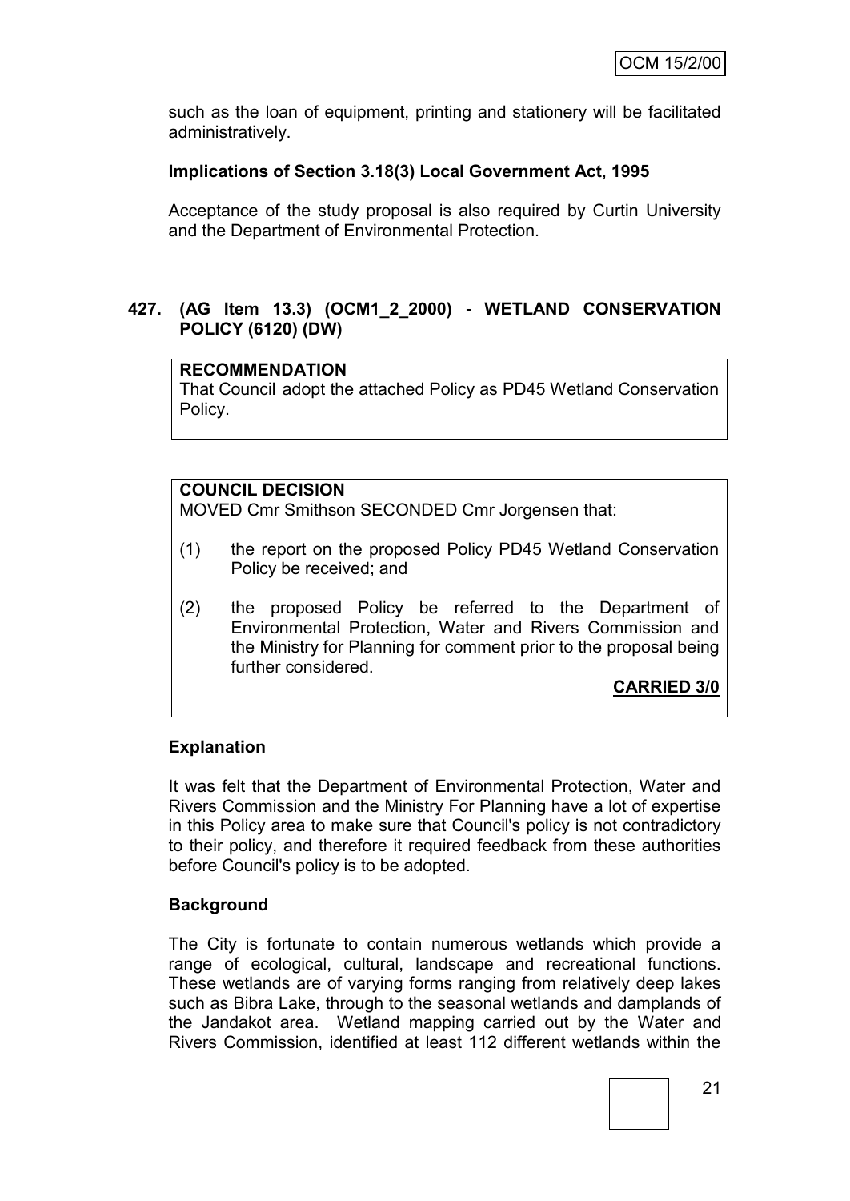such as the loan of equipment, printing and stationery will be facilitated administratively.

**Implications of Section 3.18(3) Local Government Act, 1995**

Acceptance of the study proposal is also required by Curtin University and the Department of Environmental Protection.

## 427. (AG Item 13.3) (OCM1_2_2000) - WETLAND CONSERVATION POLICY (6120) (DW)

**RECOMMENDATION**

That Council adopt the attached Policy as PD45 Wetland Conservation Policy.

**COUNCIL DECISION**

MOVED Cmr Smithson SECONDED Cmr Jorgensen that:

(1) the report on the proposed Policy PD45 Wetland Conservation Policy be received; and

(2) the proposed Policy be referred to the Department of Environmental Protection, Water and Rivers Commission and the Ministry for Planning for comment prior to the proposal being further considered.

**CARRIED 3/0**

**Explanation**

It was felt that the Department of Environmental Protection, Water and Rivers Commission and the Ministry For Planning have a lot of expertise in this Policy area to make sure that Council's policy is not contradictory to their policy, and therefore it required feedback from these authorities before Council's policy is to be adopted.

**Background**

The City is fortunate to contain numerous wetlands which provide a range of ecological, cultural, landscape and recreational functions. These wetlands are of varying forms ranging from relatively deep lakes such as Bibra Lake, through to the seasonal wetlands and damplands of the Jandakot area. Wetland mapping carried out by the Water and Rivers Commission, identified at least 112 different wetlands within the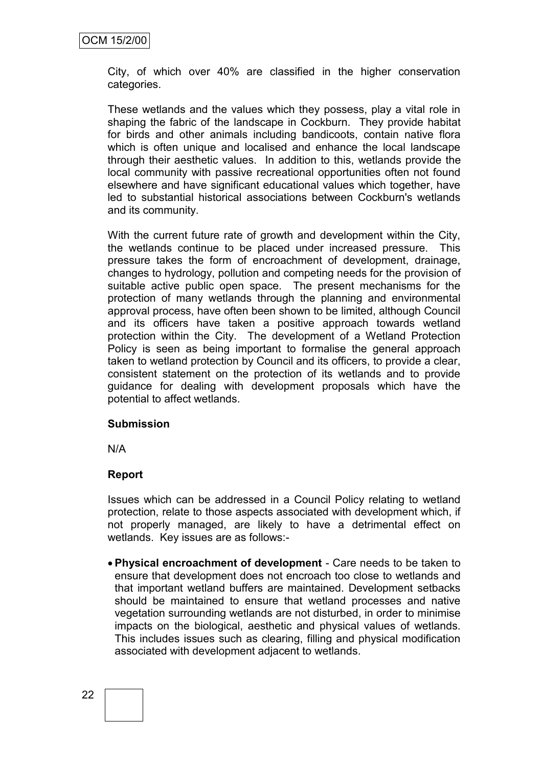City, of which over 40% are classified in the higher conservation categories.

These wetlands and the values which they possess, play a vital role in shaping the fabric of the landscape in Cockburn. They provide habitat for birds and other animals including bandicoots, contain native flora which is often unique and localised and enhance the local landscape through their aesthetic values. In addition to this, wetlands provide the local community with passive recreational opportunities often not found elsewhere and have significant educational values which together, have led to substantial historical associations between Cockburn's wetlands and its community.

With the current future rate of growth and development within the City, the wetlands continue to be placed under increased pressure. This pressure takes the form of encroachment of development, drainage, changes to hydrology, pollution and competing needs for the provision of suitable active public open space. The present mechanisms for the protection of many wetlands through the planning and environmental approval process, have often been shown to be limited, although Council and its officers have taken a positive approach towards wetland protection within the City. The development of a Wetland Protection Policy is seen as being important to formalise the general approach taken to wetland protection by Council and its officers, to provide a clear, consistent statement on the protection of its wetlands and to provide guidance for dealing with development proposals which have the potential to affect wetlands.

**Submission**

N/A

**Report**

Issues which can be addressed in a Council Policy relating to wetland protection, relate to those aspects associated with development which, if not properly managed, are likely to have a detrimental effect on wetlands. Key issues are as follows:-

- **Physical encroachment of development** - Care needs to be taken to ensure that development does not encroach too close to wetlands and that important wetland buffers are maintained. Development setbacks should be maintained to ensure that wetland processes and native vegetation surrounding wetlands are not disturbed, in order to minimise impacts on the biological, aesthetic and physical values of wetlands. This includes issues such as clearing, filling and physical modification associated with development adjacent to wetlands.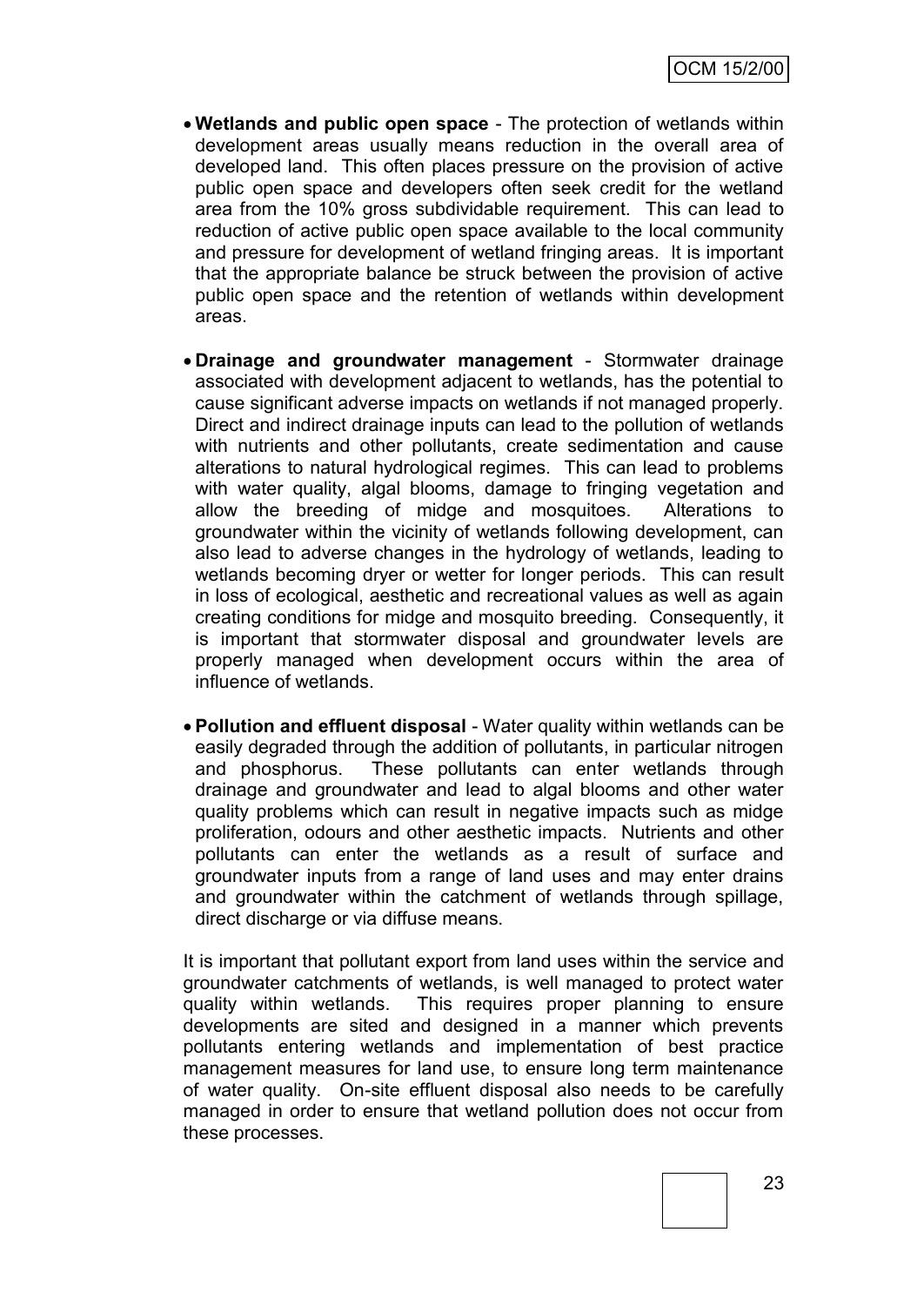- **Wetlands and public open space** - The protection of wetlands within development areas usually means reduction in the overall area of developed land. This often places pressure on the provision of active public open space and developers often seek credit for the wetland area from the 10% gross subdividable requirement. This can lead to reduction of active public open space available to the local community and pressure for development of wetland fringing areas. It is important that the appropriate balance be struck between the provision of active public open space and the retention of wetlands within development areas.

- **Drainage and groundwater management** - Stormwater drainage associated with development adjacent to wetlands, has the potential to cause significant adverse impacts on wetlands if not managed properly. Direct and indirect drainage inputs can lead to the pollution of wetlands with nutrients and other pollutants, create sedimentation and cause alterations to natural hydrological regimes. This can lead to problems with water quality, algal blooms, damage to fringing vegetation and allow the breeding of midge and mosquitoes. Alterations to groundwater within the vicinity of wetlands following development, can also lead to adverse changes in the hydrology of wetlands, leading to wetlands becoming dryer or wetter for longer periods. This can result in loss of ecological, aesthetic and recreational values as well as again creating conditions for midge and mosquito breeding. Consequently, it is important that stormwater disposal and groundwater levels are properly managed when development occurs within the area of influence of wetlands.

- **Pollution and effluent disposal** - Water quality within wetlands can be easily degraded through the addition of pollutants, in particular nitrogen and phosphorus. These pollutants can enter wetlands through drainage and groundwater and lead to algal blooms and other water quality problems which can result in negative impacts such as midge proliferation, odours and other aesthetic impacts. Nutrients and other pollutants can enter the wetlands as a result of surface and groundwater inputs from a range of land uses and may enter drains and groundwater within the catchment of wetlands through spillage, direct discharge or via diffuse means.

It is important that pollutant export from land uses within the service and groundwater catchments of wetlands, is well managed to protect water quality within wetlands. This requires proper planning to ensure developments are sited and designed in a manner which prevents pollutants entering wetlands and implementation of best practice management measures for land use, to ensure long term maintenance of water quality. On-site effluent disposal also needs to be carefully managed in order to ensure that wetland pollution does not occur from these processes.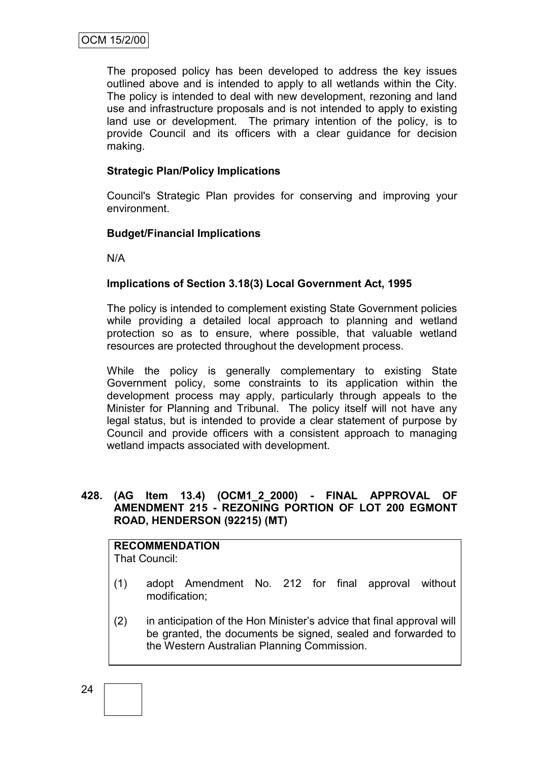The proposed policy has been developed to address the key issues outlined above and is intended to apply to all wetlands within the City. The policy is intended to deal with new development, rezoning and land use and infrastructure proposals and is not intended to apply to existing land use or development. The primary intention of the policy, is to provide Council and its officers with a clear guidance for decision making.

**Strategic Plan/Policy Implications**

Council's Strategic Plan provides for conserving and improving your environment.

**Budget/Financial Implications**

N/A

**Implications of Section 3.18(3) Local Government Act, 1995**

The policy is intended to complement existing State Government policies while providing a detailed local approach to planning and wetland protection so as to ensure, where possible, that valuable wetland resources are protected throughout the development process.

While the policy is generally complementary to existing State Government policy, some constraints to its application within the development process may apply, particularly through appeals to the Minister for Planning and Tribunal. The policy itself will not have any legal status, but is intended to provide a clear statement of purpose by Council and provide officers with a consistent approach to managing wetland impacts associated with development.

**428. (AG Item 13.4) (OCM1_2_2000) - FINAL APPROVAL OF AMENDMENT 215 - REZONING PORTION OF LOT 200 EGMONT ROAD, HENDERSON (92215) (MT)**

**RECOMMENDATION**
That Council:

(1) adopt Amendment No. 212 for final approval without modification;

(2) in anticipation of the Hon Minister's advice that final approval will be granted, the documents be signed, sealed and forwarded to the Western Australian Planning Commission.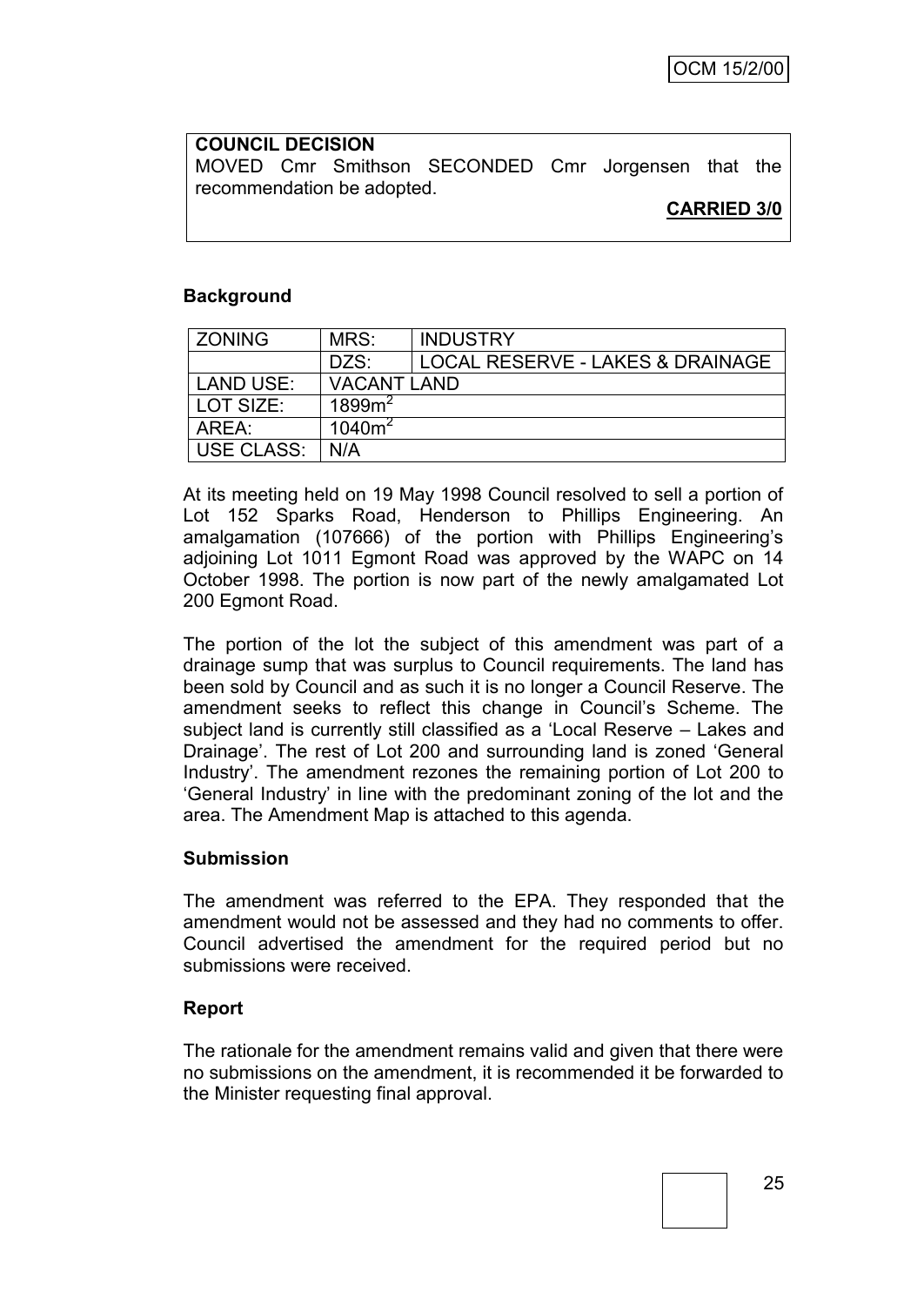**COUNCIL DECISION**
MOVED Cmr Smithson SECONDED Cmr Jorgensen that the recommendation be adopted.

**CARRIED 3/0**

**Background**

| ZONING | MRS: | INDUSTRY |
|---|---|---|
| | DZS: | LOCAL RESERVE - LAKES & DRAINAGE |
| LAND USE: | VACANT LAND | |
| LOT SIZE: | $1899m^2$ | |
| AREA: | $1040m^2$ | |
| USE CLASS: | N/A | |

At its meeting held on 19 May 1998 Council resolved to sell a portion of Lot 152 Sparks Road, Henderson to Phillips Engineering. An amalgamation (107666) of the portion with Phillips Engineering's adjoining Lot 1011 Egmont Road was approved by the WAPC on 14 October 1998. The portion is now part of the newly amalgamated Lot 200 Egmont Road.

The portion of the lot the subject of this amendment was part of a drainage sump that was surplus to Council requirements. The land has been sold by Council and as such it is no longer a Council Reserve. The amendment seeks to reflect this change in Council's Scheme. The subject land is currently still classified as a 'Local Reserve – Lakes and Drainage'. The rest of Lot 200 and surrounding land is zoned 'General Industry'. The amendment rezones the remaining portion of Lot 200 to 'General Industry' in line with the predominant zoning of the lot and the area. The Amendment Map is attached to this agenda.

**Submission**

The amendment was referred to the EPA. They responded that the amendment would not be assessed and they had no comments to offer. Council advertised the amendment for the required period but no submissions were received.

**Report**

The rationale for the amendment remains valid and given that there were no submissions on the amendment, it is recommended it be forwarded to the Minister requesting final approval.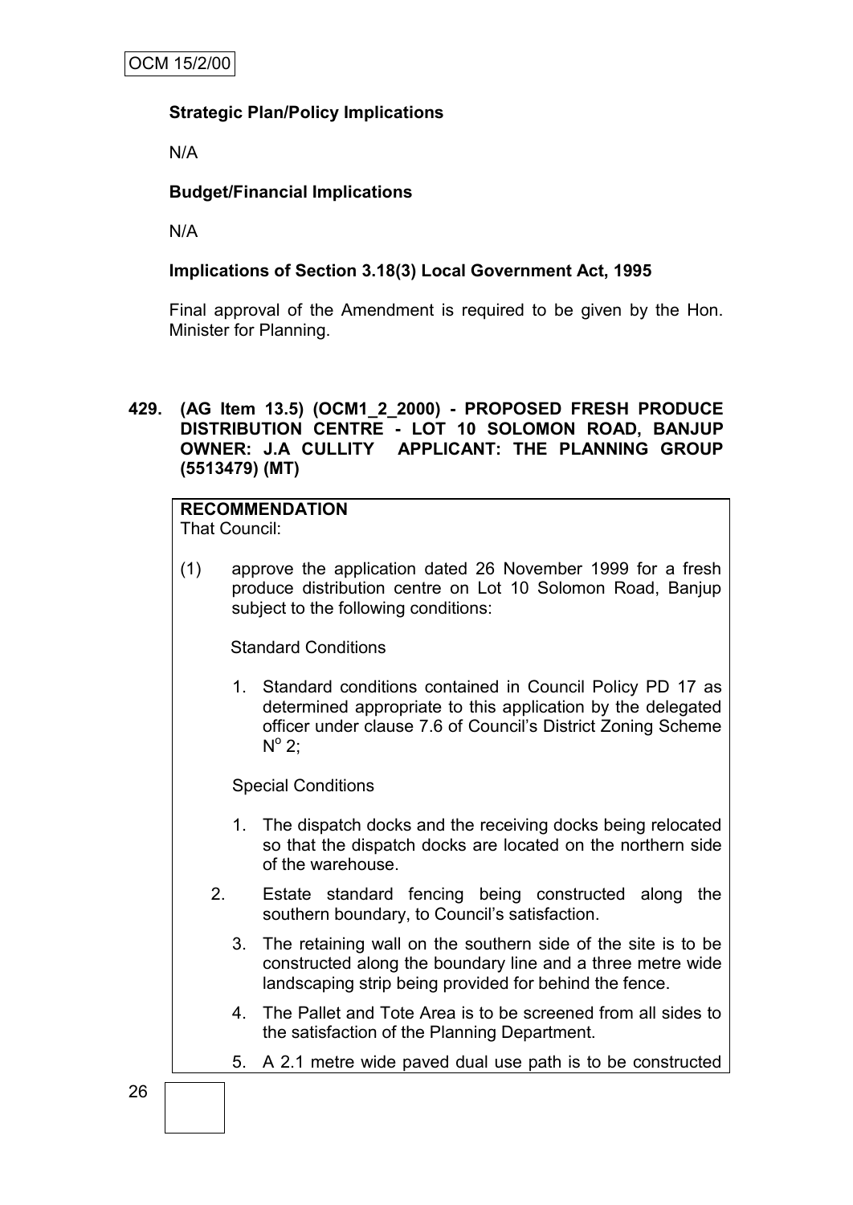**Strategic Plan/Policy Implications**

N/A

**Budget/Financial Implications**

N/A

**Implications of Section 3.18(3) Local Government Act, 1995**

Final approval of the Amendment is required to be given by the Hon. Minister for Planning.

**429. (AG Item 13.5) (OCM1_2_2000) - PROPOSED FRESH PRODUCE DISTRIBUTION CENTRE - LOT 10 SOLOMON ROAD, BANJUP OWNER: J.A CULLITY APPLICANT: THE PLANNING GROUP (5513479) (MT)**

**RECOMMENDATION**

That Council:

(1) approve the application dated 26 November 1999 for a fresh produce distribution centre on Lot 10 Solomon Road, Banjup subject to the following conditions:

Standard Conditions

1. Standard conditions contained in Council Policy PD 17 as determined appropriate to this application by the delegated officer under clause 7.6 of Council's District Zoning Scheme N$^{o}$ 2;

Special Conditions

1. The dispatch docks and the receiving docks being relocated so that the dispatch docks are located on the northern side of the warehouse.
2. Estate standard fencing being constructed along the southern boundary, to Council's satisfaction.
3. The retaining wall on the southern side of the site is to be constructed along the boundary line and a three metre wide landscaping strip being provided for behind the fence.
4. The Pallet and Tote Area is to be screened from all sides to the satisfaction of the Planning Department.
5. A 2.1 metre wide paved dual use path is to be constructed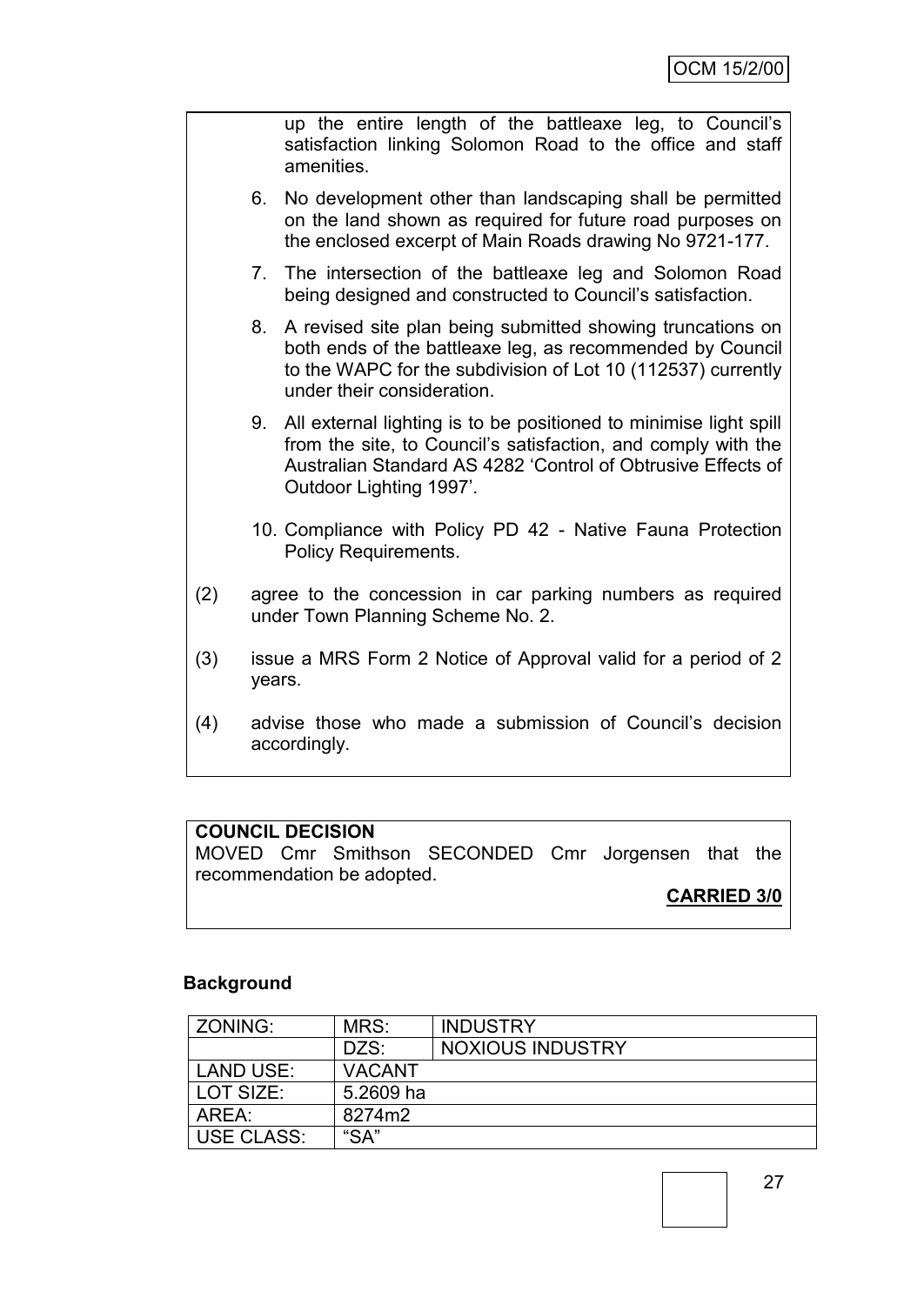up the entire length of the battleaxe leg, to Council's satisfaction linking Solomon Road to the office and staff amenities.

6. No development other than landscaping shall be permitted on the land shown as required for future road purposes on the enclosed excerpt of Main Roads drawing No 9721-177.

7. The intersection of the battleaxe leg and Solomon Road being designed and constructed to Council's satisfaction.

8. A revised site plan being submitted showing truncations on both ends of the battleaxe leg, as recommended by Council to the WAPC for the subdivision of Lot 10 (112537) currently under their consideration.

9. All external lighting is to be positioned to minimise light spill from the site, to Council's satisfaction, and comply with the Australian Standard AS 4282 'Control of Obtrusive Effects of Outdoor Lighting 1997'.

10. Compliance with Policy PD 42 - Native Fauna Protection Policy Requirements.

(2) agree to the concession in car parking numbers as required under Town Planning Scheme No. 2.

(3) issue a MRS Form 2 Notice of Approval valid for a period of 2 years.

(4) advise those who made a submission of Council's decision accordingly.

**COUNCIL DECISION**

MOVED Cmr Smithson SECONDED Cmr Jorgensen that the recommendation be adopted.

**CARRIED 3/0**

## Background

| ZONING: | MRS: | INDUSTRY |
|---|---|---|
| | DZS: | NOXIOUS INDUSTRY |
| LAND USE: | VACANT | |
| LOT SIZE: | 5.2609 ha | |
| AREA: | 8274m2 | |
| USE CLASS: | "SA" | |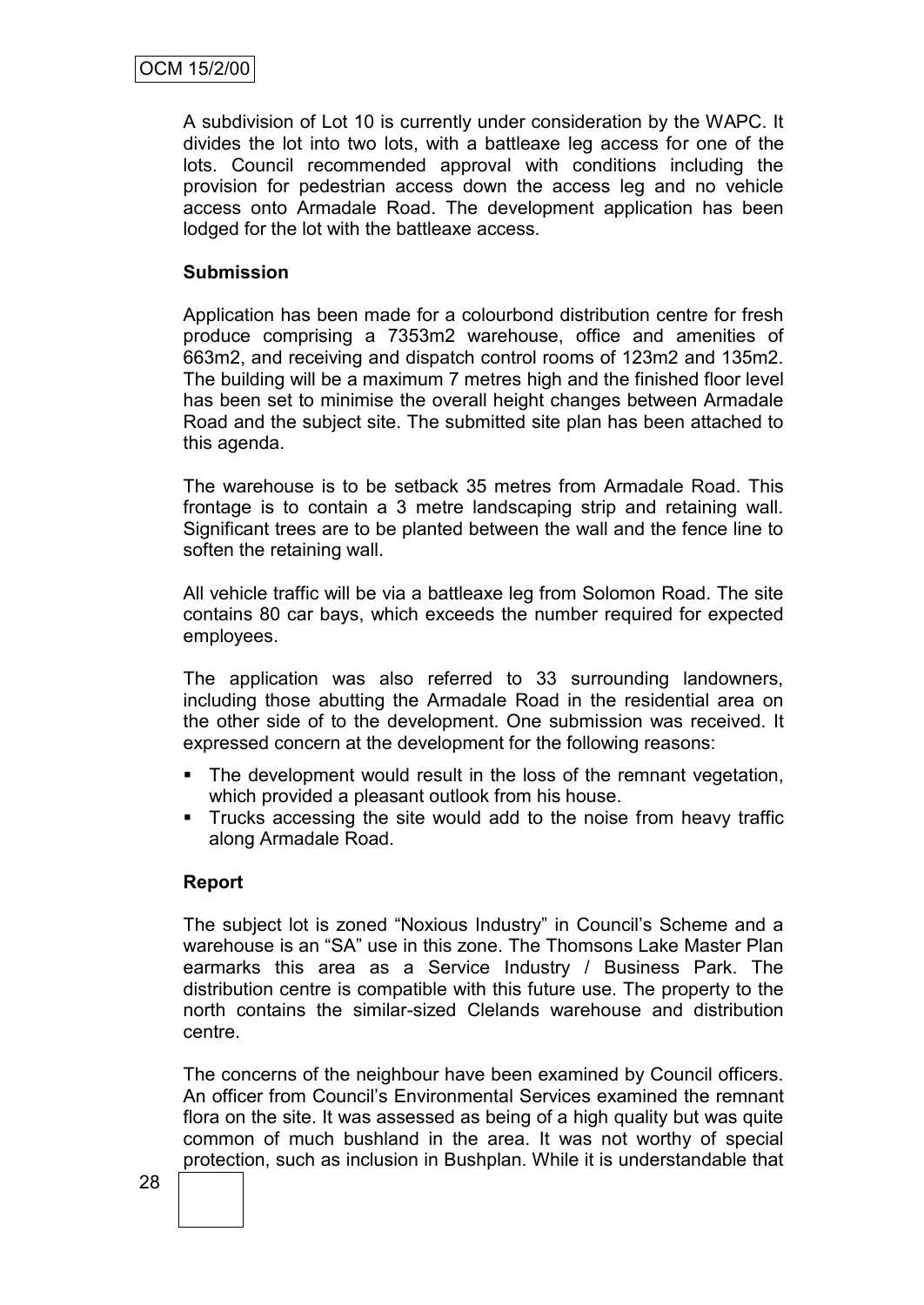A subdivision of Lot 10 is currently under consideration by the WAPC. It divides the lot into two lots, with a battleaxe leg access for one of the lots. Council recommended approval with conditions including the provision for pedestrian access down the access leg and no vehicle access onto Armadale Road. The development application has been lodged for the lot with the battleaxe access.

**Submission**

Application has been made for a colourbond distribution centre for fresh produce comprising a 7353m2 warehouse, office and amenities of 663m2, and receiving and dispatch control rooms of 123m2 and 135m2. The building will be a maximum 7 metres high and the finished floor level has been set to minimise the overall height changes between Armadale Road and the subject site. The submitted site plan has been attached to this agenda.

The warehouse is to be setback 35 metres from Armadale Road. This frontage is to contain a 3 metre landscaping strip and retaining wall. Significant trees are to be planted between the wall and the fence line to soften the retaining wall.

All vehicle traffic will be via a battleaxe leg from Solomon Road. The site contains 80 car bays, which exceeds the number required for expected employees.

The application was also referred to 33 surrounding landowners, including those abutting the Armadale Road in the residential area on the other side of to the development. One submission was received. It expressed concern at the development for the following reasons:

- The development would result in the loss of the remnant vegetation, which provided a pleasant outlook from his house.
- Trucks accessing the site would add to the noise from heavy traffic along Armadale Road.

**Report**

The subject lot is zoned "Noxious Industry" in Council's Scheme and a warehouse is an "SA" use in this zone. The Thomsons Lake Master Plan earmarks this area as a Service Industry / Business Park. The distribution centre is compatible with this future use. The property to the north contains the similar-sized Clelands warehouse and distribution centre.

The concerns of the neighbour have been examined by Council officers. An officer from Council's Environmental Services examined the remnant flora on the site. It was assessed as being of a high quality but was quite common of much bushland in the area. It was not worthy of special protection, such as inclusion in Bushplan. While it is understandable that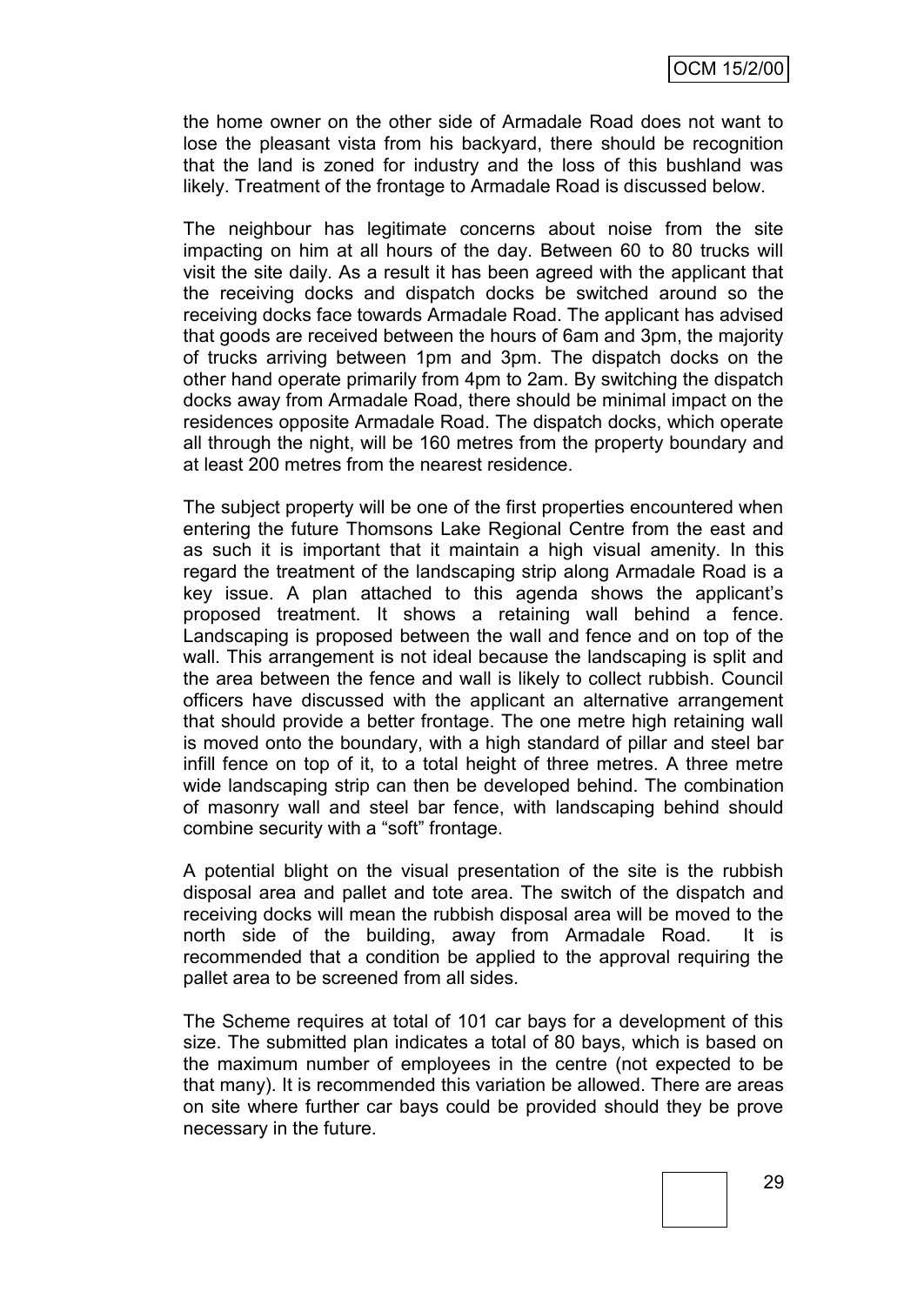the home owner on the other side of Armadale Road does not want to lose the pleasant vista from his backyard, there should be recognition that the land is zoned for industry and the loss of this bushland was likely. Treatment of the frontage to Armadale Road is discussed below.

The neighbour has legitimate concerns about noise from the site impacting on him at all hours of the day. Between 60 to 80 trucks will visit the site daily. As a result it has been agreed with the applicant that the receiving docks and dispatch docks be switched around so the receiving docks face towards Armadale Road. The applicant has advised that goods are received between the hours of 6am and 3pm, the majority of trucks arriving between 1pm and 3pm. The dispatch docks on the other hand operate primarily from 4pm to 2am. By switching the dispatch docks away from Armadale Road, there should be minimal impact on the residences opposite Armadale Road. The dispatch docks, which operate all through the night, will be 160 metres from the property boundary and at least 200 metres from the nearest residence.

The subject property will be one of the first properties encountered when entering the future Thomsons Lake Regional Centre from the east and as such it is important that it maintain a high visual amenity. In this regard the treatment of the landscaping strip along Armadale Road is a key issue. A plan attached to this agenda shows the applicant's proposed treatment. It shows a retaining wall behind a fence. Landscaping is proposed between the wall and fence and on top of the wall. This arrangement is not ideal because the landscaping is split and the area between the fence and wall is likely to collect rubbish. Council officers have discussed with the applicant an alternative arrangement that should provide a better frontage. The one metre high retaining wall is moved onto the boundary, with a high standard of pillar and steel bar infill fence on top of it, to a total height of three metres. A three metre wide landscaping strip can then be developed behind. The combination of masonry wall and steel bar fence, with landscaping behind should combine security with a "soft" frontage.

A potential blight on the visual presentation of the site is the rubbish disposal area and pallet and tote area. The switch of the dispatch and receiving docks will mean the rubbish disposal area will be moved to the north side of the building, away from Armadale Road. It is recommended that a condition be applied to the approval requiring the pallet area to be screened from all sides.

The Scheme requires at total of 101 car bays for a development of this size. The submitted plan indicates a total of 80 bays, which is based on the maximum number of employees in the centre (not expected to be that many). It is recommended this variation be allowed. There are areas on site where further car bays could be provided should they be prove necessary in the future.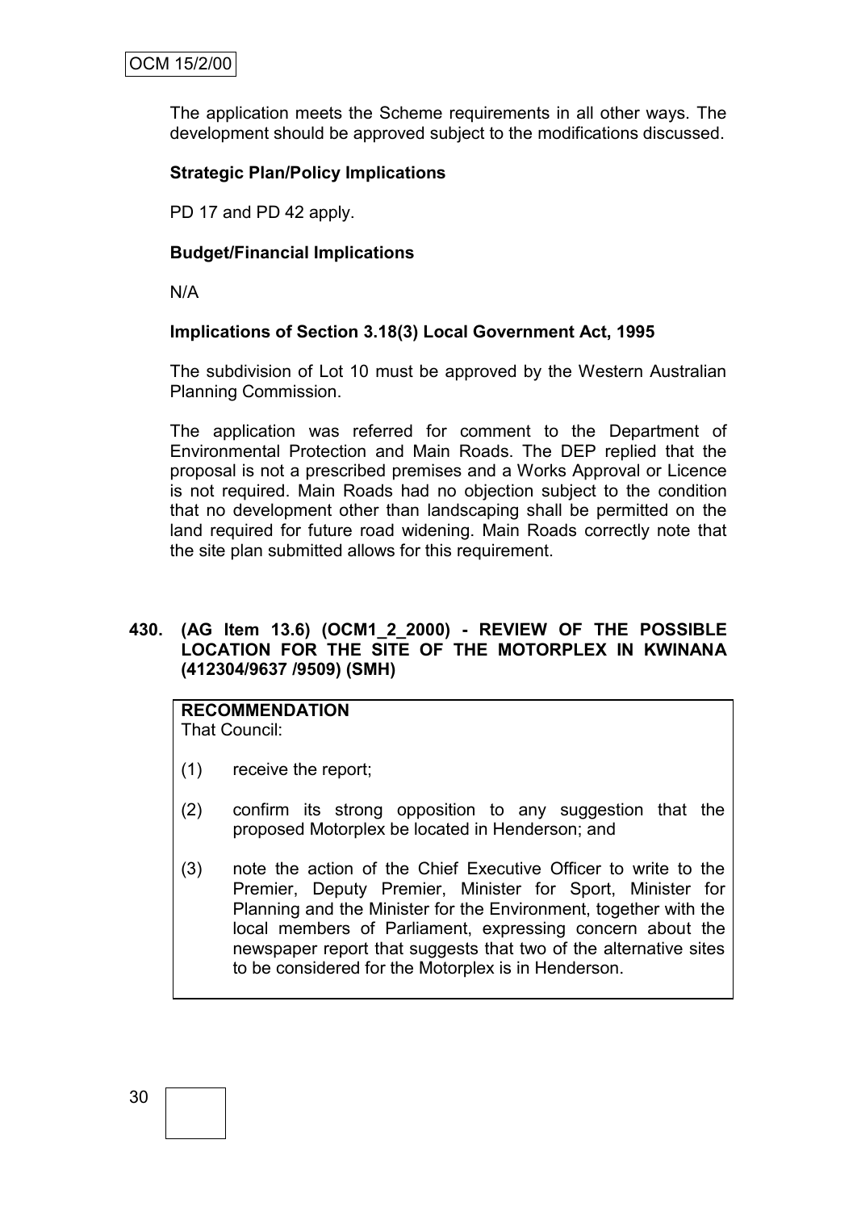The application meets the Scheme requirements in all other ways. The development should be approved subject to the modifications discussed.

**Strategic Plan/Policy Implications**

PD 17 and PD 42 apply.

**Budget/Financial Implications**

N/A

**Implications of Section 3.18(3) Local Government Act, 1995**

The subdivision of Lot 10 must be approved by the Western Australian Planning Commission.

The application was referred for comment to the Department of Environmental Protection and Main Roads. The DEP replied that the proposal is not a prescribed premises and a Works Approval or Licence is not required. Main Roads had no objection subject to the condition that no development other than landscaping shall be permitted on the land required for future road widening. Main Roads correctly note that the site plan submitted allows for this requirement.

## 430. (AG Item 13.6) (OCM1_2_2000) - REVIEW OF THE POSSIBLE LOCATION FOR THE SITE OF THE MOTORPLEX IN KWINANA (412304/9637 /9509) (SMH)

**RECOMMENDATION**
That Council:

(1) receive the report;

(2) confirm its strong opposition to any suggestion that the proposed Motorplex be located in Henderson; and

(3) note the action of the Chief Executive Officer to write to the Premier, Deputy Premier, Minister for Sport, Minister for Planning and the Minister for the Environment, together with the local members of Parliament, expressing concern about the newspaper report that suggests that two of the alternative sites to be considered for the Motorplex is in Henderson.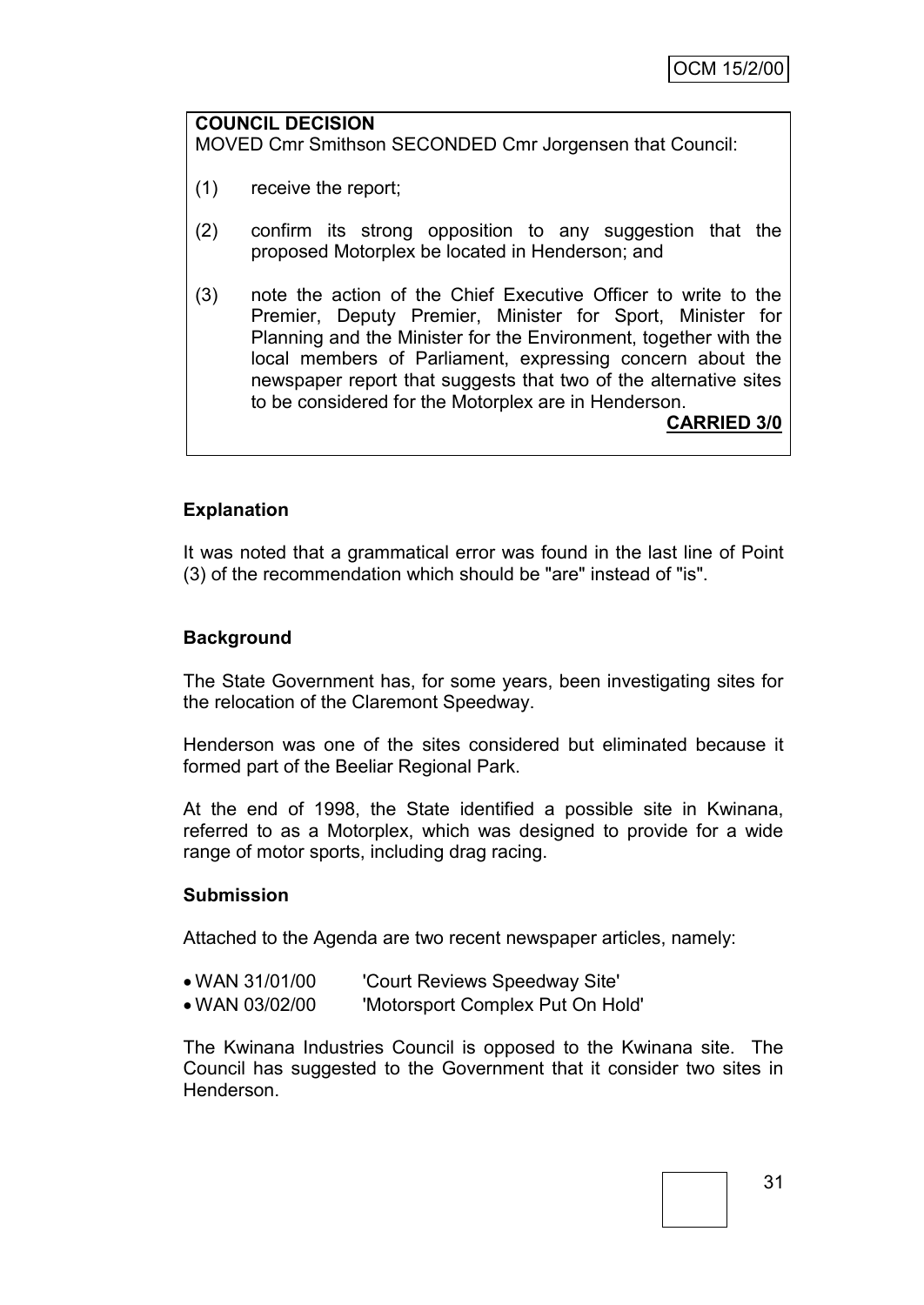**COUNCIL DECISION**

MOVED Cmr Smithson SECONDED Cmr Jorgensen that Council:

(1) receive the report;

(2) confirm its strong opposition to any suggestion that the proposed Motorplex be located in Henderson; and

(3) note the action of the Chief Executive Officer to write to the Premier, Deputy Premier, Minister for Sport, Minister for Planning and the Minister for the Environment, together with the local members of Parliament, expressing concern about the newspaper report that suggests that two of the alternative sites to be considered for the Motorplex are in Henderson.

**CARRIED 3/0**

**Explanation**

It was noted that a grammatical error was found in the last line of Point (3) of the recommendation which should be "are" instead of "is".

**Background**

The State Government has, for some years, been investigating sites for the relocation of the Claremont Speedway.

Henderson was one of the sites considered but eliminated because it formed part of the Beeliar Regional Park.

At the end of 1998, the State identified a possible site in Kwinana, referred to as a Motorplex, which was designed to provide for a wide range of motor sports, including drag racing.

**Submission**

Attached to the Agenda are two recent newspaper articles, namely:

- WAN 31/01/00 'Court Reviews Speedway Site'
- WAN 03/02/00 'Motorsport Complex Put On Hold'

The Kwinana Industries Council is opposed to the Kwinana site. The Council has suggested to the Government that it consider two sites in Henderson.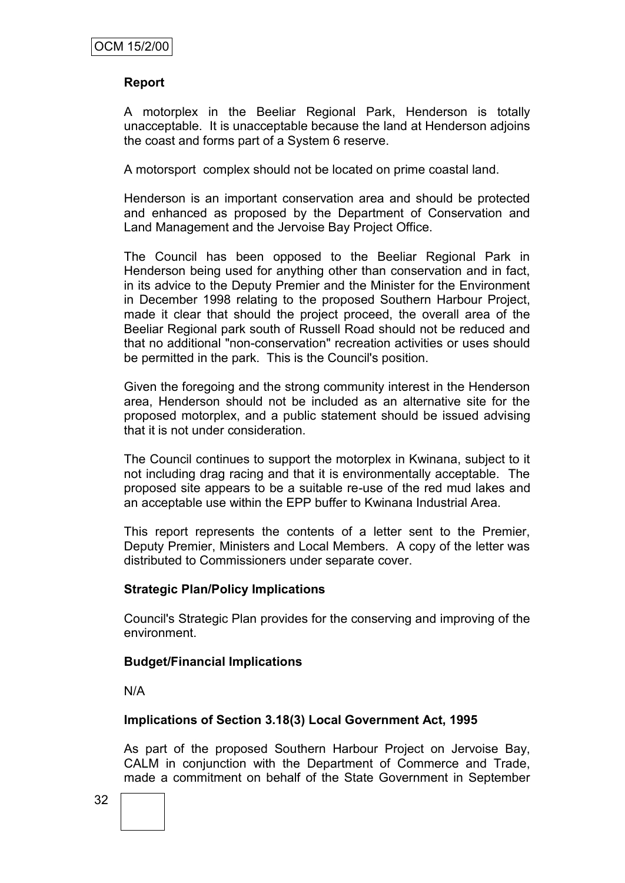**Report**

A motorplex in the Beeliar Regional Park, Henderson is totally unacceptable. It is unacceptable because the land at Henderson adjoins the coast and forms part of a System 6 reserve.

A motorsport complex should not be located on prime coastal land.

Henderson is an important conservation area and should be protected and enhanced as proposed by the Department of Conservation and Land Management and the Jervoise Bay Project Office.

The Council has been opposed to the Beeliar Regional Park in Henderson being used for anything other than conservation and in fact, in its advice to the Deputy Premier and the Minister for the Environment in December 1998 relating to the proposed Southern Harbour Project, made it clear that should the project proceed, the overall area of the Beeliar Regional park south of Russell Road should not be reduced and that no additional "non-conservation" recreation activities or uses should be permitted in the park. This is the Council's position.

Given the foregoing and the strong community interest in the Henderson area, Henderson should not be included as an alternative site for the proposed motorplex, and a public statement should be issued advising that it is not under consideration.

The Council continues to support the motorplex in Kwinana, subject to it not including drag racing and that it is environmentally acceptable. The proposed site appears to be a suitable re-use of the red mud lakes and an acceptable use within the EPP buffer to Kwinana Industrial Area.

This report represents the contents of a letter sent to the Premier, Deputy Premier, Ministers and Local Members. A copy of the letter was distributed to Commissioners under separate cover.

**Strategic Plan/Policy Implications**

Council's Strategic Plan provides for the conserving and improving of the environment.

**Budget/Financial Implications**

N/A

**Implications of Section 3.18(3) Local Government Act, 1995**

As part of the proposed Southern Harbour Project on Jervoise Bay, CALM in conjunction with the Department of Commerce and Trade, made a commitment on behalf of the State Government in September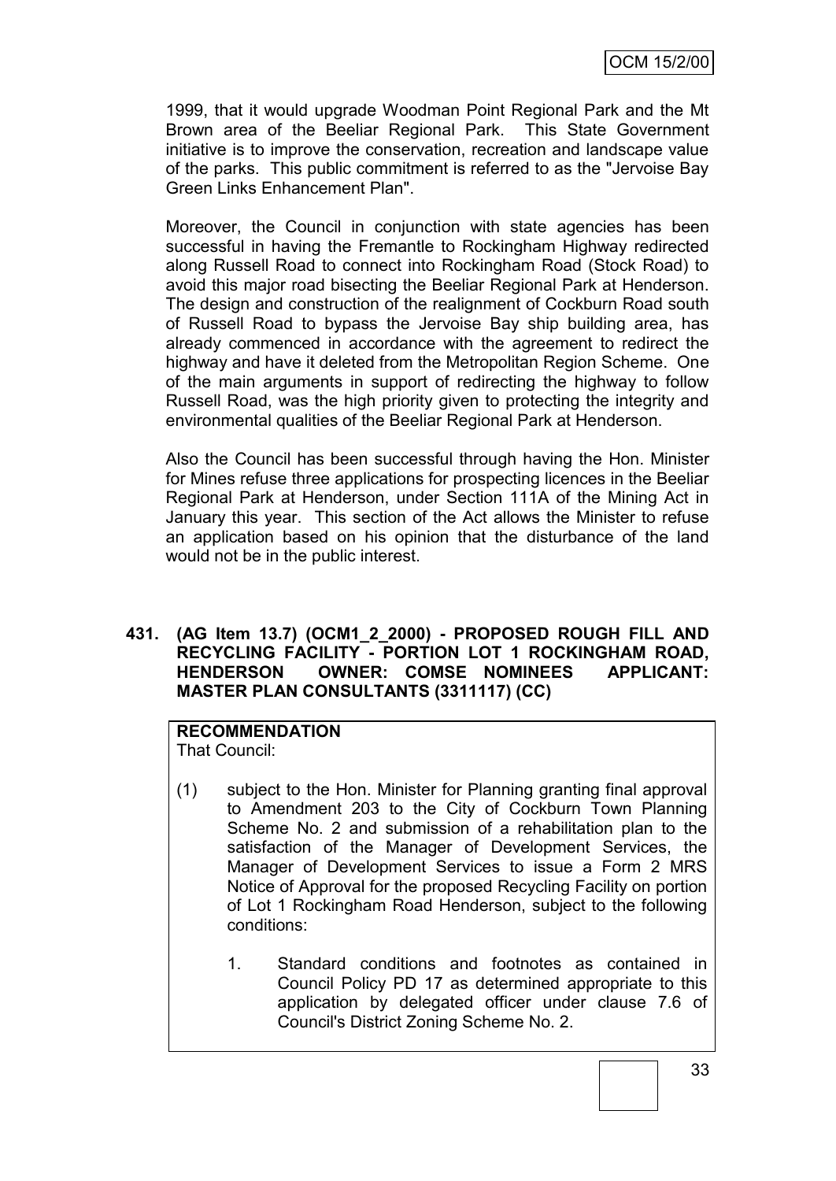1999, that it would upgrade Woodman Point Regional Park and the Mt Brown area of the Beeliar Regional Park. This State Government initiative is to improve the conservation, recreation and landscape value of the parks. This public commitment is referred to as the "Jervoise Bay Green Links Enhancement Plan".

Moreover, the Council in conjunction with state agencies has been successful in having the Fremantle to Rockingham Highway redirected along Russell Road to connect into Rockingham Road (Stock Road) to avoid this major road bisecting the Beeliar Regional Park at Henderson. The design and construction of the realignment of Cockburn Road south of Russell Road to bypass the Jervoise Bay ship building area, has already commenced in accordance with the agreement to redirect the highway and have it deleted from the Metropolitan Region Scheme. One of the main arguments in support of redirecting the highway to follow Russell Road, was the high priority given to protecting the integrity and environmental qualities of the Beeliar Regional Park at Henderson.

Also the Council has been successful through having the Hon. Minister for Mines refuse three applications for prospecting licences in the Beeliar Regional Park at Henderson, under Section 111A of the Mining Act in January this year. This section of the Act allows the Minister to refuse an application based on his opinion that the disturbance of the land would not be in the public interest.

**431. (AG Item 13.7) (OCM1_2_2000) - PROPOSED ROUGH FILL AND RECYCLING FACILITY - PORTION LOT 1 ROCKINGHAM ROAD, HENDERSON OWNER: COMSE NOMINEES APPLICANT: MASTER PLAN CONSULTANTS (3311117) (CC)**

**RECOMMENDATION**
That Council:

(1) subject to the Hon. Minister for Planning granting final approval to Amendment 203 to the City of Cockburn Town Planning Scheme No. 2 and submission of a rehabilitation plan to the satisfaction of the Manager of Development Services, the Manager of Development Services to issue a Form 2 MRS Notice of Approval for the proposed Recycling Facility on portion of Lot 1 Rockingham Road Henderson, subject to the following conditions:

   1. Standard conditions and footnotes as contained in Council Policy PD 17 as determined appropriate to this application by delegated officer under clause 7.6 of Council's District Zoning Scheme No. 2.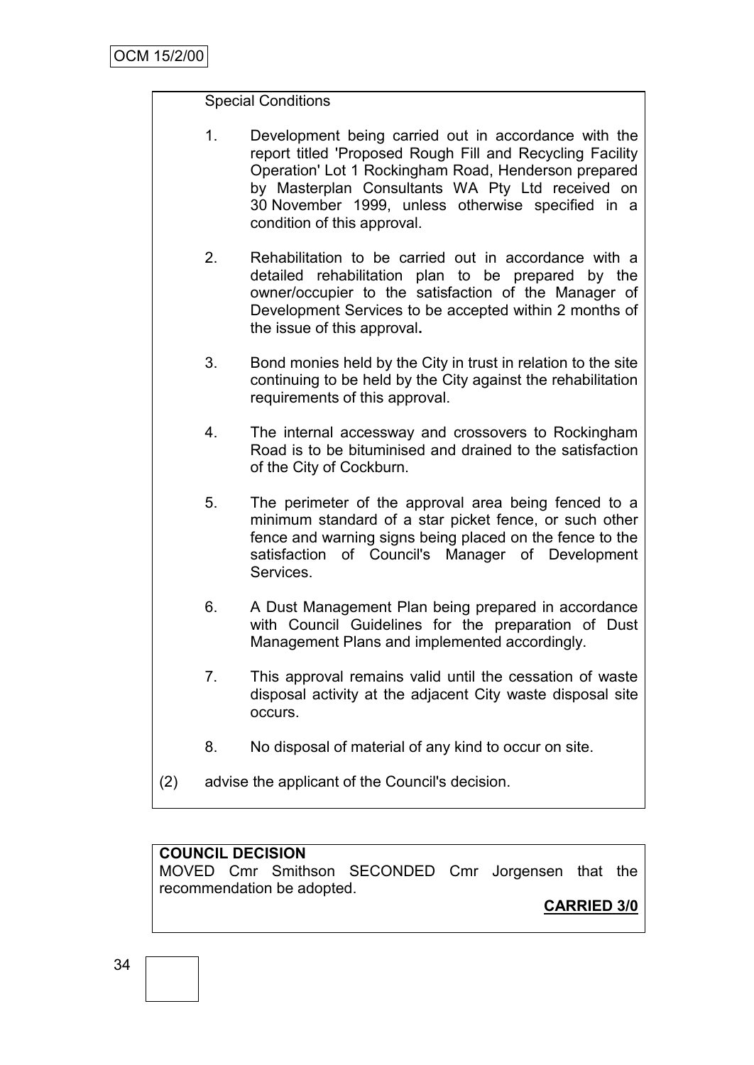Special Conditions

1. Development being carried out in accordance with the report titled 'Proposed Rough Fill and Recycling Facility Operation' Lot 1 Rockingham Road, Henderson prepared by Masterplan Consultants WA Pty Ltd received on 30 November 1999, unless otherwise specified in a condition of this approval.

2. Rehabilitation to be carried out in accordance with a detailed rehabilitation plan to be prepared by the owner/occupier to the satisfaction of the Manager of Development Services to be accepted within 2 months of the issue of this approval.

3. Bond monies held by the City in trust in relation to the site continuing to be held by the City against the rehabilitation requirements of this approval.

4. The internal accessway and crossovers to Rockingham Road is to be bituminised and drained to the satisfaction of the City of Cockburn.

5. The perimeter of the approval area being fenced to a minimum standard of a star picket fence, or such other fence and warning signs being placed on the fence to the satisfaction of Council's Manager of Development Services.

6. A Dust Management Plan being prepared in accordance with Council Guidelines for the preparation of Dust Management Plans and implemented accordingly.

7. This approval remains valid until the cessation of waste disposal activity at the adjacent City waste disposal site occurs.

8. No disposal of material of any kind to occur on site.

(2) advise the applicant of the Council's decision.

**COUNCIL DECISION**

MOVED Cmr Smithson SECONDED Cmr Jorgensen that the recommendation be adopted.

**CARRIED 3/0**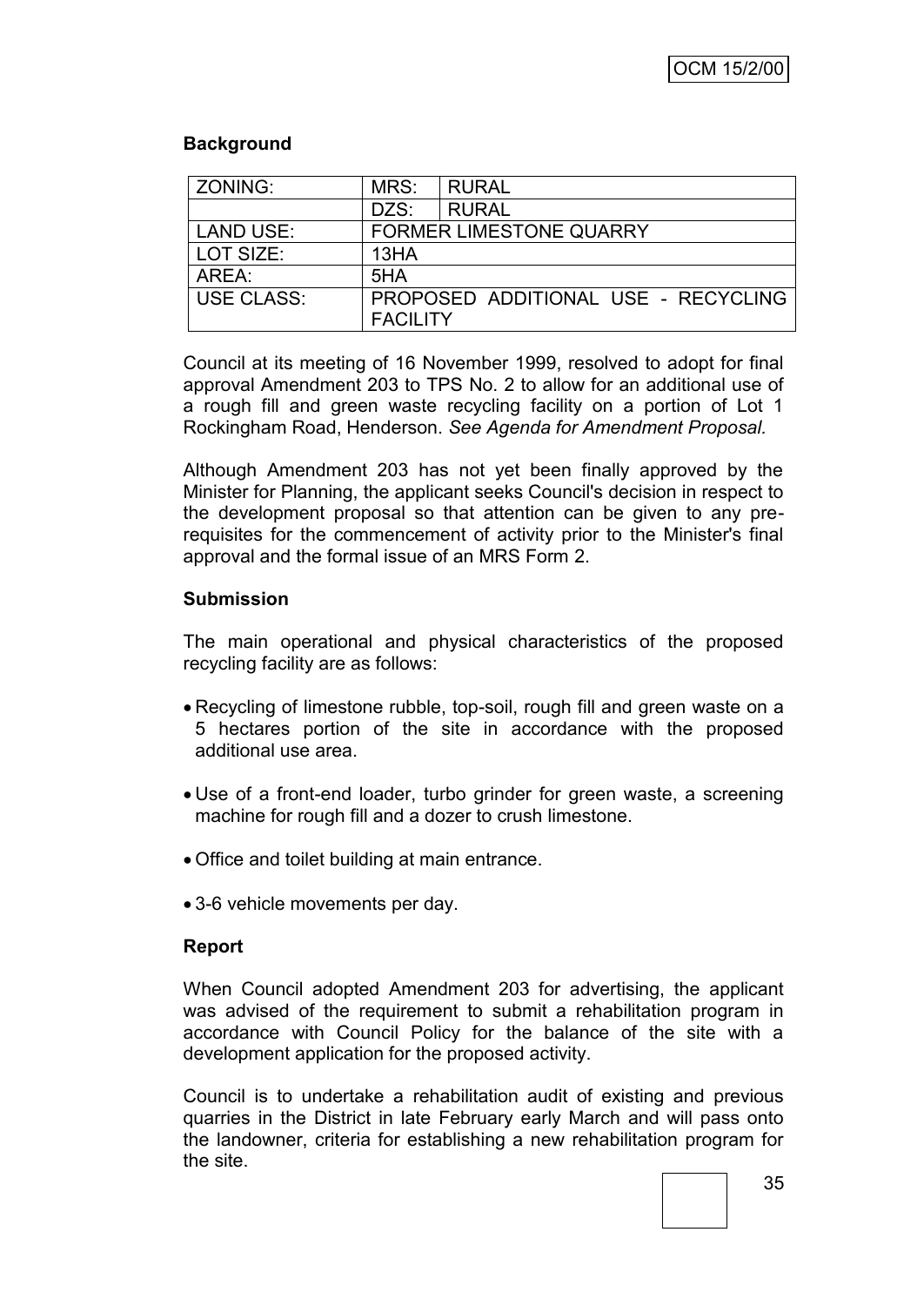**Background**

| ZONING: | MRS: | RURAL |
|---|---|---|
| | DZS: | RURAL |
| LAND USE: | FORMER LIMESTONE QUARRY | |
| LOT SIZE: | 13HA | |
| AREA: | 5HA | |
| USE CLASS: | PROPOSED ADDITIONAL USE - RECYCLING FACILITY | |

Council at its meeting of 16 November 1999, resolved to adopt for final approval Amendment 203 to TPS No. 2 to allow for an additional use of a rough fill and green waste recycling facility on a portion of Lot 1 Rockingham Road, Henderson. *See Agenda for Amendment Proposal.*

Although Amendment 203 has not yet been finally approved by the Minister for Planning, the applicant seeks Council's decision in respect to the development proposal so that attention can be given to any pre-requisites for the commencement of activity prior to the Minister's final approval and the formal issue of an MRS Form 2.

**Submission**

The main operational and physical characteristics of the proposed recycling facility are as follows:

- Recycling of limestone rubble, top-soil, rough fill and green waste on a 5 hectares portion of the site in accordance with the proposed additional use area.
- Use of a front-end loader, turbo grinder for green waste, a screening machine for rough fill and a dozer to crush limestone.
- Office and toilet building at main entrance.
- 3-6 vehicle movements per day.

**Report**

When Council adopted Amendment 203 for advertising, the applicant was advised of the requirement to submit a rehabilitation program in accordance with Council Policy for the balance of the site with a development application for the proposed activity.

Council is to undertake a rehabilitation audit of existing and previous quarries in the District in late February early March and will pass onto the landowner, criteria for establishing a new rehabilitation program for the site.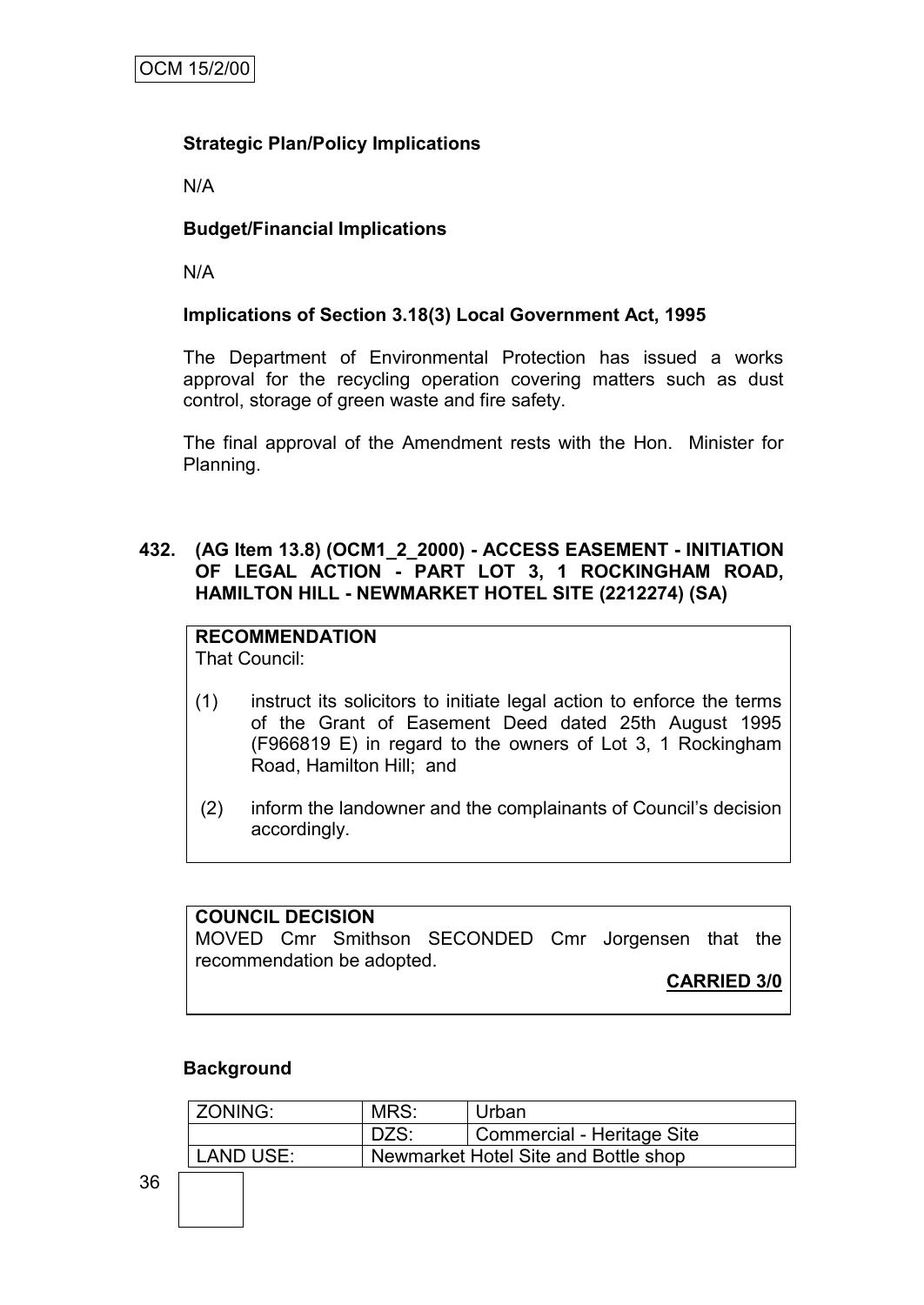**Strategic Plan/Policy Implications**

N/A

**Budget/Financial Implications**

N/A

**Implications of Section 3.18(3) Local Government Act, 1995**

The Department of Environmental Protection has issued a works approval for the recycling operation covering matters such as dust control, storage of green waste and fire safety.

The final approval of the Amendment rests with the Hon. Minister for Planning.

## 432. (AG Item 13.8) (OCM1_2_2000) - ACCESS EASEMENT - INITIATION OF LEGAL ACTION - PART LOT 3, 1 ROCKINGHAM ROAD, HAMILTON HILL - NEWMARKET HOTEL SITE (2212274) (SA)

**RECOMMENDATION**
That Council:

(1) instruct its solicitors to initiate legal action to enforce the terms of the Grant of Easement Deed dated 25th August 1995 (F966819 E) in regard to the owners of Lot 3, 1 Rockingham Road, Hamilton Hill; and

(2) inform the landowner and the complainants of Council's decision accordingly.

**COUNCIL DECISION**
MOVED Cmr Smithson SECONDED Cmr Jorgensen that the recommendation be adopted.

**CARRIED 3/0**

**Background**

| ZONING: | MRS: | Urban |
|---|---|---|
| | DZS: | Commercial - Heritage Site |
| LAND USE: | Newmarket Hotel Site and Bottle shop | |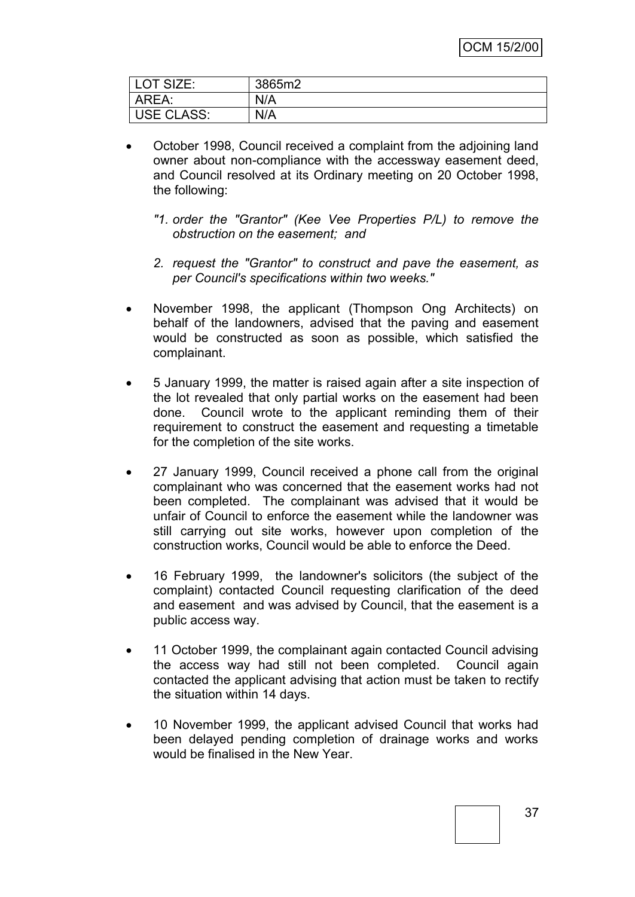| LOT SIZE: | 3865m2 |
| --- | --- |
| AREA: | N/A |
| USE CLASS: | N/A |

- October 1998, Council received a complaint from the adjoining land owner about non-compliance with the accessway easement deed, and Council resolved at its Ordinary meeting on 20 October 1998, the following:

  *"1. order the "Grantor" (Kee Vee Properties P/L) to remove the obstruction on the easement; and*

  *2. request the "Grantor" to construct and pave the easement, as per Council's specifications within two weeks."*

- November 1998, the applicant (Thompson Ong Architects) on behalf of the landowners, advised that the paving and easement would be constructed as soon as possible, which satisfied the complainant.

- 5 January 1999, the matter is raised again after a site inspection of the lot revealed that only partial works on the easement had been done. Council wrote to the applicant reminding them of their requirement to construct the easement and requesting a timetable for the completion of the site works.

- 27 January 1999, Council received a phone call from the original complainant who was concerned that the easement works had not been completed. The complainant was advised that it would be unfair of Council to enforce the easement while the landowner was still carrying out site works, however upon completion of the construction works, Council would be able to enforce the Deed.

- 16 February 1999, the landowner's solicitors (the subject of the complaint) contacted Council requesting clarification of the deed and easement and was advised by Council, that the easement is a public access way.

- 11 October 1999, the complainant again contacted Council advising the access way had still not been completed. Council again contacted the applicant advising that action must be taken to rectify the situation within 14 days.

- 10 November 1999, the applicant advised Council that works had been delayed pending completion of drainage works and works would be finalised in the New Year.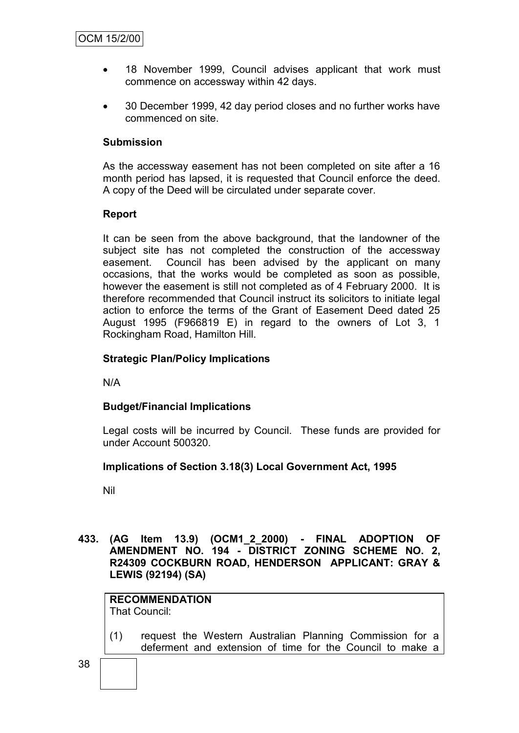- 18 November 1999, Council advises applicant that work must commence on accessway within 42 days.

- 30 December 1999, 42 day period closes and no further works have commenced on site.

**Submission**

As the accessway easement has not been completed on site after a 16 month period has lapsed, it is requested that Council enforce the deed. A copy of the Deed will be circulated under separate cover.

**Report**

It can be seen from the above background, that the landowner of the subject site has not completed the construction of the accessway easement. Council has been advised by the applicant on many occasions, that the works would be completed as soon as possible, however the easement is still not completed as of 4 February 2000. It is therefore recommended that Council instruct its solicitors to initiate legal action to enforce the terms of the Grant of Easement Deed dated 25 August 1995 (F966819 E) in regard to the owners of Lot 3, 1 Rockingham Road, Hamilton Hill.

**Strategic Plan/Policy Implications**

N/A

**Budget/Financial Implications**

Legal costs will be incurred by Council. These funds are provided for under Account 500320.

**Implications of Section 3.18(3) Local Government Act, 1995**

Nil

**433. (AG Item 13.9) (OCM1_2_2000) - FINAL ADOPTION OF AMENDMENT NO. 194 - DISTRICT ZONING SCHEME NO. 2, R24309 COCKBURN ROAD, HENDERSON APPLICANT: GRAY & LEWIS (92194) (SA)**

**RECOMMENDATION**
That Council:

(1) request the Western Australian Planning Commission for a deferment and extension of time for the Council to make a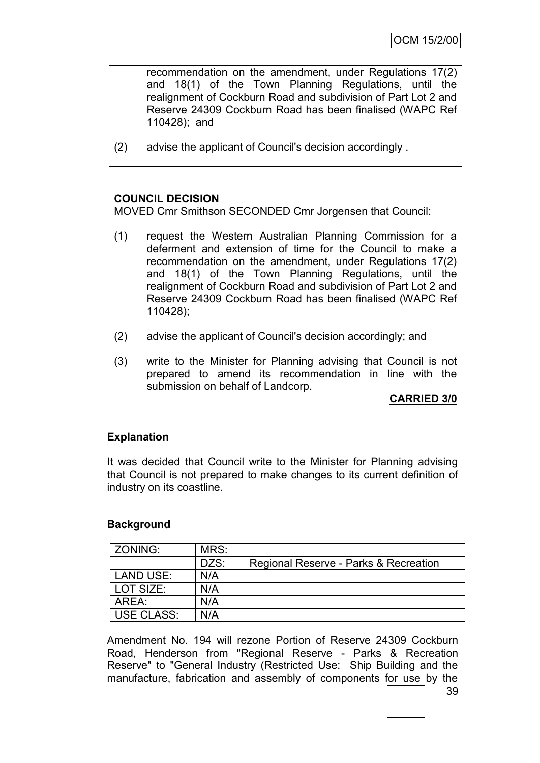recommendation on the amendment, under Regulations 17(2) and 18(1) of the Town Planning Regulations, until the realignment of Cockburn Road and subdivision of Part Lot 2 and Reserve 24309 Cockburn Road has been finalised (WAPC Ref 110428); and

(2) advise the applicant of Council's decision accordingly .

**COUNCIL DECISION**
MOVED Cmr Smithson SECONDED Cmr Jorgensen that Council:

(1) request the Western Australian Planning Commission for a deferment and extension of time for the Council to make a recommendation on the amendment, under Regulations 17(2) and 18(1) of the Town Planning Regulations, until the realignment of Cockburn Road and subdivision of Part Lot 2 and Reserve 24309 Cockburn Road has been finalised (WAPC Ref 110428);

(2) advise the applicant of Council's decision accordingly; and

(3) write to the Minister for Planning advising that Council is not prepared to amend its recommendation in line with the submission on behalf of Landcorp.

**CARRIED 3/0**

**Explanation**

It was decided that Council write to the Minister for Planning advising that Council is not prepared to make changes to its current definition of industry on its coastline.

**Background**

| ZONING: | MRS: | |
|---|---|---|
| | DZS: | Regional Reserve - Parks & Recreation |
| LAND USE: | N/A | |
| LOT SIZE: | N/A | |
| AREA: | N/A | |
| USE CLASS: | N/A | |

Amendment No. 194 will rezone Portion of Reserve 24309 Cockburn Road, Henderson from "Regional Reserve - Parks & Recreation Reserve" to "General Industry (Restricted Use: Ship Building and the manufacture, fabrication and assembly of components for use by the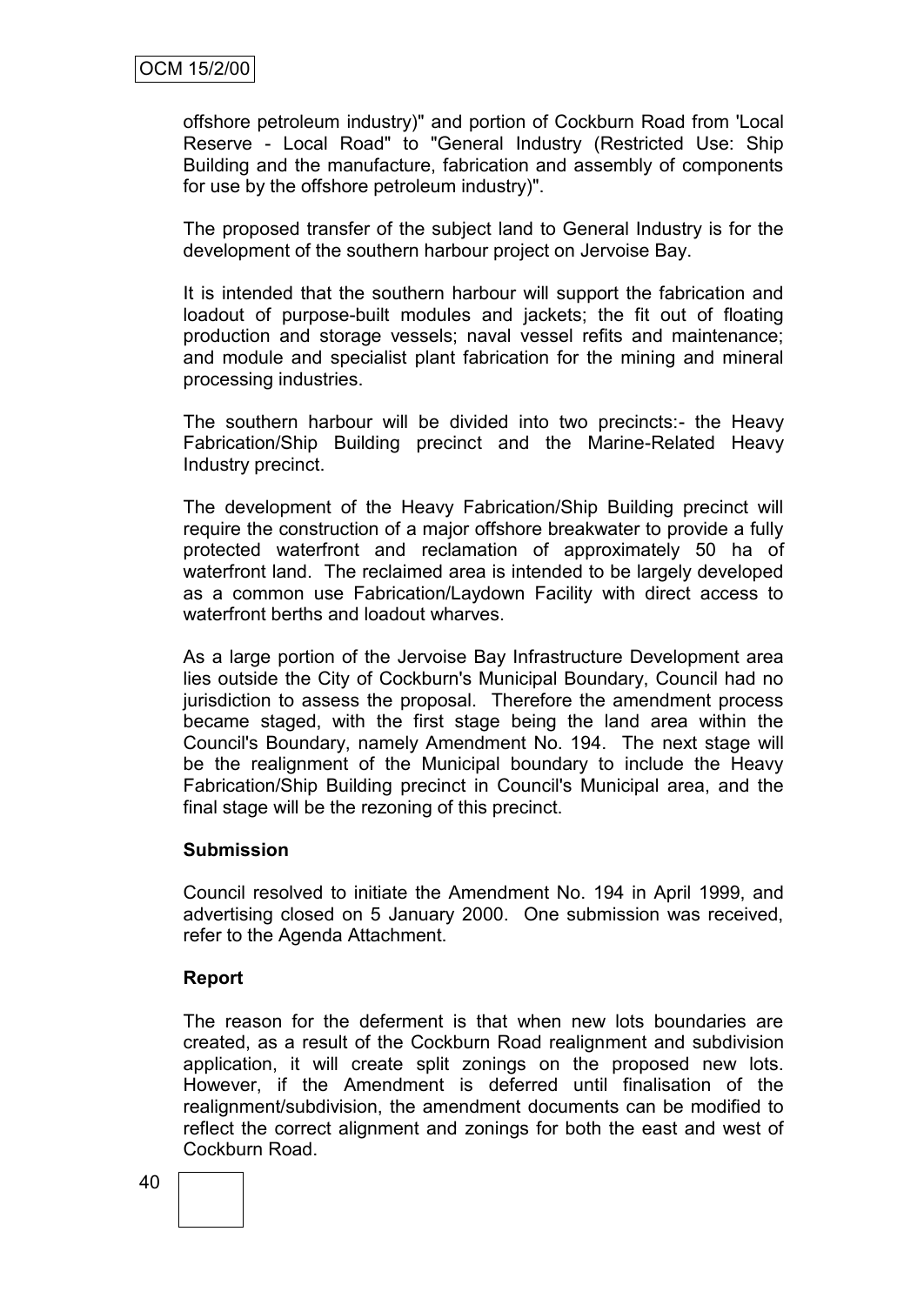offshore petroleum industry)" and portion of Cockburn Road from 'Local Reserve - Local Road" to "General Industry (Restricted Use: Ship Building and the manufacture, fabrication and assembly of components for use by the offshore petroleum industry)".

The proposed transfer of the subject land to General Industry is for the development of the southern harbour project on Jervoise Bay.

It is intended that the southern harbour will support the fabrication and loadout of purpose-built modules and jackets; the fit out of floating production and storage vessels; naval vessel refits and maintenance; and module and specialist plant fabrication for the mining and mineral processing industries.

The southern harbour will be divided into two precincts:- the Heavy Fabrication/Ship Building precinct and the Marine-Related Heavy Industry precinct.

The development of the Heavy Fabrication/Ship Building precinct will require the construction of a major offshore breakwater to provide a fully protected waterfront and reclamation of approximately 50 ha of waterfront land. The reclaimed area is intended to be largely developed as a common use Fabrication/Laydown Facility with direct access to waterfront berths and loadout wharves.

As a large portion of the Jervoise Bay Infrastructure Development area lies outside the City of Cockburn's Municipal Boundary, Council had no jurisdiction to assess the proposal. Therefore the amendment process became staged, with the first stage being the land area within the Council's Boundary, namely Amendment No. 194. The next stage will be the realignment of the Municipal boundary to include the Heavy Fabrication/Ship Building precinct in Council's Municipal area, and the final stage will be the rezoning of this precinct.

**Submission**

Council resolved to initiate the Amendment No. 194 in April 1999, and advertising closed on 5 January 2000. One submission was received, refer to the Agenda Attachment.

**Report**

The reason for the deferment is that when new lots boundaries are created, as a result of the Cockburn Road realignment and subdivision application, it will create split zonings on the proposed new lots. However, if the Amendment is deferred until finalisation of the realignment/subdivision, the amendment documents can be modified to reflect the correct alignment and zonings for both the east and west of Cockburn Road.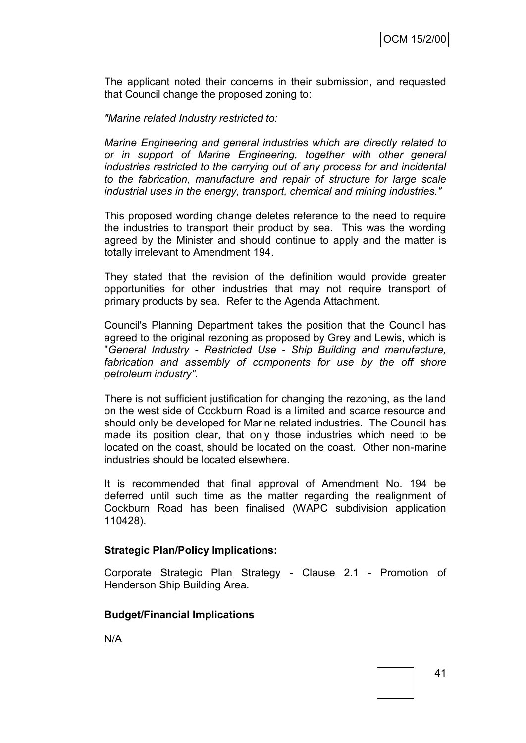The applicant noted their concerns in their submission, and requested that Council change the proposed zoning to:

*"Marine related Industry restricted to:*

*Marine Engineering and general industries which are directly related to or in support of Marine Engineering, together with other general industries restricted to the carrying out of any process for and incidental to the fabrication, manufacture and repair of structure for large scale industrial uses in the energy, transport, chemical and mining industries."*

This proposed wording change deletes reference to the need to require the industries to transport their product by sea. This was the wording agreed by the Minister and should continue to apply and the matter is totally irrelevant to Amendment 194.

They stated that the revision of the definition would provide greater opportunities for other industries that may not require transport of primary products by sea. Refer to the Agenda Attachment.

Council's Planning Department takes the position that the Council has agreed to the original rezoning as proposed by Grey and Lewis, which is "*General Industry - Restricted Use - Ship Building and manufacture, fabrication and assembly of components for use by the off shore petroleum industry".*

There is not sufficient justification for changing the rezoning, as the land on the west side of Cockburn Road is a limited and scarce resource and should only be developed for Marine related industries. The Council has made its position clear, that only those industries which need to be located on the coast, should be located on the coast. Other non-marine industries should be located elsewhere.

It is recommended that final approval of Amendment No. 194 be deferred until such time as the matter regarding the realignment of Cockburn Road has been finalised (WAPC subdivision application 110428).

**Strategic Plan/Policy Implications:**

Corporate Strategic Plan Strategy - Clause 2.1 - Promotion of Henderson Ship Building Area.

**Budget/Financial Implications**

N/A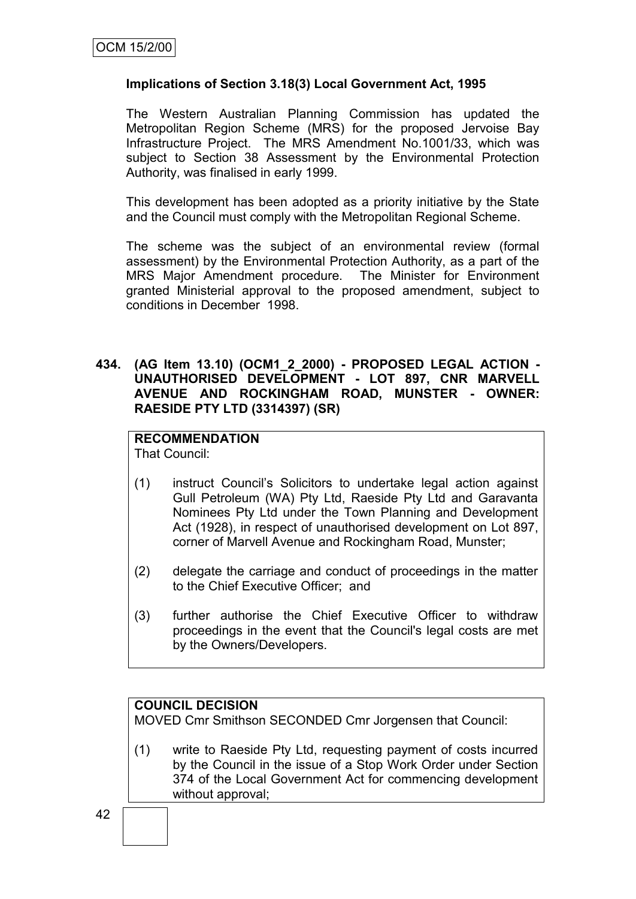**Implications of Section 3.18(3) Local Government Act, 1995**

The Western Australian Planning Commission has updated the Metropolitan Region Scheme (MRS) for the proposed Jervoise Bay Infrastructure Project. The MRS Amendment No.1001/33, which was subject to Section 38 Assessment by the Environmental Protection Authority, was finalised in early 1999.

This development has been adopted as a priority initiative by the State and the Council must comply with the Metropolitan Regional Scheme.

The scheme was the subject of an environmental review (formal assessment) by the Environmental Protection Authority, as a part of the MRS Major Amendment procedure. The Minister for Environment granted Ministerial approval to the proposed amendment, subject to conditions in December 1998.

**434. (AG Item 13.10) (OCM1_2_2000) - PROPOSED LEGAL ACTION - UNAUTHORISED DEVELOPMENT - LOT 897, CNR MARVELL AVENUE AND ROCKINGHAM ROAD, MUNSTER - OWNER: RAESIDE PTY LTD (3314397) (SR)**

**RECOMMENDATION**
That Council:

(1) instruct Council's Solicitors to undertake legal action against Gull Petroleum (WA) Pty Ltd, Raeside Pty Ltd and Garavanta Nominees Pty Ltd under the Town Planning and Development Act (1928), in respect of unauthorised development on Lot 897, corner of Marvell Avenue and Rockingham Road, Munster;

(2) delegate the carriage and conduct of proceedings in the matter to the Chief Executive Officer; and

(3) further authorise the Chief Executive Officer to withdraw proceedings in the event that the Council's legal costs are met by the Owners/Developers.

**COUNCIL DECISION**
MOVED Cmr Smithson SECONDED Cmr Jorgensen that Council:

(1) write to Raeside Pty Ltd, requesting payment of costs incurred by the Council in the issue of a Stop Work Order under Section 374 of the Local Government Act for commencing development without approval;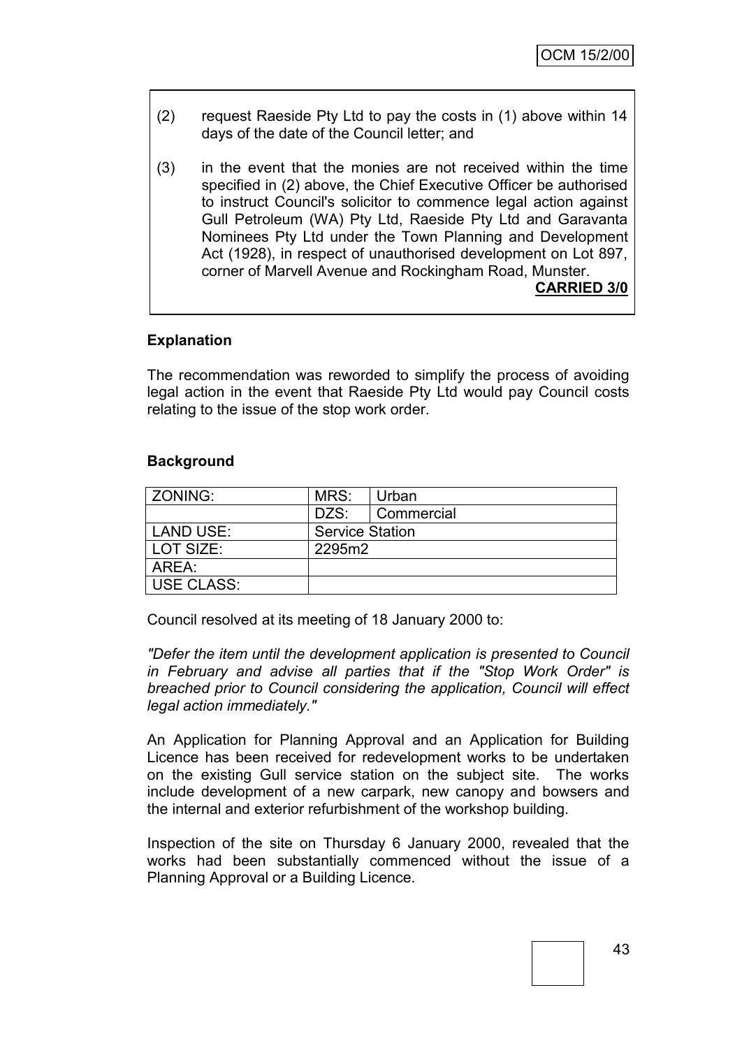(2) request Raeside Pty Ltd to pay the costs in (1) above within 14 days of the date of the Council letter; and

(3) in the event that the monies are not received within the time specified in (2) above, the Chief Executive Officer be authorised to instruct Council's solicitor to commence legal action against Gull Petroleum (WA) Pty Ltd, Raeside Pty Ltd and Garavanta Nominees Pty Ltd under the Town Planning and Development Act (1928), in respect of unauthorised development on Lot 897, corner of Marvell Avenue and Rockingham Road, Munster.

**CARRIED 3/0**

**Explanation**

The recommendation was reworded to simplify the process of avoiding legal action in the event that Raeside Pty Ltd would pay Council costs relating to the issue of the stop work order.

**Background**

| ZONING: | MRS: | Urban |
|---|---|---|
| | DZS: | Commercial |
| LAND USE: | Service Station | |
| LOT SIZE: | 2295m2 | |
| AREA: | | |
| USE CLASS: | | |

Council resolved at its meeting of 18 January 2000 to:

*"Defer the item until the development application is presented to Council in February and advise all parties that if the "Stop Work Order" is breached prior to Council considering the application, Council will effect legal action immediately."*

An Application for Planning Approval and an Application for Building Licence has been received for redevelopment works to be undertaken on the existing Gull service station on the subject site. The works include development of a new carpark, new canopy and bowsers and the internal and exterior refurbishment of the workshop building.

Inspection of the site on Thursday 6 January 2000, revealed that the works had been substantially commenced without the issue of a Planning Approval or a Building Licence.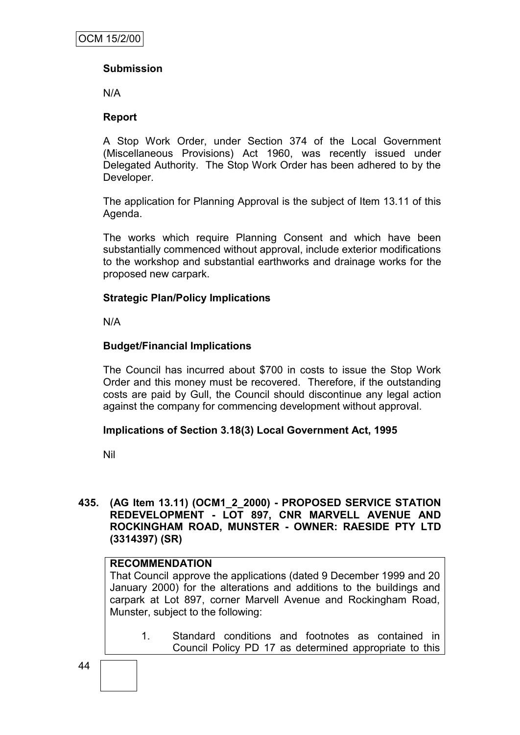**Submission**

N/A

**Report**

A Stop Work Order, under Section 374 of the Local Government (Miscellaneous Provisions) Act 1960, was recently issued under Delegated Authority. The Stop Work Order has been adhered to by the Developer.

The application for Planning Approval is the subject of Item 13.11 of this Agenda.

The works which require Planning Consent and which have been substantially commenced without approval, include exterior modifications to the workshop and substantial earthworks and drainage works for the proposed new carpark.

**Strategic Plan/Policy Implications**

N/A

**Budget/Financial Implications**

The Council has incurred about $700 in costs to issue the Stop Work Order and this money must be recovered. Therefore, if the outstanding costs are paid by Gull, the Council should discontinue any legal action against the company for commencing development without approval.

**Implications of Section 3.18(3) Local Government Act, 1995**

Nil

## 435. (AG Item 13.11) (OCM1_2_2000) - PROPOSED SERVICE STATION REDEVELOPMENT - LOT 897, CNR MARVELL AVENUE AND ROCKINGHAM ROAD, MUNSTER - OWNER: RAESIDE PTY LTD (3314397) (SR)

**RECOMMENDATION**

That Council approve the applications (dated 9 December 1999 and 20 January 2000) for the alterations and additions to the buildings and carpark at Lot 897, corner Marvell Avenue and Rockingham Road, Munster, subject to the following:

1. Standard conditions and footnotes as contained in Council Policy PD 17 as determined appropriate to this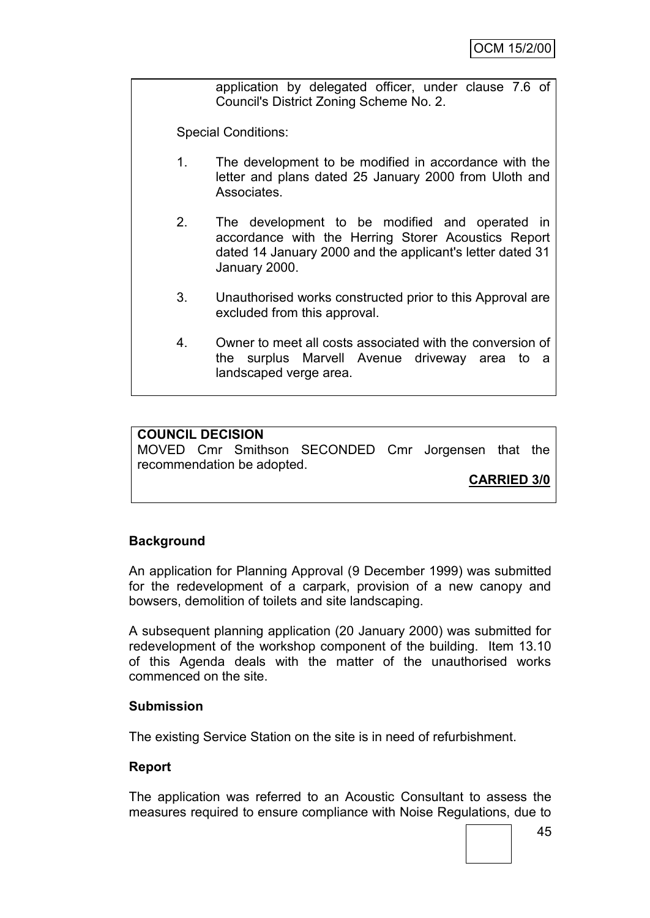application by delegated officer, under clause 7.6 of Council's District Zoning Scheme No. 2.

Special Conditions:

1. The development to be modified in accordance with the letter and plans dated 25 January 2000 from Uloth and Associates.

2. The development to be modified and operated in accordance with the Herring Storer Acoustics Report dated 14 January 2000 and the applicant's letter dated 31 January 2000.

3. Unauthorised works constructed prior to this Approval are excluded from this approval.

4. Owner to meet all costs associated with the conversion of the surplus Marvell Avenue driveway area to a landscaped verge area.

**COUNCIL DECISION**
MOVED Cmr Smithson SECONDED Cmr Jorgensen that the recommendation be adopted.

**CARRIED 3/0**

**Background**

An application for Planning Approval (9 December 1999) was submitted for the redevelopment of a carpark, provision of a new canopy and bowsers, demolition of toilets and site landscaping.

A subsequent planning application (20 January 2000) was submitted for redevelopment of the workshop component of the building. Item 13.10 of this Agenda deals with the matter of the unauthorised works commenced on the site.

**Submission**

The existing Service Station on the site is in need of refurbishment.

**Report**

The application was referred to an Acoustic Consultant to assess the measures required to ensure compliance with Noise Regulations, due to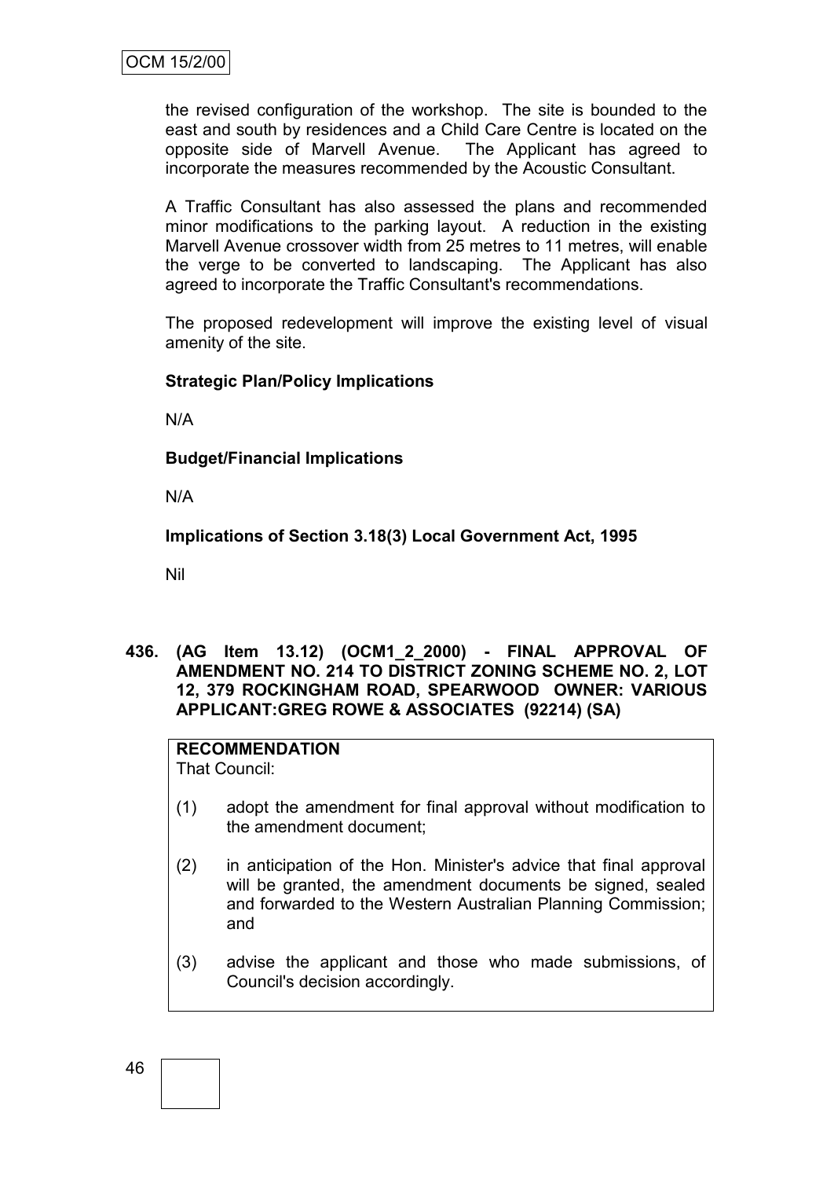the revised configuration of the workshop. The site is bounded to the east and south by residences and a Child Care Centre is located on the opposite side of Marvell Avenue. The Applicant has agreed to incorporate the measures recommended by the Acoustic Consultant.

A Traffic Consultant has also assessed the plans and recommended minor modifications to the parking layout. A reduction in the existing Marvell Avenue crossover width from 25 metres to 11 metres, will enable the verge to be converted to landscaping. The Applicant has also agreed to incorporate the Traffic Consultant's recommendations.

The proposed redevelopment will improve the existing level of visual amenity of the site.

**Strategic Plan/Policy Implications**

N/A

**Budget/Financial Implications**

N/A

**Implications of Section 3.18(3) Local Government Act, 1995**

Nil

**436. (AG Item 13.12) (OCM1_2_2000) - FINAL APPROVAL OF AMENDMENT NO. 214 TO DISTRICT ZONING SCHEME NO. 2, LOT 12, 379 ROCKINGHAM ROAD, SPEARWOOD OWNER: VARIOUS APPLICANT:GREG ROWE & ASSOCIATES (92214) (SA)**

**RECOMMENDATION**
That Council:

(1) adopt the amendment for final approval without modification to the amendment document;

(2) in anticipation of the Hon. Minister's advice that final approval will be granted, the amendment documents be signed, sealed and forwarded to the Western Australian Planning Commission; and

(3) advise the applicant and those who made submissions, of Council's decision accordingly.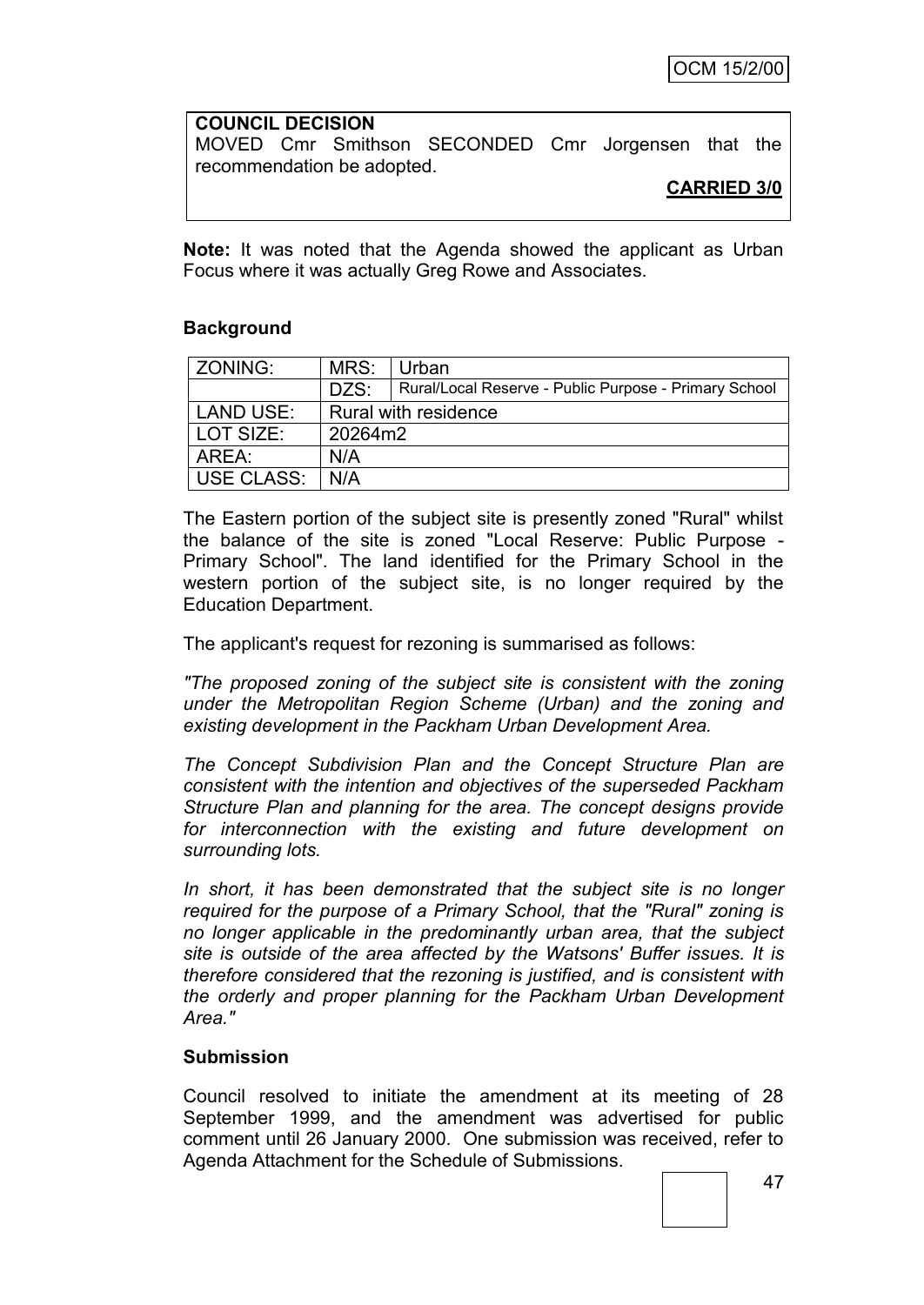**COUNCIL DECISION**

MOVED Cmr Smithson SECONDED Cmr Jorgensen that the recommendation be adopted.

**CARRIED 3/0**

**Note:** It was noted that the Agenda showed the applicant as Urban Focus where it was actually Greg Rowe and Associates.

## Background

| ZONING: | MRS: | Urban |
|---|---|---|
| | DZS: | Rural/Local Reserve - Public Purpose - Primary School |
| LAND USE: | Rural with residence | |
| LOT SIZE: | 20264m2 | |
| AREA: | N/A | |
| USE CLASS: | N/A | |

The Eastern portion of the subject site is presently zoned "Rural" whilst the balance of the site is zoned "Local Reserve: Public Purpose - Primary School". The land identified for the Primary School in the western portion of the subject site, is no longer required by the Education Department.

The applicant's request for rezoning is summarised as follows:

*"The proposed zoning of the subject site is consistent with the zoning under the Metropolitan Region Scheme (Urban) and the zoning and existing development in the Packham Urban Development Area.*

*The Concept Subdivision Plan and the Concept Structure Plan are consistent with the intention and objectives of the superseded Packham Structure Plan and planning for the area. The concept designs provide for interconnection with the existing and future development on surrounding lots.*

*In short, it has been demonstrated that the subject site is no longer required for the purpose of a Primary School, that the "Rural" zoning is no longer applicable in the predominantly urban area, that the subject site is outside of the area affected by the Watsons' Buffer issues. It is therefore considered that the rezoning is justified, and is consistent with the orderly and proper planning for the Packham Urban Development Area."*

## Submission

Council resolved to initiate the amendment at its meeting of 28 September 1999, and the amendment was advertised for public comment until 26 January 2000. One submission was received, refer to Agenda Attachment for the Schedule of Submissions.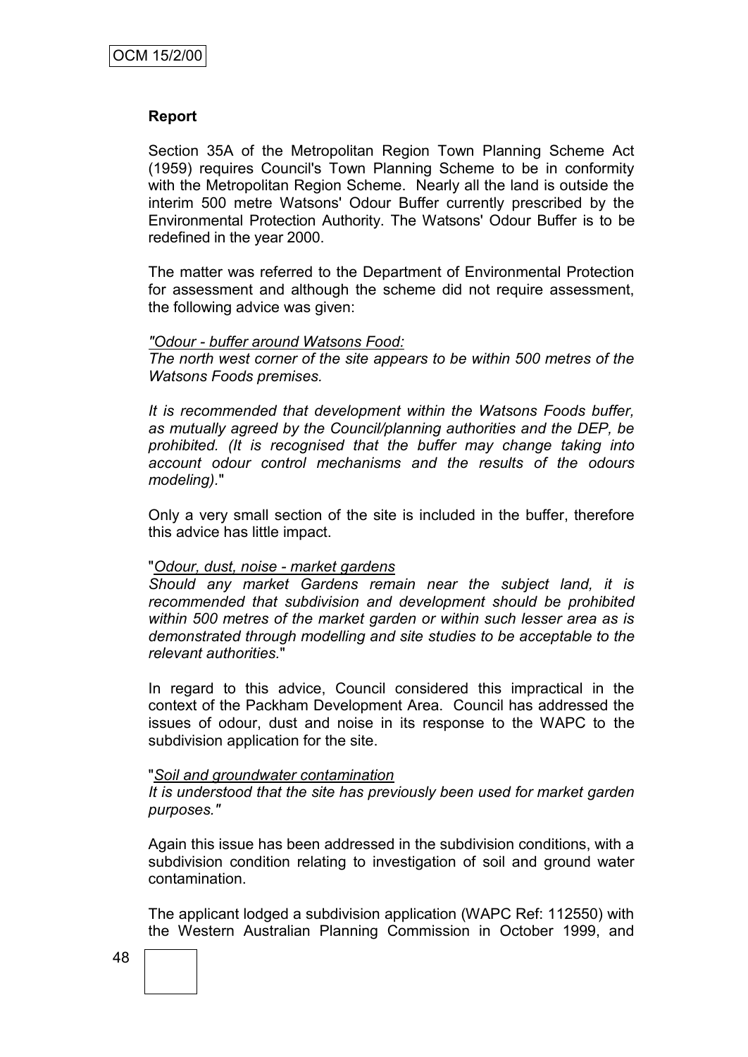**Report**

Section 35A of the Metropolitan Region Town Planning Scheme Act (1959) requires Council's Town Planning Scheme to be in conformity with the Metropolitan Region Scheme. Nearly all the land is outside the interim 500 metre Watsons' Odour Buffer currently prescribed by the Environmental Protection Authority. The Watsons' Odour Buffer is to be redefined in the year 2000.

The matter was referred to the Department of Environmental Protection for assessment and although the scheme did not require assessment, the following advice was given:

*"Odour - buffer around Watsons Food:*
*The north west corner of the site appears to be within 500 metres of the Watsons Foods premises.*

*It is recommended that development within the Watsons Foods buffer, as mutually agreed by the Council/planning authorities and the DEP, be prohibited. (It is recognised that the buffer may change taking into account odour control mechanisms and the results of the odours modeling).*"

Only a very small section of the site is included in the buffer, therefore this advice has little impact.

"*Odour, dust, noise - market gardens*
*Should any market Gardens remain near the subject land, it is recommended that subdivision and development should be prohibited within 500 metres of the market garden or within such lesser area as is demonstrated through modelling and site studies to be acceptable to the relevant authorities.*"

In regard to this advice, Council considered this impractical in the context of the Packham Development Area. Council has addressed the issues of odour, dust and noise in its response to the WAPC to the subdivision application for the site.

"*Soil and groundwater contamination*
*It is understood that the site has previously been used for market garden purposes."*

Again this issue has been addressed in the subdivision conditions, with a subdivision condition relating to investigation of soil and ground water contamination.

The applicant lodged a subdivision application (WAPC Ref: 112550) with the Western Australian Planning Commission in October 1999, and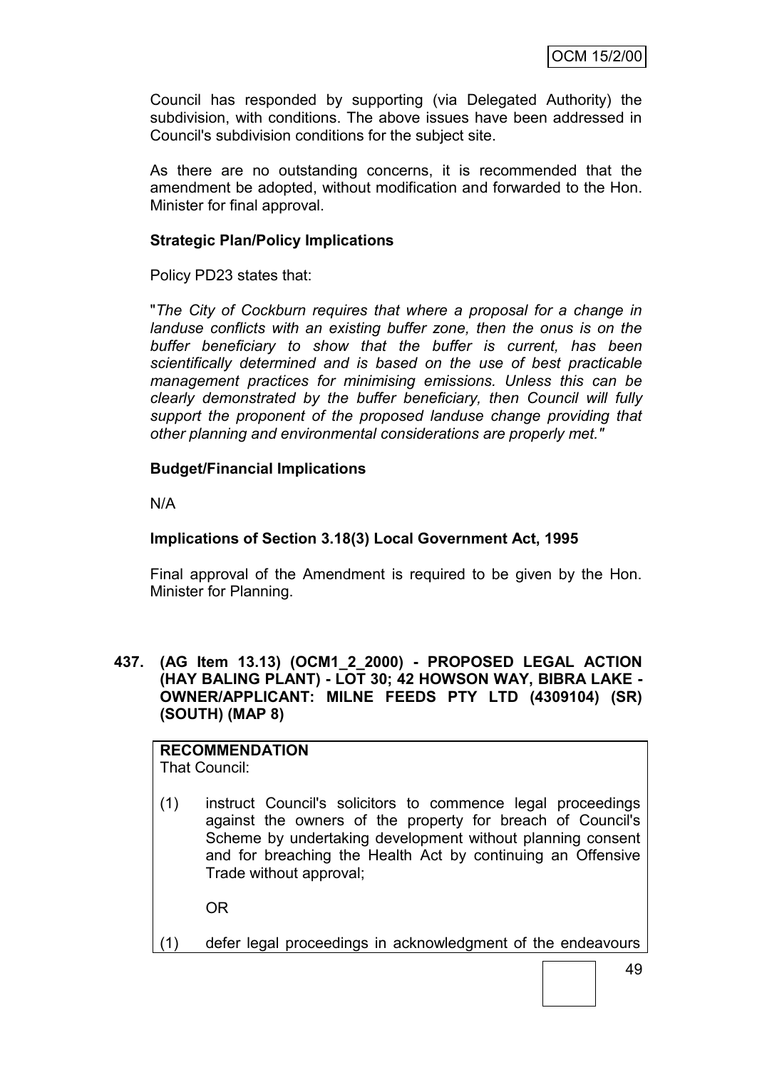Council has responded by supporting (via Delegated Authority) the subdivision, with conditions. The above issues have been addressed in Council's subdivision conditions for the subject site.

As there are no outstanding concerns, it is recommended that the amendment be adopted, without modification and forwarded to the Hon. Minister for final approval.

**Strategic Plan/Policy Implications**

Policy PD23 states that:

"*The City of Cockburn requires that where a proposal for a change in landuse conflicts with an existing buffer zone, then the onus is on the buffer beneficiary to show that the buffer is current, has been scientifically determined and is based on the use of best practicable management practices for minimising emissions. Unless this can be clearly demonstrated by the buffer beneficiary, then Council will fully support the proponent of the proposed landuse change providing that other planning and environmental considerations are properly met.*"

**Budget/Financial Implications**

N/A

**Implications of Section 3.18(3) Local Government Act, 1995**

Final approval of the Amendment is required to be given by the Hon. Minister for Planning.

**437. (AG Item 13.13) (OCM1_2_2000) - PROPOSED LEGAL ACTION (HAY BALING PLANT) - LOT 30; 42 HOWSON WAY, BIBRA LAKE - OWNER/APPLICANT: MILNE FEEDS PTY LTD (4309104) (SR) (SOUTH) (MAP 8)**

**RECOMMENDATION**
That Council:

(1) instruct Council's solicitors to commence legal proceedings against the owners of the property for breach of Council's Scheme by undertaking development without planning consent and for breaching the Health Act by continuing an Offensive Trade without approval;

OR

(1) defer legal proceedings in acknowledgment of the endeavours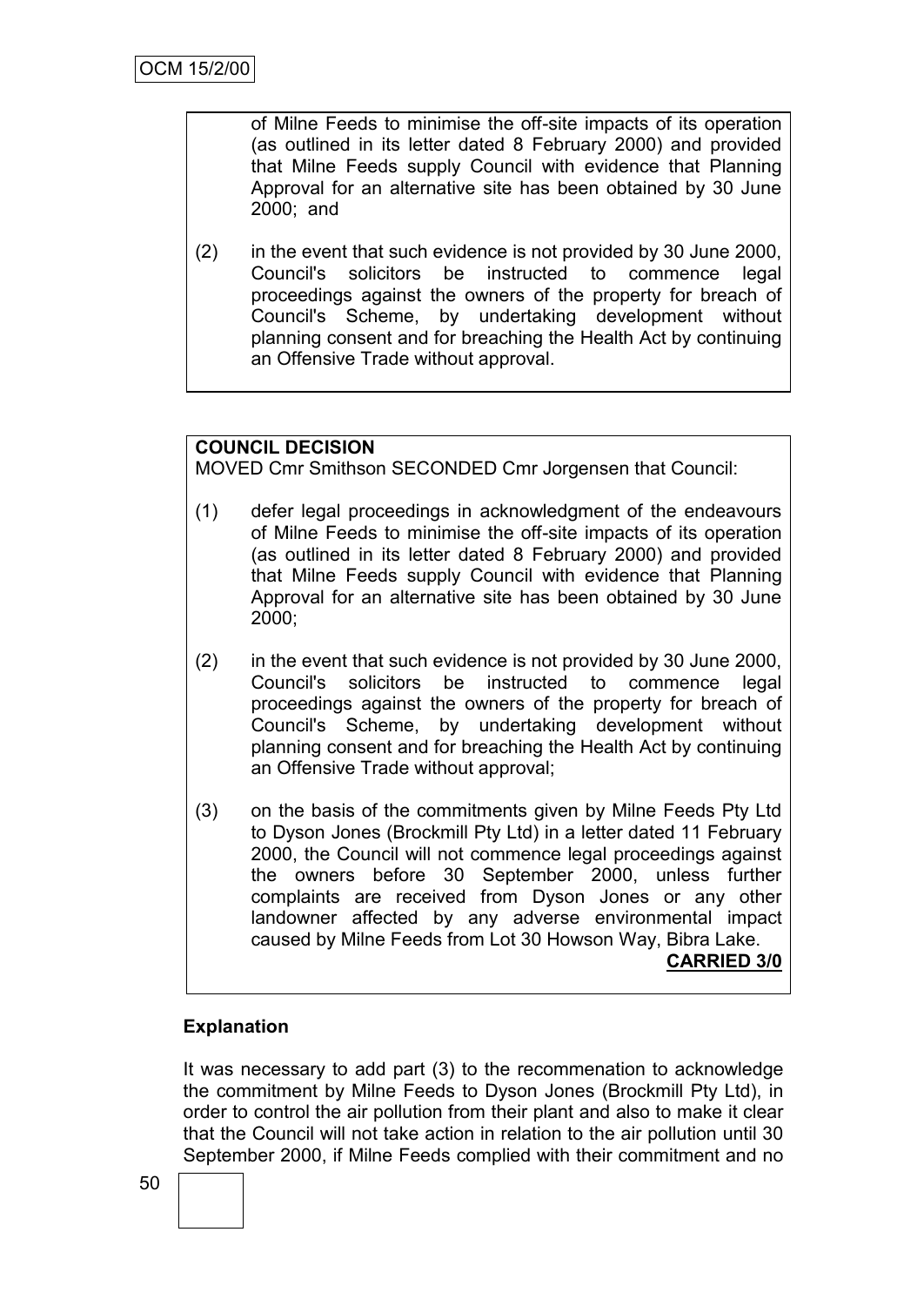of Milne Feeds to minimise the off-site impacts of its operation (as outlined in its letter dated 8 February 2000) and provided that Milne Feeds supply Council with evidence that Planning Approval for an alternative site has been obtained by 30 June 2000; and

(2) in the event that such evidence is not provided by 30 June 2000, Council's solicitors be instructed to commence legal proceedings against the owners of the property for breach of Council's Scheme, by undertaking development without planning consent and for breaching the Health Act by continuing an Offensive Trade without approval.

**COUNCIL DECISION**

MOVED Cmr Smithson SECONDED Cmr Jorgensen that Council:

(1) defer legal proceedings in acknowledgment of the endeavours of Milne Feeds to minimise the off-site impacts of its operation (as outlined in its letter dated 8 February 2000) and provided that Milne Feeds supply Council with evidence that Planning Approval for an alternative site has been obtained by 30 June 2000;

(2) in the event that such evidence is not provided by 30 June 2000, Council's solicitors be instructed to commence legal proceedings against the owners of the property for breach of Council's Scheme, by undertaking development without planning consent and for breaching the Health Act by continuing an Offensive Trade without approval;

(3) on the basis of the commitments given by Milne Feeds Pty Ltd to Dyson Jones (Brockmill Pty Ltd) in a letter dated 11 February 2000, the Council will not commence legal proceedings against the owners before 30 September 2000, unless further complaints are received from Dyson Jones or any other landowner affected by any adverse environmental impact caused by Milne Feeds from Lot 30 Howson Way, Bibra Lake.

**CARRIED 3/0**

**Explanation**

It was necessary to add part (3) to the recommenation to acknowledge the commitment by Milne Feeds to Dyson Jones (Brockmill Pty Ltd), in order to control the air pollution from their plant and also to make it clear that the Council will not take action in relation to the air pollution until 30 September 2000, if Milne Feeds complied with their commitment and no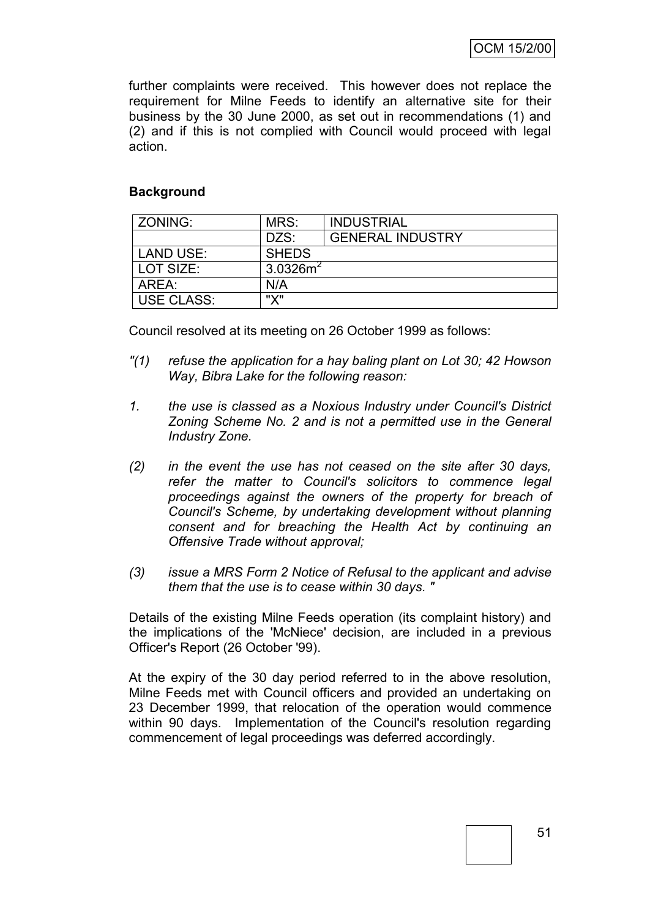further complaints were received. This however does not replace the requirement for Milne Feeds to identify an alternative site for their business by the 30 June 2000, as set out in recommendations (1) and (2) and if this is not complied with Council would proceed with legal action.

**Background**

| ZONING: | MRS: | INDUSTRIAL |
|---|---|---|
| | DZS: | GENERAL INDUSTRY |
| LAND USE: | SHEDS | |
| LOT SIZE: | 3.0326m$^2$ | |
| AREA: | N/A | |
| USE CLASS: | "X" | |

Council resolved at its meeting on 26 October 1999 as follows:

*"(1) refuse the application for a hay baling plant on Lot 30; 42 Howson Way, Bibra Lake for the following reason:*

*1. the use is classed as a Noxious Industry under Council's District Zoning Scheme No. 2 and is not a permitted use in the General Industry Zone.*

*(2) in the event the use has not ceased on the site after 30 days, refer the matter to Council's solicitors to commence legal proceedings against the owners of the property for breach of Council's Scheme, by undertaking development without planning consent and for breaching the Health Act by continuing an Offensive Trade without approval;*

*(3) issue a MRS Form 2 Notice of Refusal to the applicant and advise them that the use is to cease within 30 days. "*

Details of the existing Milne Feeds operation (its complaint history) and the implications of the 'McNiece' decision, are included in a previous Officer's Report (26 October '99).

At the expiry of the 30 day period referred to in the above resolution, Milne Feeds met with Council officers and provided an undertaking on 23 December 1999, that relocation of the operation would commence within 90 days. Implementation of the Council's resolution regarding commencement of legal proceedings was deferred accordingly.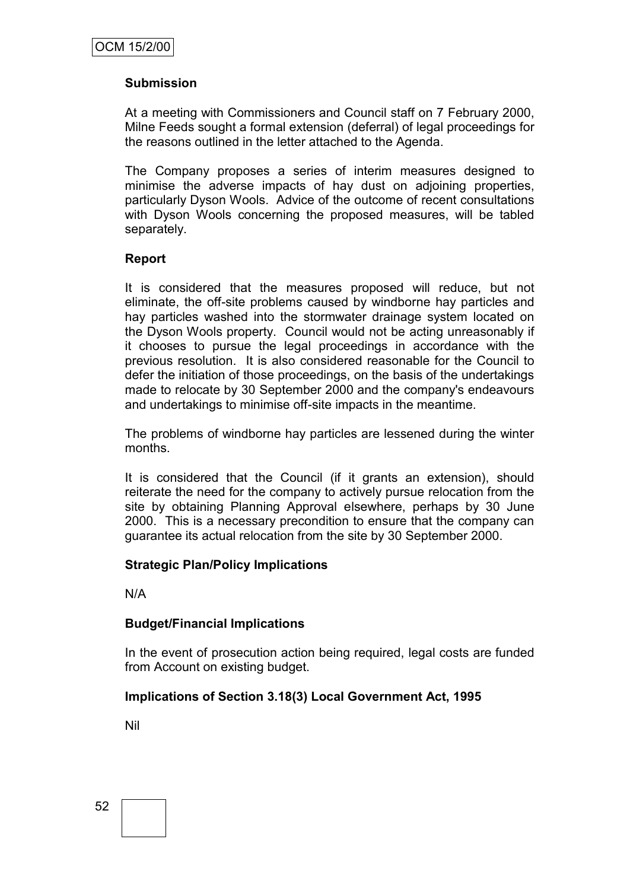### Submission

At a meeting with Commissioners and Council staff on 7 February 2000, Milne Feeds sought a formal extension (deferral) of legal proceedings for the reasons outlined in the letter attached to the Agenda.

The Company proposes a series of interim measures designed to minimise the adverse impacts of hay dust on adjoining properties, particularly Dyson Wools. Advice of the outcome of recent consultations with Dyson Wools concerning the proposed measures, will be tabled separately.

### Report

It is considered that the measures proposed will reduce, but not eliminate, the off-site problems caused by windborne hay particles and hay particles washed into the stormwater drainage system located on the Dyson Wools property. Council would not be acting unreasonably if it chooses to pursue the legal proceedings in accordance with the previous resolution. It is also considered reasonable for the Council to defer the initiation of those proceedings, on the basis of the undertakings made to relocate by 30 September 2000 and the company's endeavours and undertakings to minimise off-site impacts in the meantime.

The problems of windborne hay particles are lessened during the winter months.

It is considered that the Council (if it grants an extension), should reiterate the need for the company to actively pursue relocation from the site by obtaining Planning Approval elsewhere, perhaps by 30 June 2000. This is a necessary precondition to ensure that the company can guarantee its actual relocation from the site by 30 September 2000.

### Strategic Plan/Policy Implications

N/A

### Budget/Financial Implications

In the event of prosecution action being required, legal costs are funded from Account on existing budget.

### Implications of Section 3.18(3) Local Government Act, 1995

Nil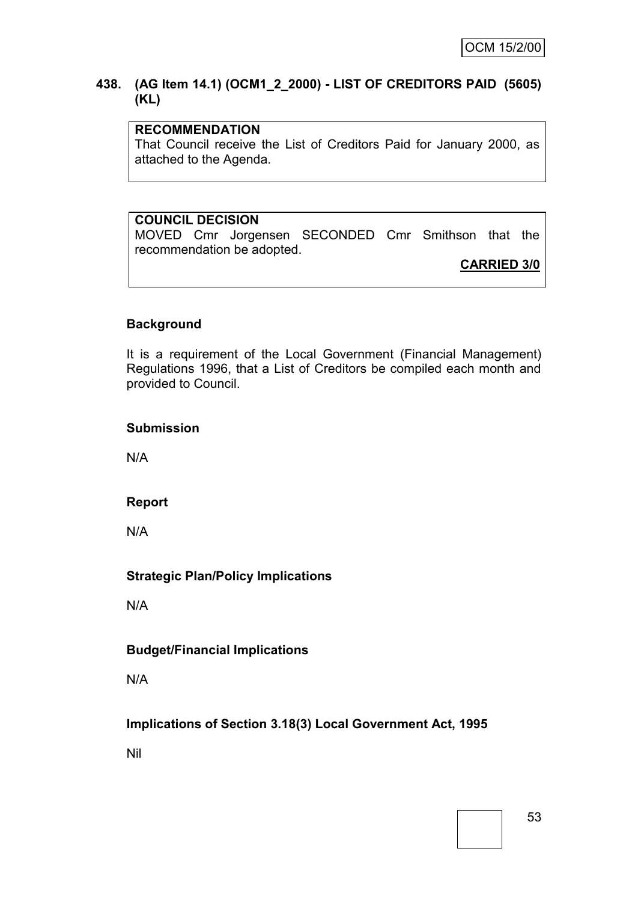## 438. (AG Item 14.1) (OCM1_2_2000) - LIST OF CREDITORS PAID (5605) (KL)

**RECOMMENDATION**
That Council receive the List of Creditors Paid for January 2000, as attached to the Agenda.

**COUNCIL DECISION**
MOVED Cmr Jorgensen SECONDED Cmr Smithson that the recommendation be adopted.

**CARRIED 3/0**

### Background

It is a requirement of the Local Government (Financial Management) Regulations 1996, that a List of Creditors be compiled each month and provided to Council.

### Submission

N/A

### Report

N/A

### Strategic Plan/Policy Implications

N/A

### Budget/Financial Implications

N/A

### Implications of Section 3.18(3) Local Government Act, 1995

Nil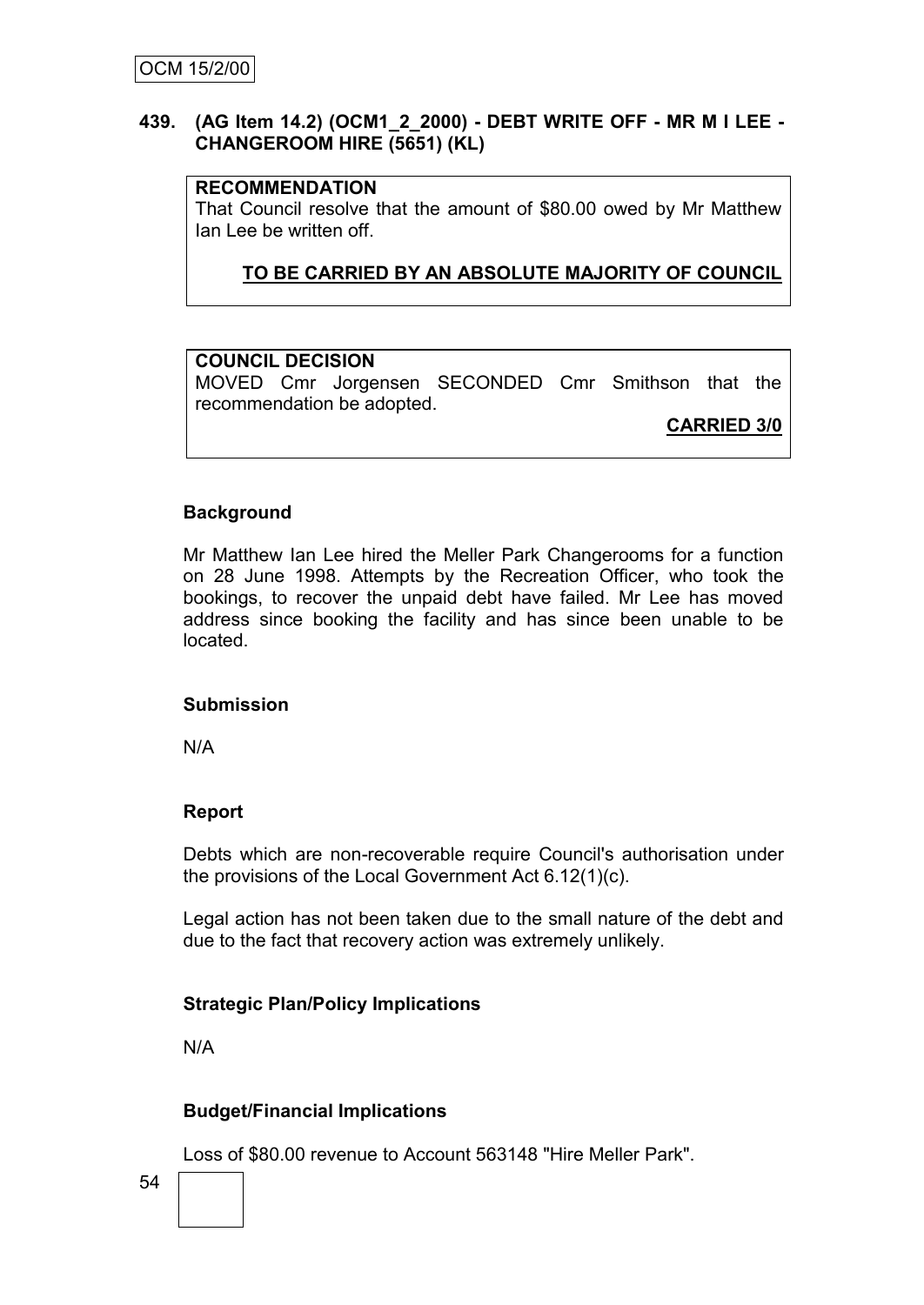## 439. (AG Item 14.2) (OCM1_2_2000) - DEBT WRITE OFF - MR M I LEE - CHANGEROOM HIRE (5651) (KL)

**RECOMMENDATION**

That Council resolve that the amount of $80.00 owed by Mr Matthew Ian Lee be written off.

**TO BE CARRIED BY AN ABSOLUTE MAJORITY OF COUNCIL**

**COUNCIL DECISION**

MOVED Cmr Jorgensen SECONDED Cmr Smithson that the recommendation be adopted.

**CARRIED 3/0**

### Background

Mr Matthew Ian Lee hired the Meller Park Changerooms for a function on 28 June 1998. Attempts by the Recreation Officer, who took the bookings, to recover the unpaid debt have failed. Mr Lee has moved address since booking the facility and has since been unable to be located.

### Submission

N/A

### Report

Debts which are non-recoverable require Council's authorisation under the provisions of the Local Government Act 6.12(1)(c).

Legal action has not been taken due to the small nature of the debt and due to the fact that recovery action was extremely unlikely.

### Strategic Plan/Policy Implications

N/A

### Budget/Financial Implications

Loss of $80.00 revenue to Account 563148 "Hire Meller Park".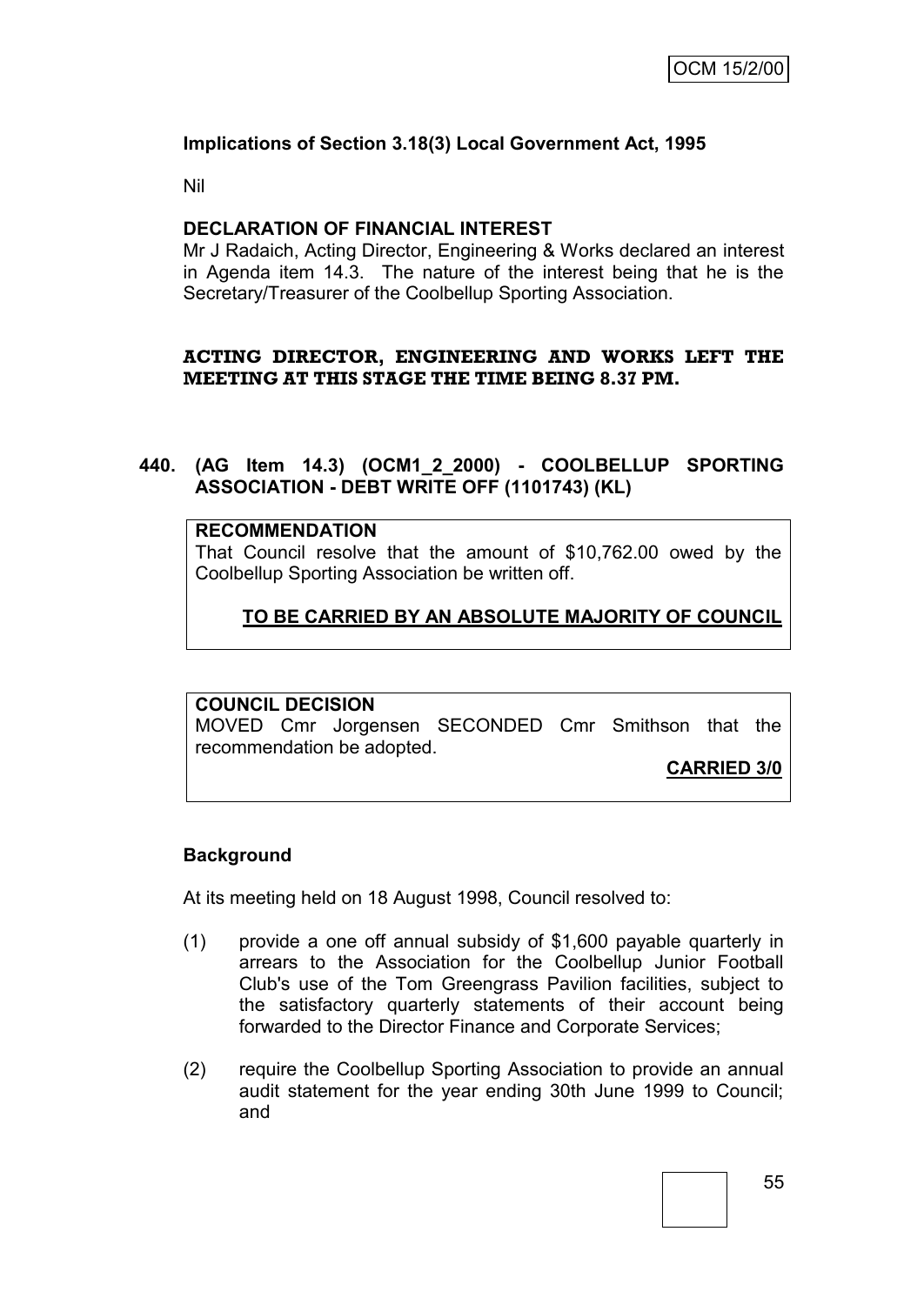**Implications of Section 3.18(3) Local Government Act, 1995**

Nil

**DECLARATION OF FINANCIAL INTEREST**

Mr J Radaich, Acting Director, Engineering & Works declared an interest in Agenda item 14.3. The nature of the interest being that he is the Secretary/Treasurer of the Coolbellup Sporting Association.

**ACTING DIRECTOR, ENGINEERING AND WORKS LEFT THE MEETING AT THIS STAGE THE TIME BEING 8.37 PM.**

### 440. (AG Item 14.3) (OCM1_2_2000) - COOLBELLUP SPORTING ASSOCIATION - DEBT WRITE OFF (1101743) (KL)

**RECOMMENDATION**

That Council resolve that the amount of $10,762.00 owed by the Coolbellup Sporting Association be written off.

**TO BE CARRIED BY AN ABSOLUTE MAJORITY OF COUNCIL**

**COUNCIL DECISION**

MOVED Cmr Jorgensen SECONDED Cmr Smithson that the recommendation be adopted.

**CARRIED 3/0**

**Background**

At its meeting held on 18 August 1998, Council resolved to:

(1) provide a one off annual subsidy of $1,600 payable quarterly in arrears to the Association for the Coolbellup Junior Football Club's use of the Tom Greengrass Pavilion facilities, subject to the satisfactory quarterly statements of their account being forwarded to the Director Finance and Corporate Services;

(2) require the Coolbellup Sporting Association to provide an annual audit statement for the year ending 30th June 1999 to Council; and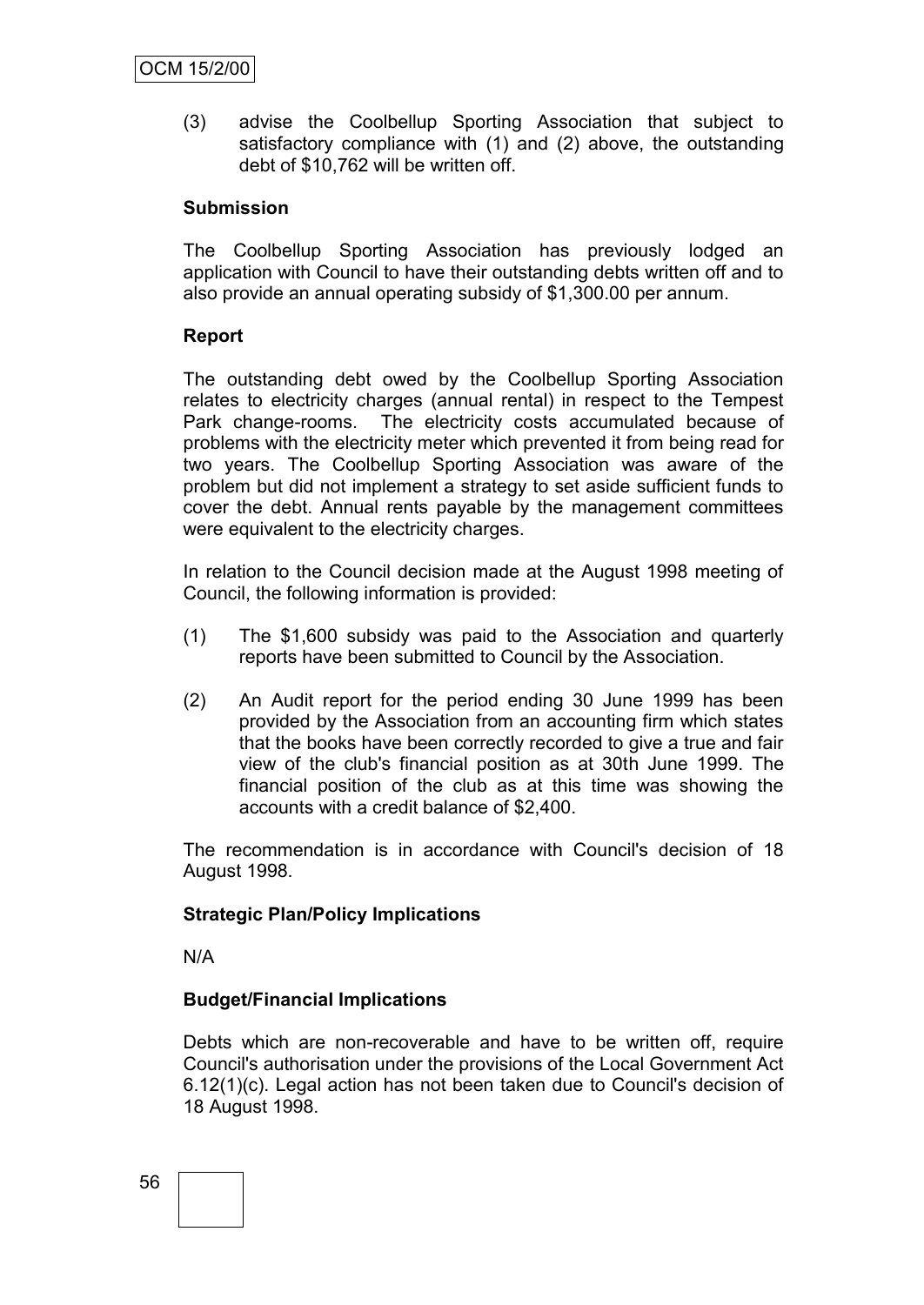(3) advise the Coolbellup Sporting Association that subject to satisfactory compliance with (1) and (2) above, the outstanding debt of $10,762 will be written off.

**Submission**

The Coolbellup Sporting Association has previously lodged an application with Council to have their outstanding debts written off and to also provide an annual operating subsidy of $1,300.00 per annum.

**Report**

The outstanding debt owed by the Coolbellup Sporting Association relates to electricity charges (annual rental) in respect to the Tempest Park change-rooms. The electricity costs accumulated because of problems with the electricity meter which prevented it from being read for two years. The Coolbellup Sporting Association was aware of the problem but did not implement a strategy to set aside sufficient funds to cover the debt. Annual rents payable by the management committees were equivalent to the electricity charges.

In relation to the Council decision made at the August 1998 meeting of Council, the following information is provided:

(1) The $1,600 subsidy was paid to the Association and quarterly reports have been submitted to Council by the Association.

(2) An Audit report for the period ending 30 June 1999 has been provided by the Association from an accounting firm which states that the books have been correctly recorded to give a true and fair view of the club's financial position as at 30th June 1999. The financial position of the club as at this time was showing the accounts with a credit balance of $2,400.

The recommendation is in accordance with Council's decision of 18 August 1998.

**Strategic Plan/Policy Implications**

N/A

**Budget/Financial Implications**

Debts which are non-recoverable and have to be written off, require Council's authorisation under the provisions of the Local Government Act 6.12(1)(c). Legal action has not been taken due to Council's decision of 18 August 1998.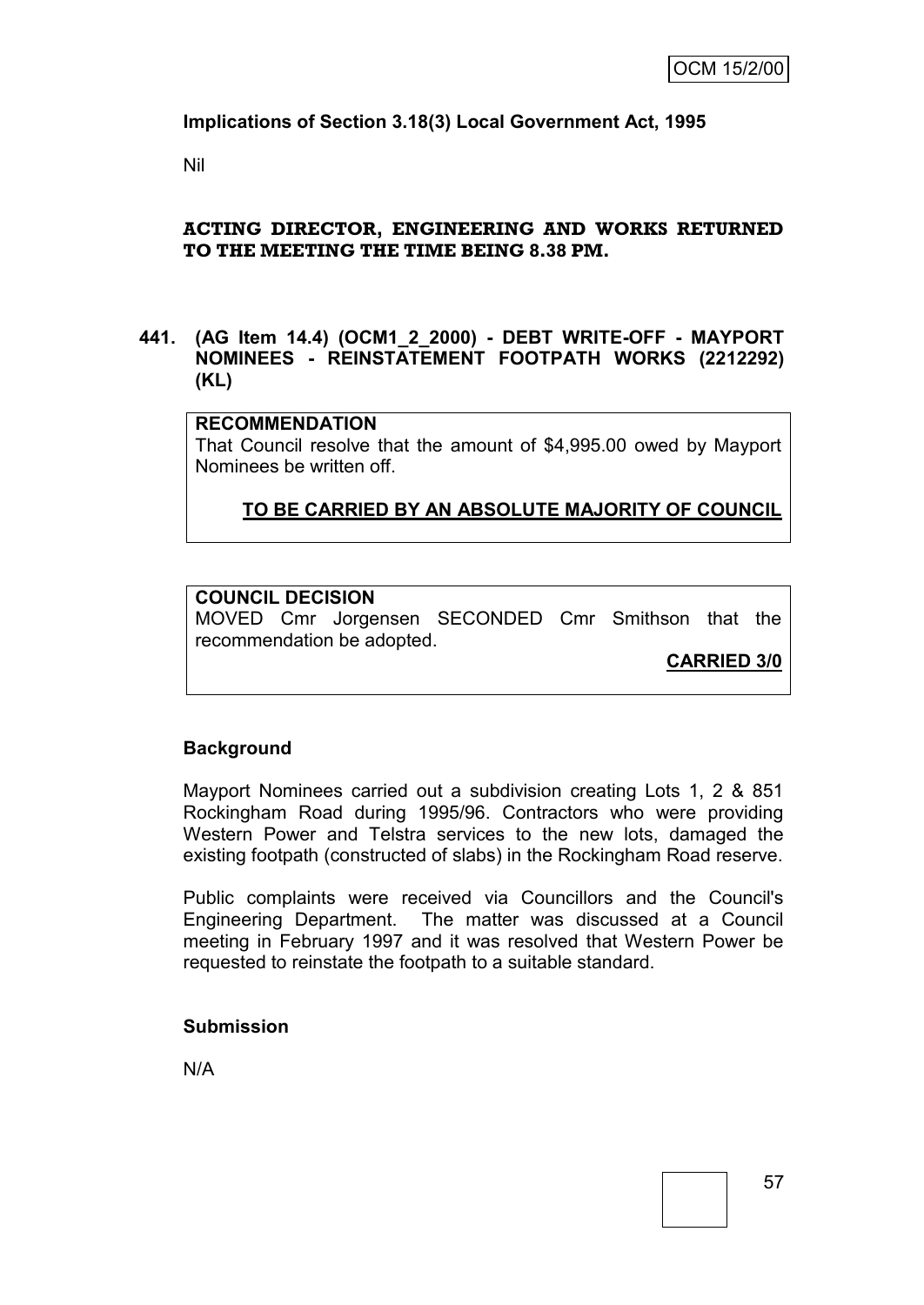**Implications of Section 3.18(3) Local Government Act, 1995**

Nil

**ACTING DIRECTOR, ENGINEERING AND WORKS RETURNED TO THE MEETING THE TIME BEING 8.38 PM.**

## 441. (AG Item 14.4) (OCM1_2_2000) - DEBT WRITE-OFF - MAYPORT NOMINEES - REINSTATEMENT FOOTPATH WORKS (2212292) (KL)

**RECOMMENDATION**

That Council resolve that the amount of $4,995.00 owed by Mayport Nominees be written off.

**TO BE CARRIED BY AN ABSOLUTE MAJORITY OF COUNCIL**

**COUNCIL DECISION**

MOVED Cmr Jorgensen SECONDED Cmr Smithson that the recommendation be adopted.

**CARRIED 3/0**

### Background

Mayport Nominees carried out a subdivision creating Lots 1, 2 & 851 Rockingham Road during 1995/96. Contractors who were providing Western Power and Telstra services to the new lots, damaged the existing footpath (constructed of slabs) in the Rockingham Road reserve.

Public complaints were received via Councillors and the Council's Engineering Department. The matter was discussed at a Council meeting in February 1997 and it was resolved that Western Power be requested to reinstate the footpath to a suitable standard.

### Submission

N/A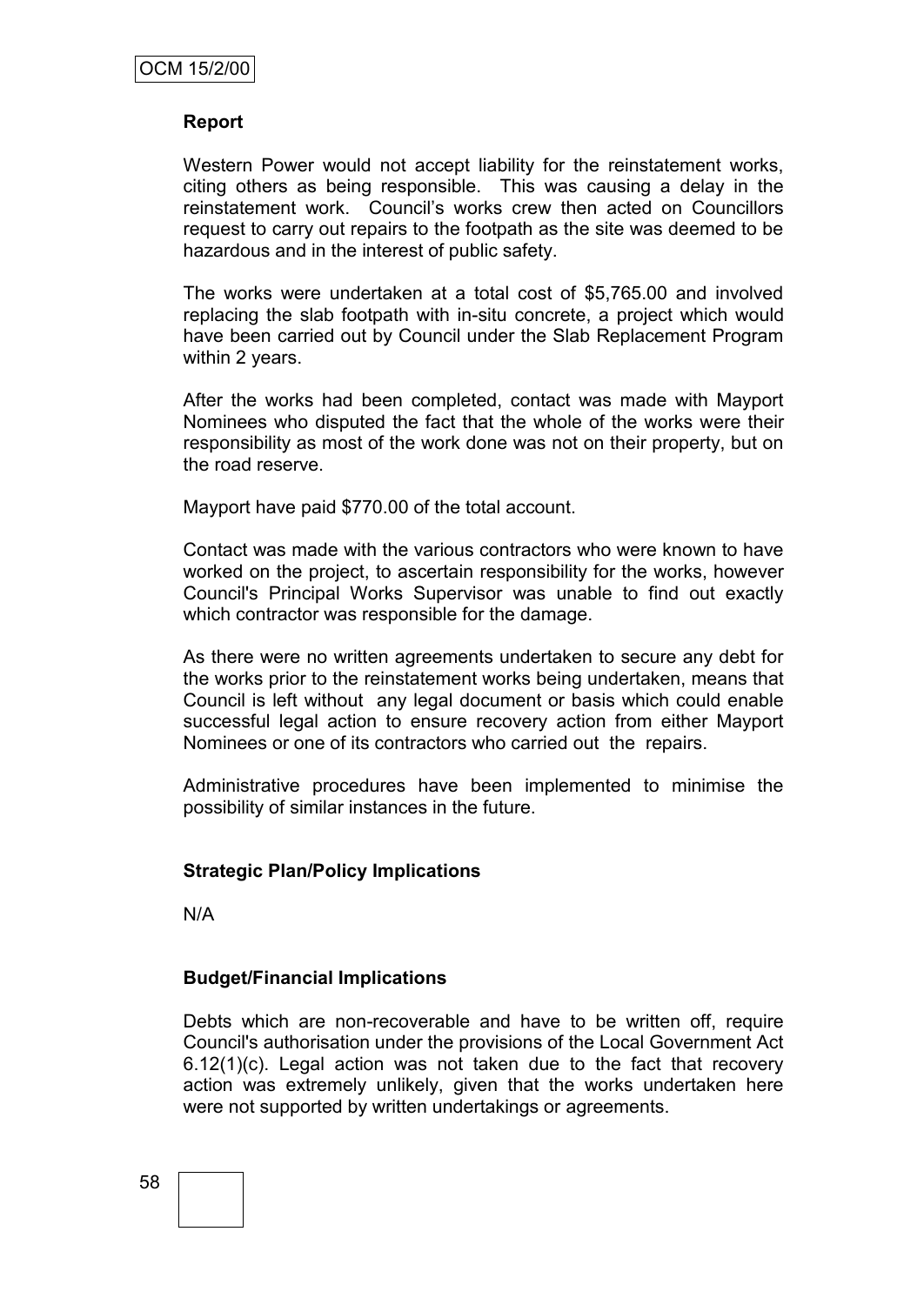**Report**

Western Power would not accept liability for the reinstatement works, citing others as being responsible. This was causing a delay in the reinstatement work. Council's works crew then acted on Councillors request to carry out repairs to the footpath as the site was deemed to be hazardous and in the interest of public safety.

The works were undertaken at a total cost of $5,765.00 and involved replacing the slab footpath with in-situ concrete, a project which would have been carried out by Council under the Slab Replacement Program within 2 years.

After the works had been completed, contact was made with Mayport Nominees who disputed the fact that the whole of the works were their responsibility as most of the work done was not on their property, but on the road reserve.

Mayport have paid $770.00 of the total account.

Contact was made with the various contractors who were known to have worked on the project, to ascertain responsibility for the works, however Council's Principal Works Supervisor was unable to find out exactly which contractor was responsible for the damage.

As there were no written agreements undertaken to secure any debt for the works prior to the reinstatement works being undertaken, means that Council is left without any legal document or basis which could enable successful legal action to ensure recovery action from either Mayport Nominees or one of its contractors who carried out the repairs.

Administrative procedures have been implemented to minimise the possibility of similar instances in the future.

**Strategic Plan/Policy Implications**

N/A

**Budget/Financial Implications**

Debts which are non-recoverable and have to be written off, require Council's authorisation under the provisions of the Local Government Act 6.12(1)(c). Legal action was not taken due to the fact that recovery action was extremely unlikely, given that the works undertaken here were not supported by written undertakings or agreements.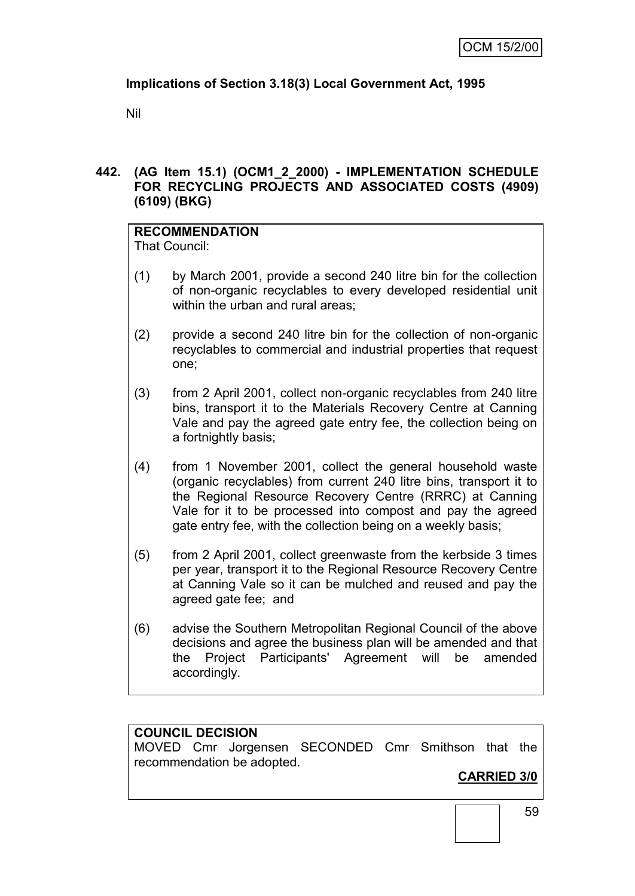**Implications of Section 3.18(3) Local Government Act, 1995**

Nil

**442. (AG Item 15.1) (OCM1_2_2000) - IMPLEMENTATION SCHEDULE FOR RECYCLING PROJECTS AND ASSOCIATED COSTS (4909) (6109) (BKG)**

**RECOMMENDATION**

That Council:

(1) by March 2001, provide a second 240 litre bin for the collection of non-organic recyclables to every developed residential unit within the urban and rural areas;

(2) provide a second 240 litre bin for the collection of non-organic recyclables to commercial and industrial properties that request one;

(3) from 2 April 2001, collect non-organic recyclables from 240 litre bins, transport it to the Materials Recovery Centre at Canning Vale and pay the agreed gate entry fee, the collection being on a fortnightly basis;

(4) from 1 November 2001, collect the general household waste (organic recyclables) from current 240 litre bins, transport it to the Regional Resource Recovery Centre (RRRC) at Canning Vale for it to be processed into compost and pay the agreed gate entry fee, with the collection being on a weekly basis;

(5) from 2 April 2001, collect greenwaste from the kerbside 3 times per year, transport it to the Regional Resource Recovery Centre at Canning Vale so it can be mulched and reused and pay the agreed gate fee; and

(6) advise the Southern Metropolitan Regional Council of the above decisions and agree the business plan will be amended and that the Project Participants' Agreement will be amended accordingly.

**COUNCIL DECISION**

MOVED Cmr Jorgensen SECONDED Cmr Smithson that the recommendation be adopted.

**CARRIED 3/0**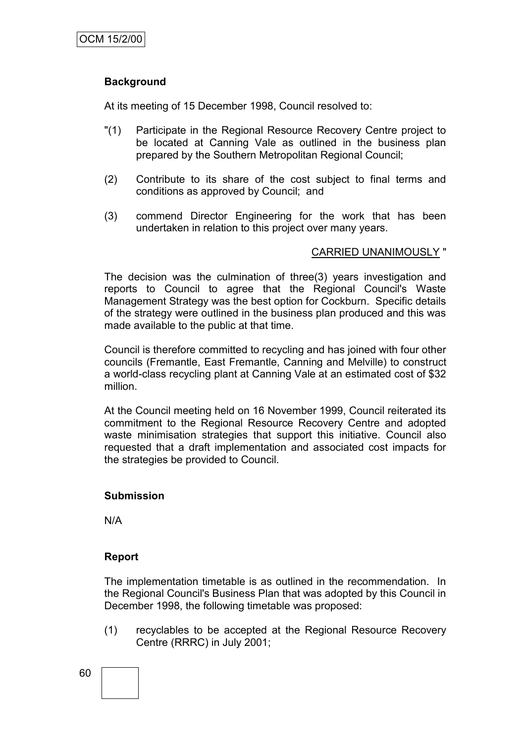**Background**

At its meeting of 15 December 1998, Council resolved to:

"(1) Participate in the Regional Resource Recovery Centre project to be located at Canning Vale as outlined in the business plan prepared by the Southern Metropolitan Regional Council;

(2) Contribute to its share of the cost subject to final terms and conditions as approved by Council; and

(3) commend Director Engineering for the work that has been undertaken in relation to this project over many years.

CARRIED UNANIMOUSLY "

The decision was the culmination of three(3) years investigation and reports to Council to agree that the Regional Council's Waste Management Strategy was the best option for Cockburn. Specific details of the strategy were outlined in the business plan produced and this was made available to the public at that time.

Council is therefore committed to recycling and has joined with four other councils (Fremantle, East Fremantle, Canning and Melville) to construct a world-class recycling plant at Canning Vale at an estimated cost of $32 million.

At the Council meeting held on 16 November 1999, Council reiterated its commitment to the Regional Resource Recovery Centre and adopted waste minimisation strategies that support this initiative. Council also requested that a draft implementation and associated cost impacts for the strategies be provided to Council.

**Submission**

N/A

**Report**

The implementation timetable is as outlined in the recommendation. In the Regional Council's Business Plan that was adopted by this Council in December 1998, the following timetable was proposed:

(1) recyclables to be accepted at the Regional Resource Recovery Centre (RRRC) in July 2001;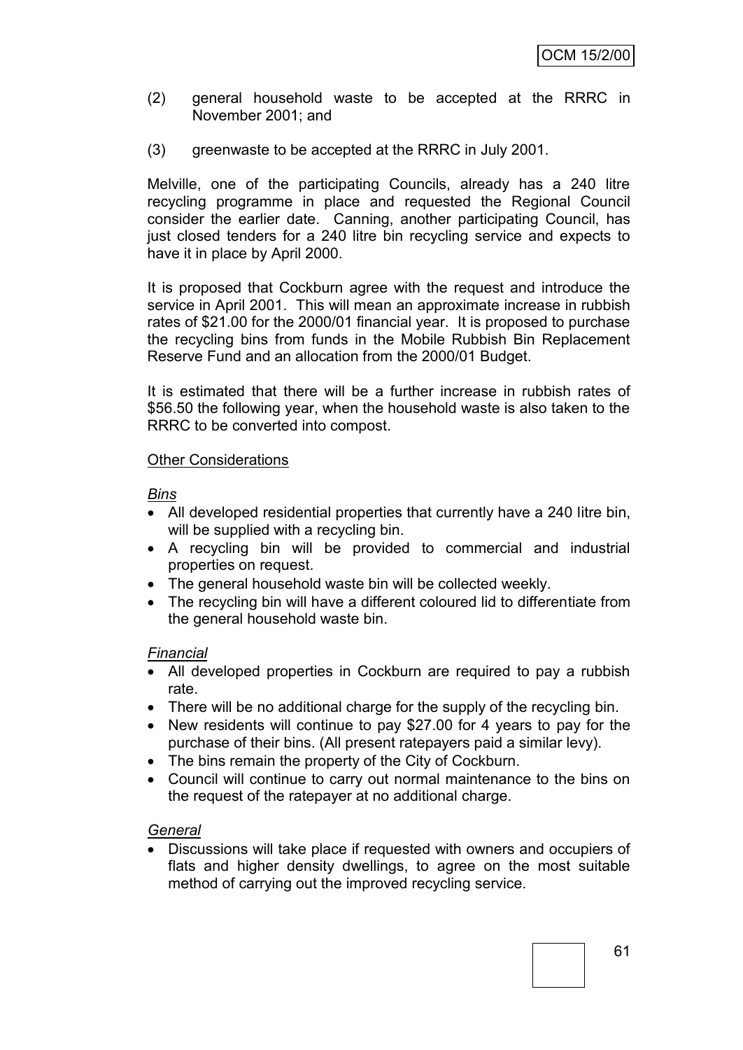(2) general household waste to be accepted at the RRRC in November 2001; and

(3) greenwaste to be accepted at the RRRC in July 2001.

Melville, one of the participating Councils, already has a 240 litre recycling programme in place and requested the Regional Council consider the earlier date. Canning, another participating Council, has just closed tenders for a 240 litre bin recycling service and expects to have it in place by April 2000.

It is proposed that Cockburn agree with the request and introduce the service in April 2001. This will mean an approximate increase in rubbish rates of $21.00 for the 2000/01 financial year. It is proposed to purchase the recycling bins from funds in the Mobile Rubbish Bin Replacement Reserve Fund and an allocation from the 2000/01 Budget.

It is estimated that there will be a further increase in rubbish rates of $56.50 the following year, when the household waste is also taken to the RRRC to be converted into compost.

<u>Other Considerations</u>

*<u>Bins</u>*

- All developed residential properties that currently have a 240 litre bin, will be supplied with a recycling bin.
- A recycling bin will be provided to commercial and industrial properties on request.
- The general household waste bin will be collected weekly.
- The recycling bin will have a different coloured lid to differentiate from the general household waste bin.

*<u>Financial</u>*

- All developed properties in Cockburn are required to pay a rubbish rate.
- There will be no additional charge for the supply of the recycling bin.
- New residents will continue to pay $27.00 for 4 years to pay for the purchase of their bins. (All present ratepayers paid a similar levy).
- The bins remain the property of the City of Cockburn.
- Council will continue to carry out normal maintenance to the bins on the request of the ratepayer at no additional charge.

*<u>General</u>*

- Discussions will take place if requested with owners and occupiers of flats and higher density dwellings, to agree on the most suitable method of carrying out the improved recycling service.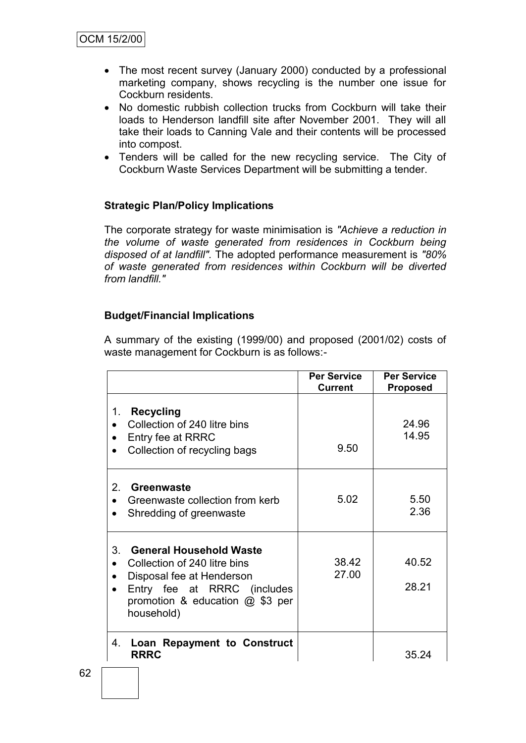- The most recent survey (January 2000) conducted by a professional marketing company, shows recycling is the number one issue for Cockburn residents.
- No domestic rubbish collection trucks from Cockburn will take their loads to Henderson landfill site after November 2001. They will all take their loads to Canning Vale and their contents will be processed into compost.
- Tenders will be called for the new recycling service. The City of Cockburn Waste Services Department will be submitting a tender.

**Strategic Plan/Policy Implications**

The corporate strategy for waste minimisation is *"Achieve a reduction in the volume of waste generated from residences in Cockburn being disposed of at landfill".* The adopted performance measurement is *"80% of waste generated from residences within Cockburn will be diverted from landfill."*

**Budget/Financial Implications**

A summary of the existing (1999/00) and proposed (2001/02) costs of waste management for Cockburn is as follows:-

| | **Per Service Current** | **Per Service Proposed** |
|---|---|---|
| 1. **Recycling** | | |
| • Collection of 240 litre bins | | 24.96 |
| • Entry fee at RRRC | | 14.95 |
| • Collection of recycling bags | 9.50 | |
| 2. **Greenwaste** | | |
| • Greenwaste collection from kerb | 5.02 | 5.50 |
| • Shredding of greenwaste | | 2.36 |
| 3. **General Household Waste** | | |
| • Collection of 240 litre bins | 38.42 | 40.52 |
| • Disposal fee at Henderson | 27.00 | |
| • Entry fee at RRRC (includes promotion & education @ $3 per household) | | 28.21 |
| 4. **Loan Repayment to Construct RRRC** | | 35.24 |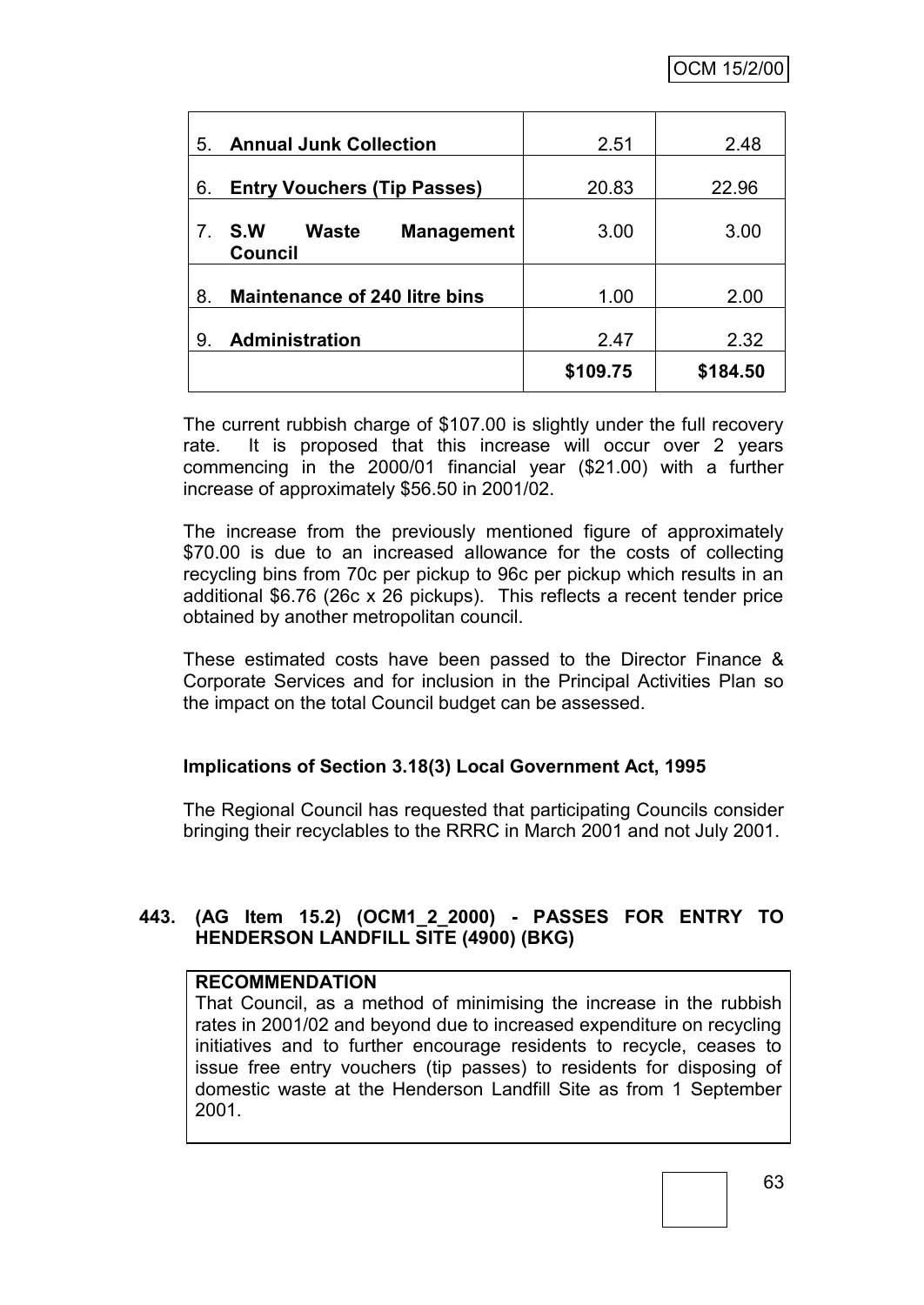| | | |
|---|---|---|
| 5. **Annual Junk Collection** | 2.51 | 2.48 |
| 6. **Entry Vouchers (Tip Passes)** | 20.83 | 22.96 |
| 7. **S.W Waste Management Council** | 3.00 | 3.00 |
| 8. **Maintenance of 240 litre bins** | 1.00 | 2.00 |
| 9. **Administration** | 2.47 | 2.32 |
| | **\$109.75** | **\$184.50** |

The current rubbish charge of \$107.00 is slightly under the full recovery rate. It is proposed that this increase will occur over 2 years commencing in the 2000/01 financial year (\$21.00) with a further increase of approximately \$56.50 in 2001/02.

The increase from the previously mentioned figure of approximately \$70.00 is due to an increased allowance for the costs of collecting recycling bins from 70c per pickup to 96c per pickup which results in an additional \$6.76 (26c x 26 pickups). This reflects a recent tender price obtained by another metropolitan council.

These estimated costs have been passed to the Director Finance & Corporate Services and for inclusion in the Principal Activities Plan so the impact on the total Council budget can be assessed.

**Implications of Section 3.18(3) Local Government Act, 1995**

The Regional Council has requested that participating Councils consider bringing their recyclables to the RRRC in March 2001 and not July 2001.

### 443. (AG Item 15.2) (OCM1_2_2000) - PASSES FOR ENTRY TO HENDERSON LANDFILL SITE (4900) (BKG)

**RECOMMENDATION**
That Council, as a method of minimising the increase in the rubbish rates in 2001/02 and beyond due to increased expenditure on recycling initiatives and to further encourage residents to recycle, ceases to issue free entry vouchers (tip passes) to residents for disposing of domestic waste at the Henderson Landfill Site as from 1 September 2001.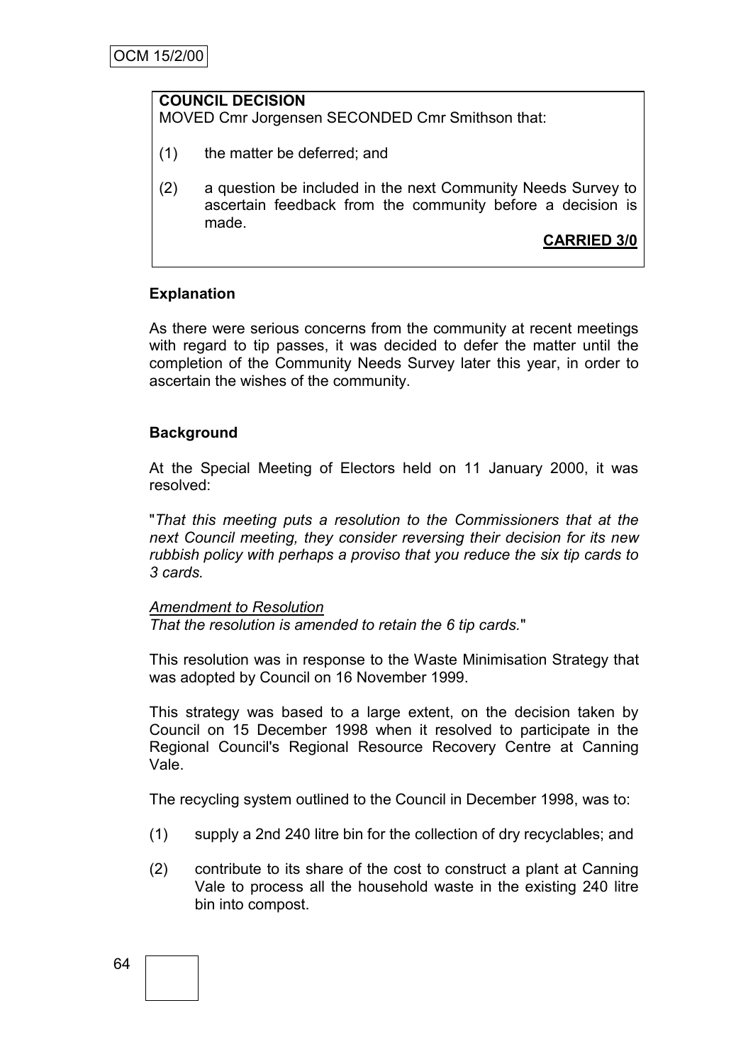**COUNCIL DECISION**
MOVED Cmr Jorgensen SECONDED Cmr Smithson that:

(1) the matter be deferred; and

(2) a question be included in the next Community Needs Survey to ascertain feedback from the community before a decision is made.

**CARRIED 3/0**

**Explanation**

As there were serious concerns from the community at recent meetings with regard to tip passes, it was decided to defer the matter until the completion of the Community Needs Survey later this year, in order to ascertain the wishes of the community.

**Background**

At the Special Meeting of Electors held on 11 January 2000, it was resolved:

"*That this meeting puts a resolution to the Commissioners that at the next Council meeting, they consider reversing their decision for its new rubbish policy with perhaps a proviso that you reduce the six tip cards to 3 cards.*

*Amendment to Resolution*
*That the resolution is amended to retain the 6 tip cards.*"

This resolution was in response to the Waste Minimisation Strategy that was adopted by Council on 16 November 1999.

This strategy was based to a large extent, on the decision taken by Council on 15 December 1998 when it resolved to participate in the Regional Council's Regional Resource Recovery Centre at Canning Vale.

The recycling system outlined to the Council in December 1998, was to:

(1) supply a 2nd 240 litre bin for the collection of dry recyclables; and

(2) contribute to its share of the cost to construct a plant at Canning Vale to process all the household waste in the existing 240 litre bin into compost.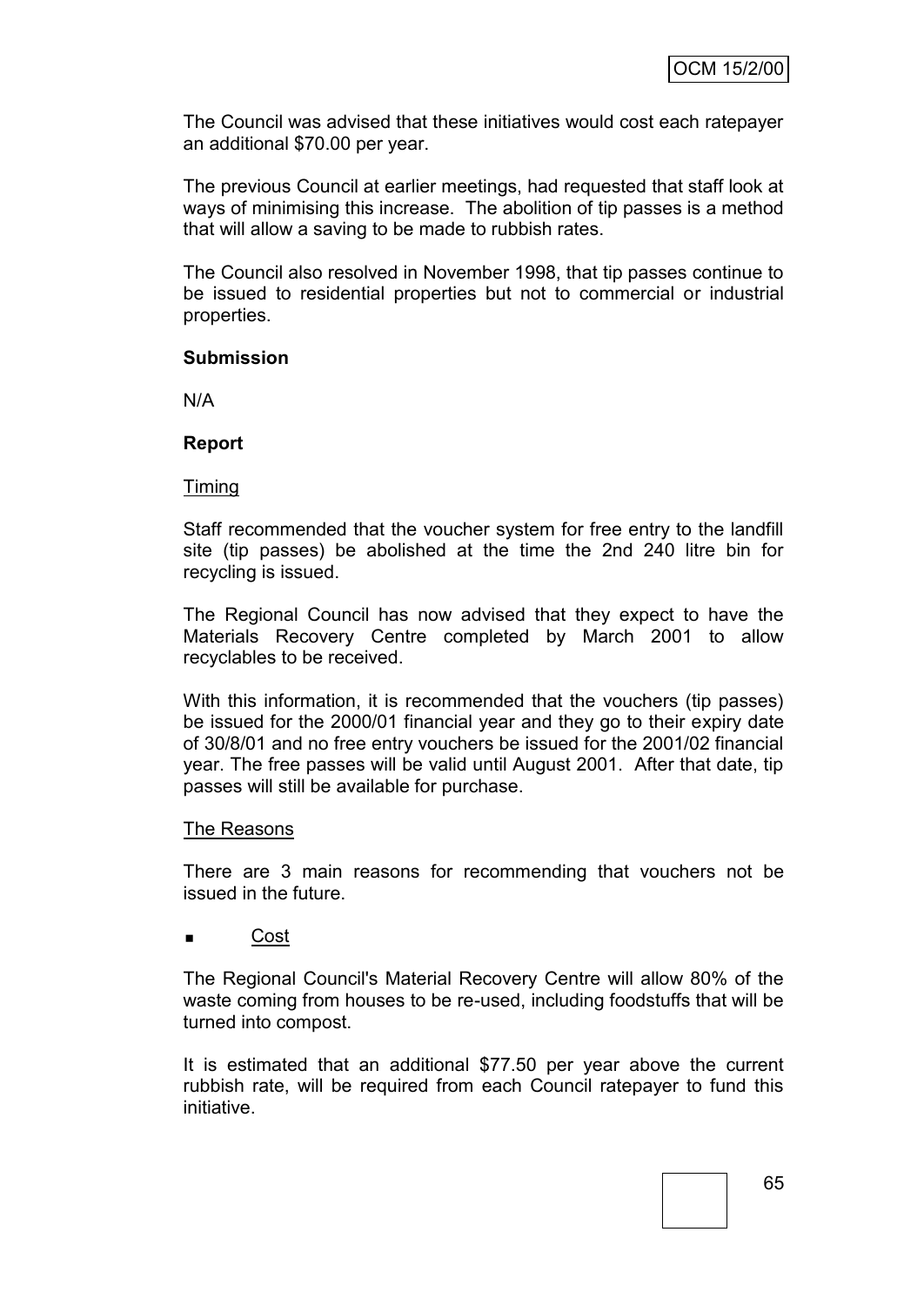The Council was advised that these initiatives would cost each ratepayer an additional $70.00 per year.

The previous Council at earlier meetings, had requested that staff look at ways of minimising this increase. The abolition of tip passes is a method that will allow a saving to be made to rubbish rates.

The Council also resolved in November 1998, that tip passes continue to be issued to residential properties but not to commercial or industrial properties.

**Submission**

N/A

**Report**

Timing

Staff recommended that the voucher system for free entry to the landfill site (tip passes) be abolished at the time the 2nd 240 litre bin for recycling is issued.

The Regional Council has now advised that they expect to have the Materials Recovery Centre completed by March 2001 to allow recyclables to be received.

With this information, it is recommended that the vouchers (tip passes) be issued for the 2000/01 financial year and they go to their expiry date of 30/8/01 and no free entry vouchers be issued for the 2001/02 financial year. The free passes will be valid until August 2001. After that date, tip passes will still be available for purchase.

The Reasons

There are 3 main reasons for recommending that vouchers not be issued in the future.

- Cost

The Regional Council's Material Recovery Centre will allow 80% of the waste coming from houses to be re-used, including foodstuffs that will be turned into compost.

It is estimated that an additional $77.50 per year above the current rubbish rate, will be required from each Council ratepayer to fund this initiative.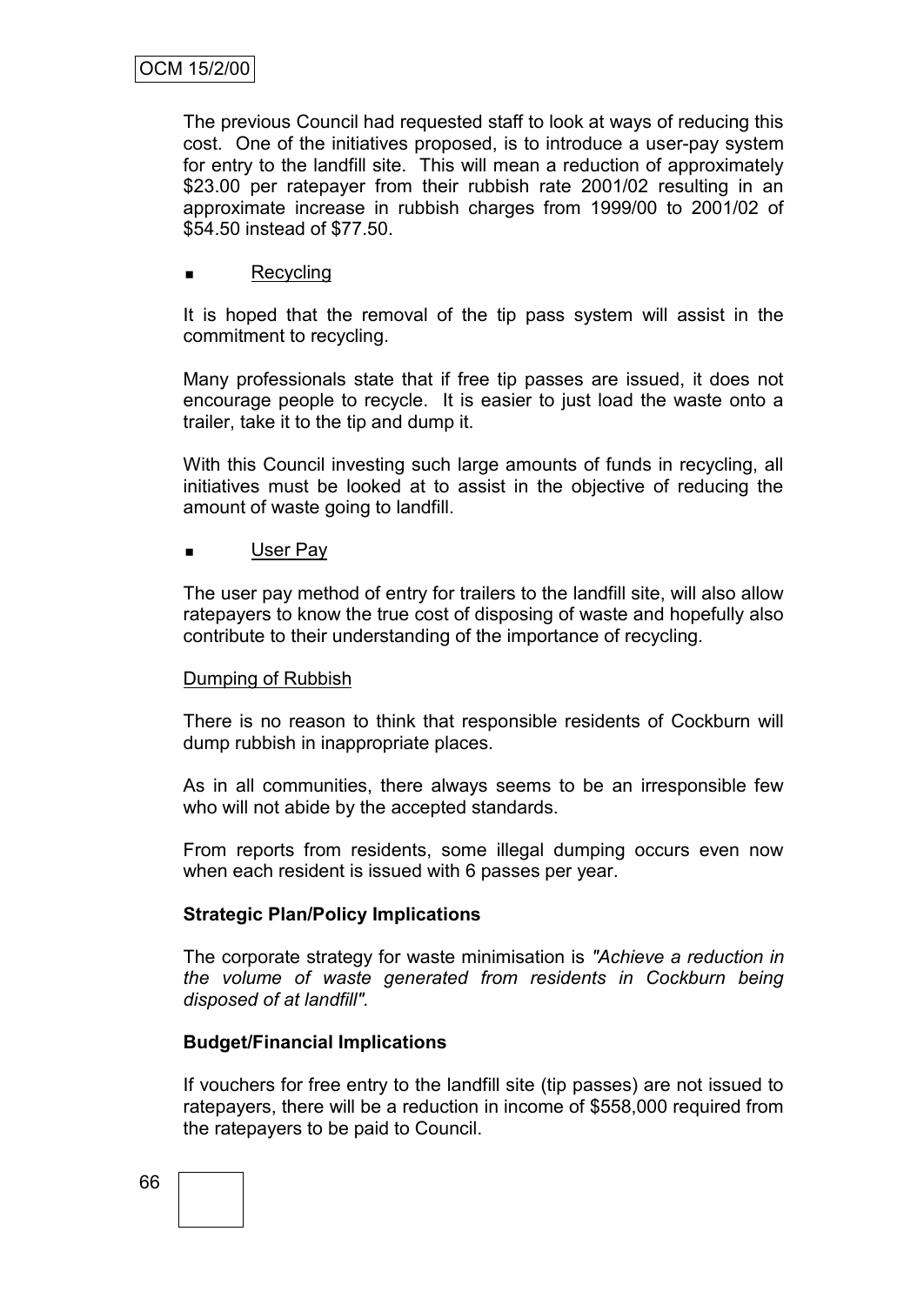The previous Council had requested staff to look at ways of reducing this cost. One of the initiatives proposed, is to introduce a user-pay system for entry to the landfill site. This will mean a reduction of approximately $23.00 per ratepayer from their rubbish rate 2001/02 resulting in an approximate increase in rubbish charges from 1999/00 to 2001/02 of $54.50 instead of $77.50.

- <u>Recycling</u>

It is hoped that the removal of the tip pass system will assist in the commitment to recycling.

Many professionals state that if free tip passes are issued, it does not encourage people to recycle. It is easier to just load the waste onto a trailer, take it to the tip and dump it.

With this Council investing such large amounts of funds in recycling, all initiatives must be looked at to assist in the objective of reducing the amount of waste going to landfill.

- <u>User Pay</u>

The user pay method of entry for trailers to the landfill site, will also allow ratepayers to know the true cost of disposing of waste and hopefully also contribute to their understanding of the importance of recycling.

<u>Dumping of Rubbish</u>

There is no reason to think that responsible residents of Cockburn will dump rubbish in inappropriate places.

As in all communities, there always seems to be an irresponsible few who will not abide by the accepted standards.

From reports from residents, some illegal dumping occurs even now when each resident is issued with 6 passes per year.

**Strategic Plan/Policy Implications**

The corporate strategy for waste minimisation is *"Achieve a reduction in the volume of waste generated from residents in Cockburn being disposed of at landfill".*

**Budget/Financial Implications**

If vouchers for free entry to the landfill site (tip passes) are not issued to ratepayers, there will be a reduction in income of $558,000 required from the ratepayers to be paid to Council.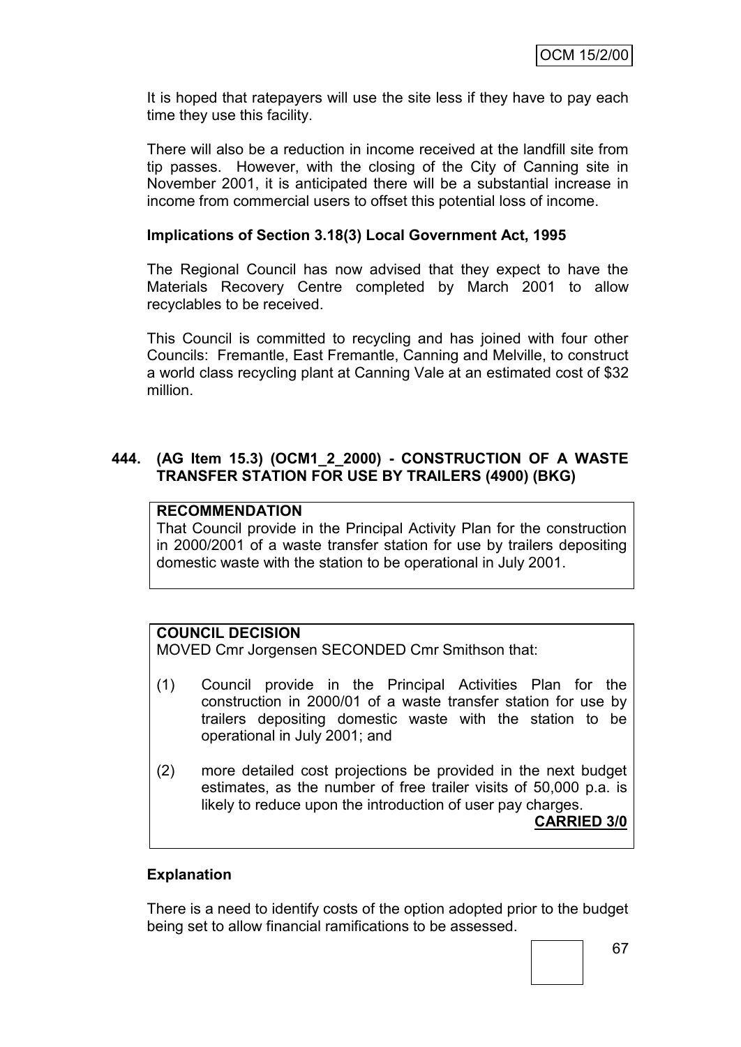It is hoped that ratepayers will use the site less if they have to pay each time they use this facility.

There will also be a reduction in income received at the landfill site from tip passes. However, with the closing of the City of Canning site in November 2001, it is anticipated there will be a substantial increase in income from commercial users to offset this potential loss of income.

**Implications of Section 3.18(3) Local Government Act, 1995**

The Regional Council has now advised that they expect to have the Materials Recovery Centre completed by March 2001 to allow recyclables to be received.

This Council is committed to recycling and has joined with four other Councils: Fremantle, East Fremantle, Canning and Melville, to construct a world class recycling plant at Canning Vale at an estimated cost of $32 million.

### 444. (AG Item 15.3) (OCM1_2_2000) - CONSTRUCTION OF A WASTE TRANSFER STATION FOR USE BY TRAILERS (4900) (BKG)

**RECOMMENDATION**

That Council provide in the Principal Activity Plan for the construction in 2000/2001 of a waste transfer station for use by trailers depositing domestic waste with the station to be operational in July 2001.

**COUNCIL DECISION**

MOVED Cmr Jorgensen SECONDED Cmr Smithson that:

(1) Council provide in the Principal Activities Plan for the construction in 2000/01 of a waste transfer station for use by trailers depositing domestic waste with the station to be operational in July 2001; and

(2) more detailed cost projections be provided in the next budget estimates, as the number of free trailer visits of 50,000 p.a. is likely to reduce upon the introduction of user pay charges.

**CARRIED 3/0**

**Explanation**

There is a need to identify costs of the option adopted prior to the budget being set to allow financial ramifications to be assessed.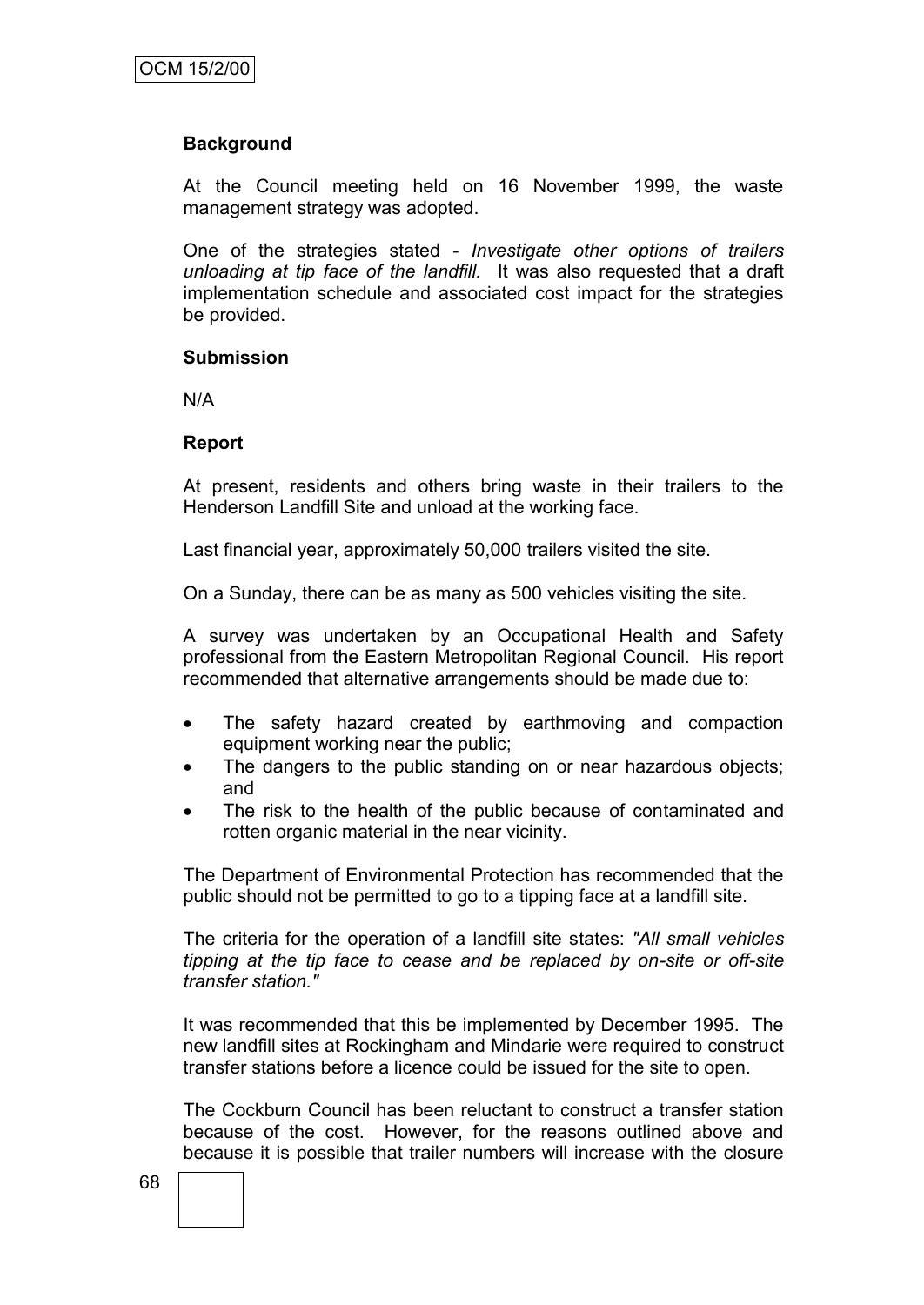**Background**

At the Council meeting held on 16 November 1999, the waste management strategy was adopted.

One of the strategies stated - *Investigate other options of trailers unloading at tip face of the landfill.* It was also requested that a draft implementation schedule and associated cost impact for the strategies be provided.

**Submission**

N/A

**Report**

At present, residents and others bring waste in their trailers to the Henderson Landfill Site and unload at the working face.

Last financial year, approximately 50,000 trailers visited the site.

On a Sunday, there can be as many as 500 vehicles visiting the site.

A survey was undertaken by an Occupational Health and Safety professional from the Eastern Metropolitan Regional Council. His report recommended that alternative arrangements should be made due to:

- The safety hazard created by earthmoving and compaction equipment working near the public;
- The dangers to the public standing on or near hazardous objects; and
- The risk to the health of the public because of contaminated and rotten organic material in the near vicinity.

The Department of Environmental Protection has recommended that the public should not be permitted to go to a tipping face at a landfill site.

The criteria for the operation of a landfill site states: *"All small vehicles tipping at the tip face to cease and be replaced by on-site or off-site transfer station."*

It was recommended that this be implemented by December 1995. The new landfill sites at Rockingham and Mindarie were required to construct transfer stations before a licence could be issued for the site to open.

The Cockburn Council has been reluctant to construct a transfer station because of the cost. However, for the reasons outlined above and because it is possible that trailer numbers will increase with the closure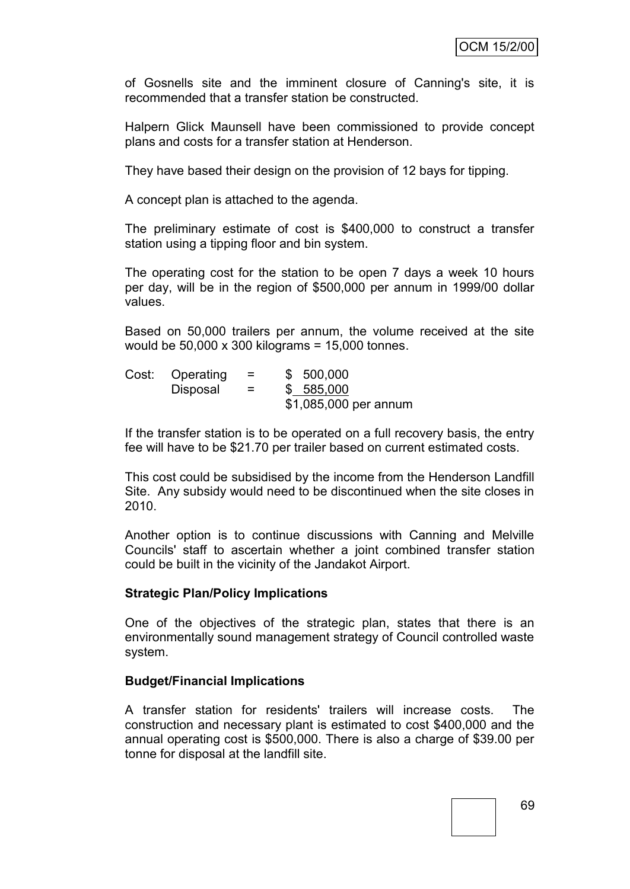of Gosnells site and the imminent closure of Canning's site, it is recommended that a transfer station be constructed.

Halpern Glick Maunsell have been commissioned to provide concept plans and costs for a transfer station at Henderson.

They have based their design on the provision of 12 bays for tipping.

A concept plan is attached to the agenda.

The preliminary estimate of cost is $400,000 to construct a transfer station using a tipping floor and bin system.

The operating cost for the station to be open 7 days a week 10 hours per day, will be in the region of $500,000 per annum in 1999/00 dollar values.

Based on 50,000 trailers per annum, the volume received at the site would be 50,000 x 300 kilograms = 15,000 tonnes.

| | | | |
|---|---|---|---|
| Cost: | Operating | = | $ 500,000 |
| | Disposal | = | $ 585,000 |
| | | | $1,085,000 per annum |

If the transfer station is to be operated on a full recovery basis, the entry fee will have to be $21.70 per trailer based on current estimated costs.

This cost could be subsidised by the income from the Henderson Landfill Site. Any subsidy would need to be discontinued when the site closes in 2010.

Another option is to continue discussions with Canning and Melville Councils' staff to ascertain whether a joint combined transfer station could be built in the vicinity of the Jandakot Airport.

**Strategic Plan/Policy Implications**

One of the objectives of the strategic plan, states that there is an environmentally sound management strategy of Council controlled waste system.

**Budget/Financial Implications**

A transfer station for residents' trailers will increase costs. The construction and necessary plant is estimated to cost $400,000 and the annual operating cost is $500,000. There is also a charge of $39.00 per tonne for disposal at the landfill site.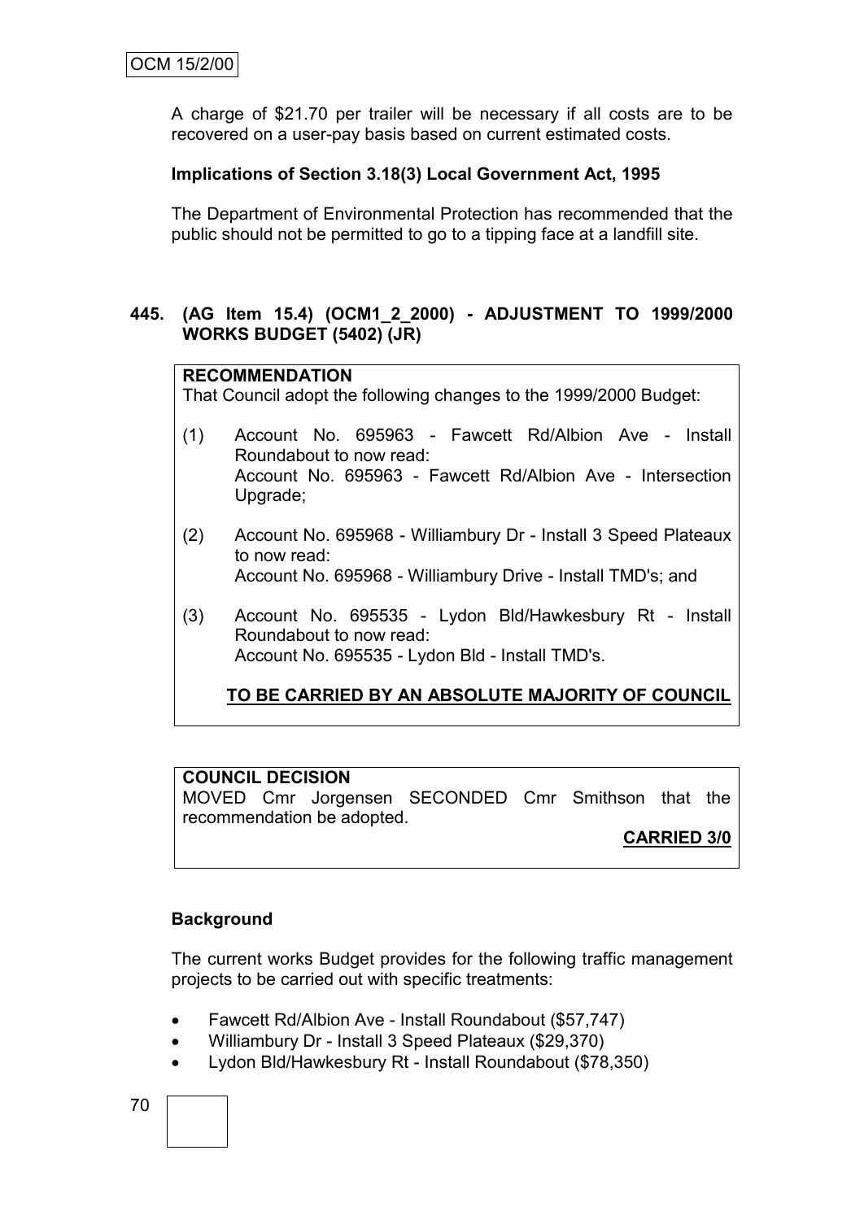A charge of $21.70 per trailer will be necessary if all costs are to be recovered on a user-pay basis based on current estimated costs.

**Implications of Section 3.18(3) Local Government Act, 1995**

The Department of Environmental Protection has recommended that the public should not be permitted to go to a tipping face at a landfill site.

**445. (AG Item 15.4) (OCM1_2_2000) - ADJUSTMENT TO 1999/2000 WORKS BUDGET (5402) (JR)**

**RECOMMENDATION**

That Council adopt the following changes to the 1999/2000 Budget:

(1) Account No. 695963 - Fawcett Rd/Albion Ave - Install Roundabout to now read:
Account No. 695963 - Fawcett Rd/Albion Ave - Intersection Upgrade;

(2) Account No. 695968 - Williambury Dr - Install 3 Speed Plateaux to now read:
Account No. 695968 - Williambury Drive - Install TMD's; and

(3) Account No. 695535 - Lydon Bld/Hawkesbury Rt - Install Roundabout to now read:
Account No. 695535 - Lydon Bld - Install TMD's.

**TO BE CARRIED BY AN ABSOLUTE MAJORITY OF COUNCIL**

**COUNCIL DECISION**

MOVED Cmr Jorgensen SECONDED Cmr Smithson that the recommendation be adopted.

**CARRIED 3/0**

**Background**

The current works Budget provides for the following traffic management projects to be carried out with specific treatments:

- Fawcett Rd/Albion Ave - Install Roundabout ($57,747)
- Williambury Dr - Install 3 Speed Plateaux ($29,370)
- Lydon Bld/Hawkesbury Rt - Install Roundabout ($78,350)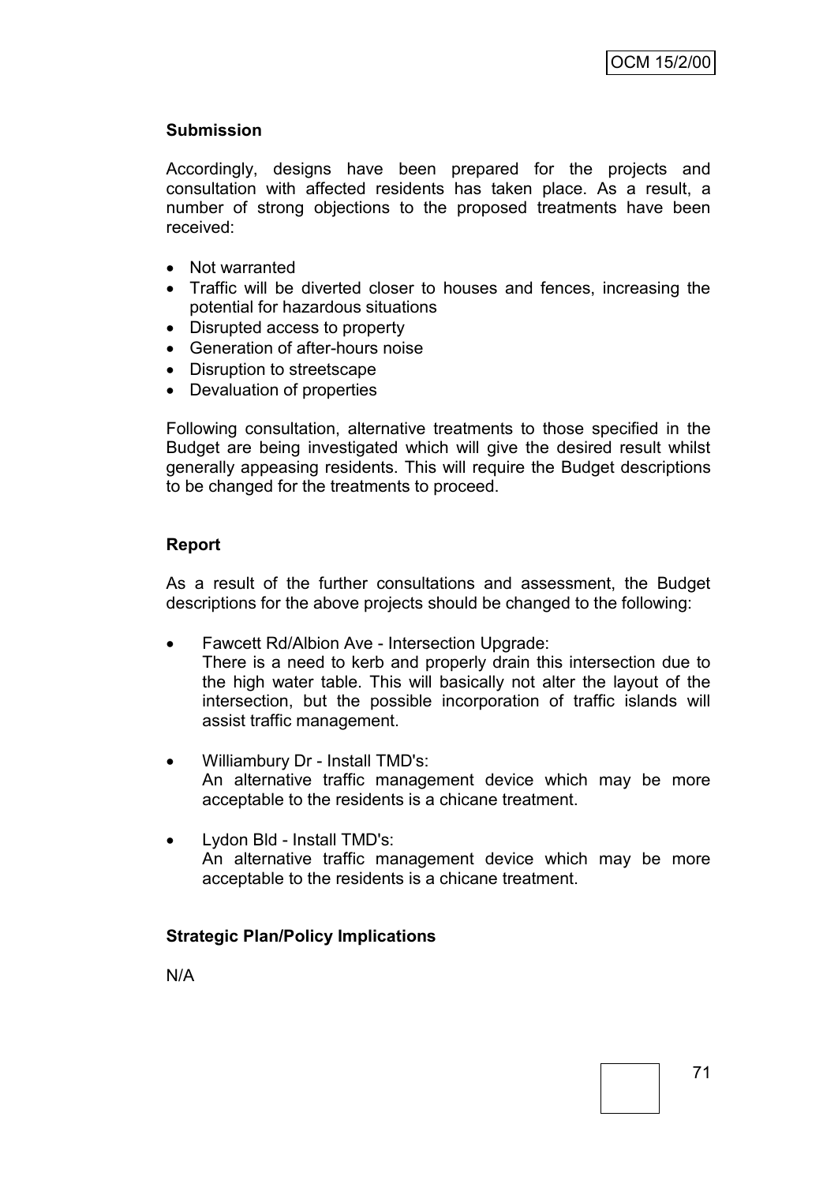**Submission**

Accordingly, designs have been prepared for the projects and consultation with affected residents has taken place. As a result, a number of strong objections to the proposed treatments have been received:

- Not warranted
- Traffic will be diverted closer to houses and fences, increasing the potential for hazardous situations
- Disrupted access to property
- Generation of after-hours noise
- Disruption to streetscape
- Devaluation of properties

Following consultation, alternative treatments to those specified in the Budget are being investigated which will give the desired result whilst generally appeasing residents. This will require the Budget descriptions to be changed for the treatments to proceed.

**Report**

As a result of the further consultations and assessment, the Budget descriptions for the above projects should be changed to the following:

- Fawcett Rd/Albion Ave - Intersection Upgrade:
  There is a need to kerb and properly drain this intersection due to the high water table. This will basically not alter the layout of the intersection, but the possible incorporation of traffic islands will assist traffic management.

- Williambury Dr - Install TMD's:
  An alternative traffic management device which may be more acceptable to the residents is a chicane treatment.

- Lydon Bld - Install TMD's:
  An alternative traffic management device which may be more acceptable to the residents is a chicane treatment.

**Strategic Plan/Policy Implications**

N/A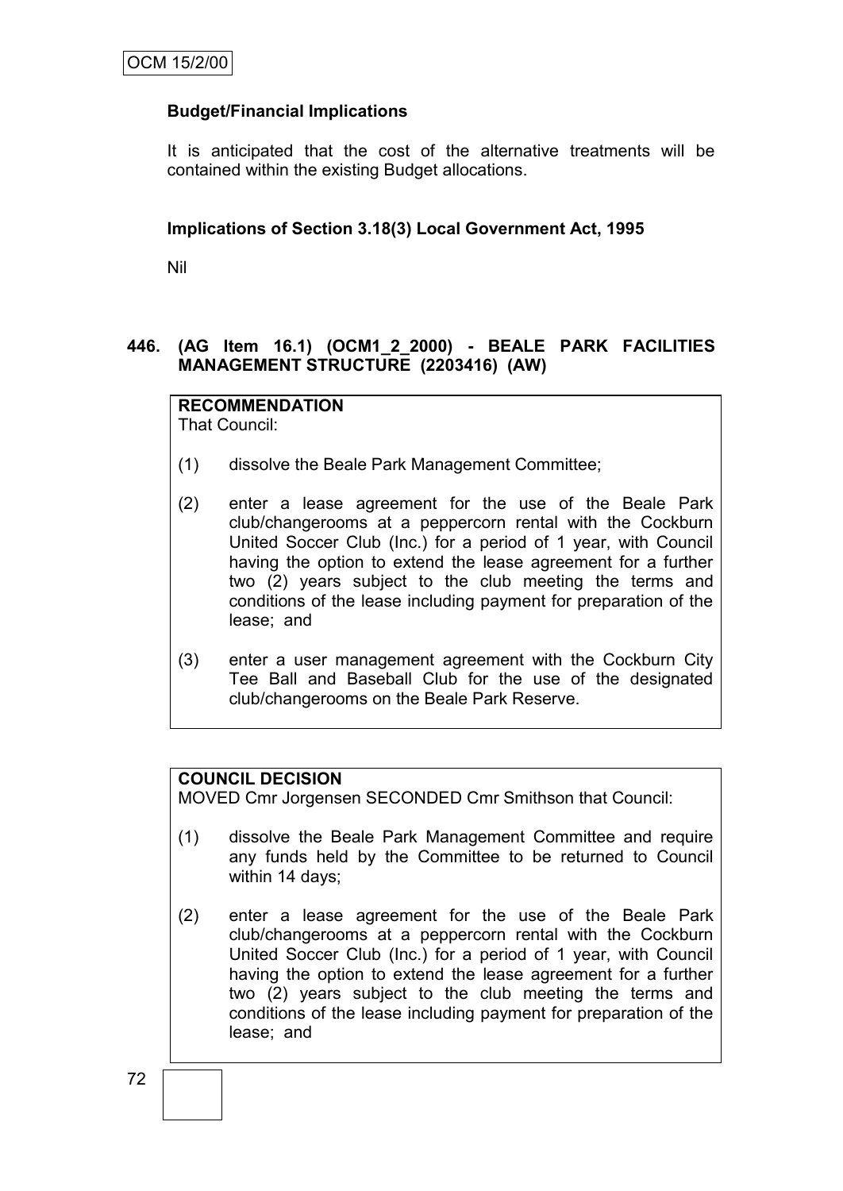**Budget/Financial Implications**

It is anticipated that the cost of the alternative treatments will be contained within the existing Budget allocations.

**Implications of Section 3.18(3) Local Government Act, 1995**

Nil

**446. (AG Item 16.1) (OCM1_2_2000) - BEALE PARK FACILITIES MANAGEMENT STRUCTURE (2203416) (AW)**

**RECOMMENDATION**
That Council:

(1) dissolve the Beale Park Management Committee;

(2) enter a lease agreement for the use of the Beale Park club/changerooms at a peppercorn rental with the Cockburn United Soccer Club (Inc.) for a period of 1 year, with Council having the option to extend the lease agreement for a further two (2) years subject to the club meeting the terms and conditions of the lease including payment for preparation of the lease; and

(3) enter a user management agreement with the Cockburn City Tee Ball and Baseball Club for the use of the designated club/changerooms on the Beale Park Reserve.

**COUNCIL DECISION**
MOVED Cmr Jorgensen SECONDED Cmr Smithson that Council:

(1) dissolve the Beale Park Management Committee and require any funds held by the Committee to be returned to Council within 14 days;

(2) enter a lease agreement for the use of the Beale Park club/changerooms at a peppercorn rental with the Cockburn United Soccer Club (Inc.) for a period of 1 year, with Council having the option to extend the lease agreement for a further two (2) years subject to the club meeting the terms and conditions of the lease including payment for preparation of the lease; and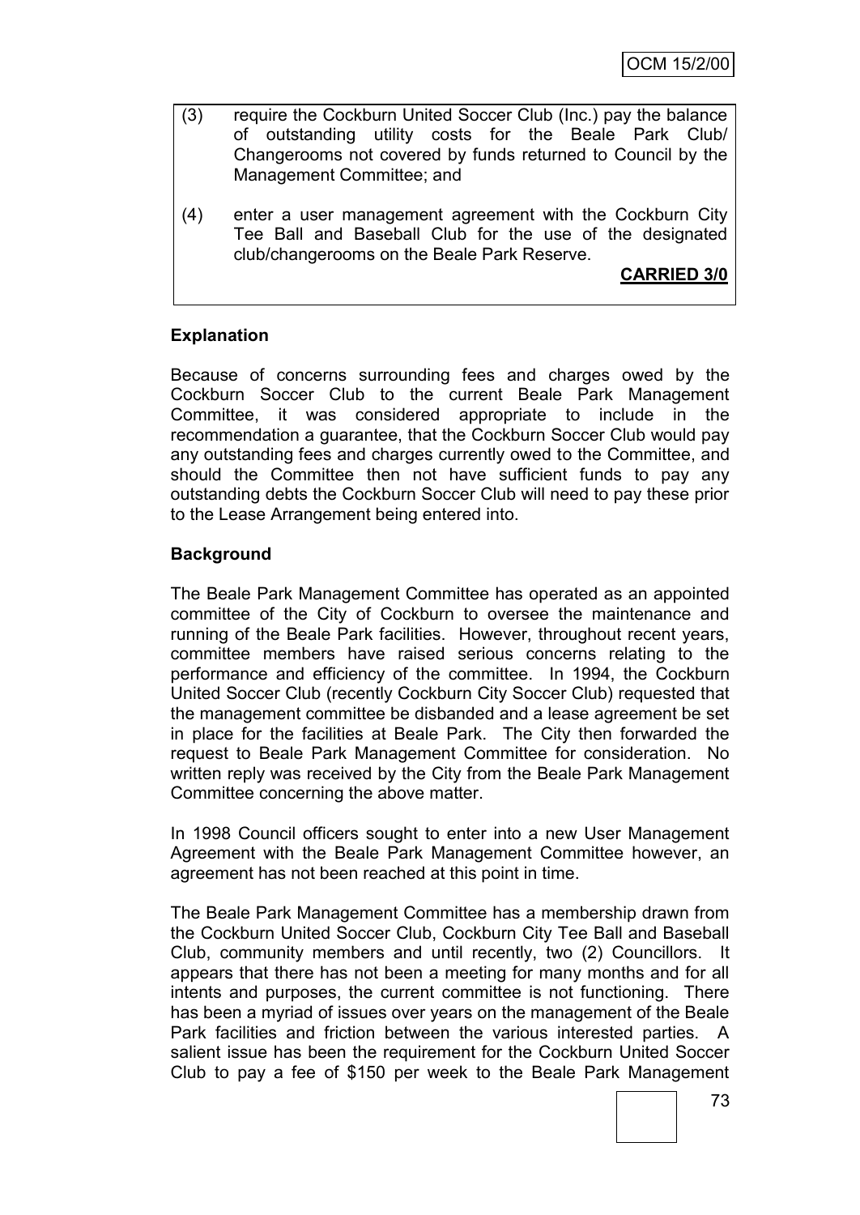(3) require the Cockburn United Soccer Club (Inc.) pay the balance of outstanding utility costs for the Beale Park Club/ Changerooms not covered by funds returned to Council by the Management Committee; and

(4) enter a user management agreement with the Cockburn City Tee Ball and Baseball Club for the use of the designated club/changerooms on the Beale Park Reserve.

**CARRIED 3/0**

**Explanation**

Because of concerns surrounding fees and charges owed by the Cockburn Soccer Club to the current Beale Park Management Committee, it was considered appropriate to include in the recommendation a guarantee, that the Cockburn Soccer Club would pay any outstanding fees and charges currently owed to the Committee, and should the Committee then not have sufficient funds to pay any outstanding debts the Cockburn Soccer Club will need to pay these prior to the Lease Arrangement being entered into.

**Background**

The Beale Park Management Committee has operated as an appointed committee of the City of Cockburn to oversee the maintenance and running of the Beale Park facilities. However, throughout recent years, committee members have raised serious concerns relating to the performance and efficiency of the committee. In 1994, the Cockburn United Soccer Club (recently Cockburn City Soccer Club) requested that the management committee be disbanded and a lease agreement be set in place for the facilities at Beale Park. The City then forwarded the request to Beale Park Management Committee for consideration. No written reply was received by the City from the Beale Park Management Committee concerning the above matter.

In 1998 Council officers sought to enter into a new User Management Agreement with the Beale Park Management Committee however, an agreement has not been reached at this point in time.

The Beale Park Management Committee has a membership drawn from the Cockburn United Soccer Club, Cockburn City Tee Ball and Baseball Club, community members and until recently, two (2) Councillors. It appears that there has not been a meeting for many months and for all intents and purposes, the current committee is not functioning. There has been a myriad of issues over years on the management of the Beale Park facilities and friction between the various interested parties. A salient issue has been the requirement for the Cockburn United Soccer Club to pay a fee of $150 per week to the Beale Park Management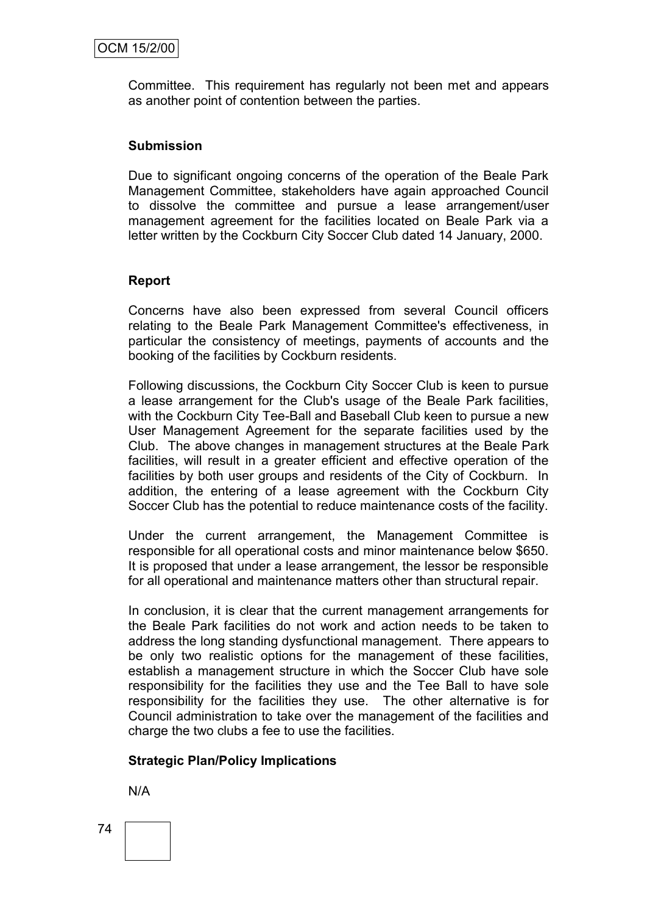Committee. This requirement has regularly not been met and appears as another point of contention between the parties.

**Submission**

Due to significant ongoing concerns of the operation of the Beale Park Management Committee, stakeholders have again approached Council to dissolve the committee and pursue a lease arrangement/user management agreement for the facilities located on Beale Park via a letter written by the Cockburn City Soccer Club dated 14 January, 2000.

**Report**

Concerns have also been expressed from several Council officers relating to the Beale Park Management Committee's effectiveness, in particular the consistency of meetings, payments of accounts and the booking of the facilities by Cockburn residents.

Following discussions, the Cockburn City Soccer Club is keen to pursue a lease arrangement for the Club's usage of the Beale Park facilities, with the Cockburn City Tee-Ball and Baseball Club keen to pursue a new User Management Agreement for the separate facilities used by the Club. The above changes in management structures at the Beale Park facilities, will result in a greater efficient and effective operation of the facilities by both user groups and residents of the City of Cockburn. In addition, the entering of a lease agreement with the Cockburn City Soccer Club has the potential to reduce maintenance costs of the facility.

Under the current arrangement, the Management Committee is responsible for all operational costs and minor maintenance below $650. It is proposed that under a lease arrangement, the lessor be responsible for all operational and maintenance matters other than structural repair.

In conclusion, it is clear that the current management arrangements for the Beale Park facilities do not work and action needs to be taken to address the long standing dysfunctional management. There appears to be only two realistic options for the management of these facilities, establish a management structure in which the Soccer Club have sole responsibility for the facilities they use and the Tee Ball to have sole responsibility for the facilities they use. The other alternative is for Council administration to take over the management of the facilities and charge the two clubs a fee to use the facilities.

**Strategic Plan/Policy Implications**

N/A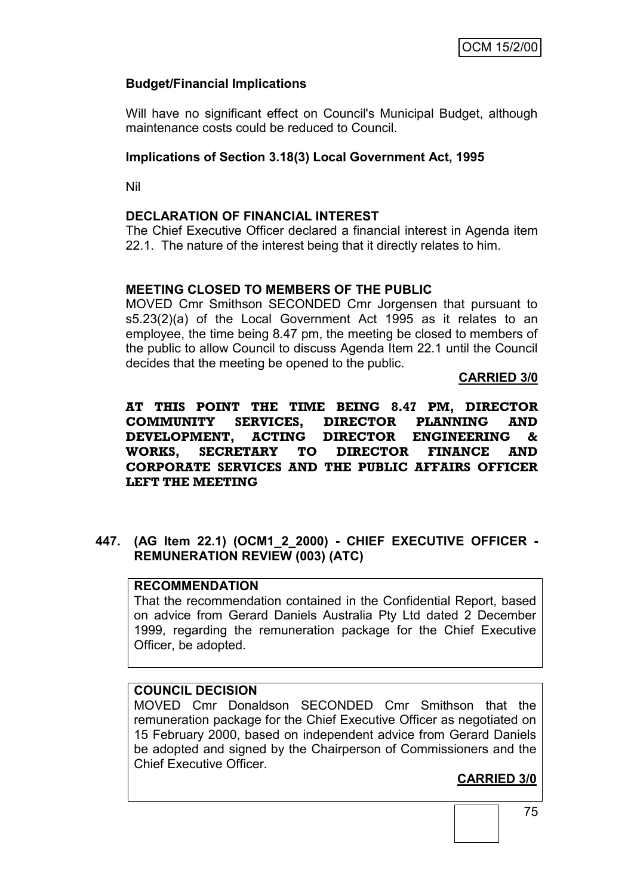**Budget/Financial Implications**

Will have no significant effect on Council's Municipal Budget, although maintenance costs could be reduced to Council.

**Implications of Section 3.18(3) Local Government Act, 1995**

Nil

**DECLARATION OF FINANCIAL INTEREST**

The Chief Executive Officer declared a financial interest in Agenda item 22.1. The nature of the interest being that it directly relates to him.

**MEETING CLOSED TO MEMBERS OF THE PUBLIC**

MOVED Cmr Smithson SECONDED Cmr Jorgensen that pursuant to s5.23(2)(a) of the Local Government Act 1995 as it relates to an employee, the time being 8.47 pm, the meeting be closed to members of the public to allow Council to discuss Agenda Item 22.1 until the Council decides that the meeting be opened to the public.

**CARRIED 3/0**

**AT THIS POINT THE TIME BEING 8.47 PM, DIRECTOR COMMUNITY SERVICES, DIRECTOR PLANNING AND DEVELOPMENT, ACTING DIRECTOR ENGINEERING & WORKS, SECRETARY TO DIRECTOR FINANCE AND CORPORATE SERVICES AND THE PUBLIC AFFAIRS OFFICER LEFT THE MEETING**

## 447. (AG Item 22.1) (OCM1_2_2000) - CHIEF EXECUTIVE OFFICER - REMUNERATION REVIEW (003) (ATC)

**RECOMMENDATION**

That the recommendation contained in the Confidential Report, based on advice from Gerard Daniels Australia Pty Ltd dated 2 December 1999, regarding the remuneration package for the Chief Executive Officer, be adopted.

**COUNCIL DECISION**

MOVED Cmr Donaldson SECONDED Cmr Smithson that the remuneration package for the Chief Executive Officer as negotiated on 15 February 2000, based on independent advice from Gerard Daniels be adopted and signed by the Chairperson of Commissioners and the Chief Executive Officer.

**CARRIED 3/0**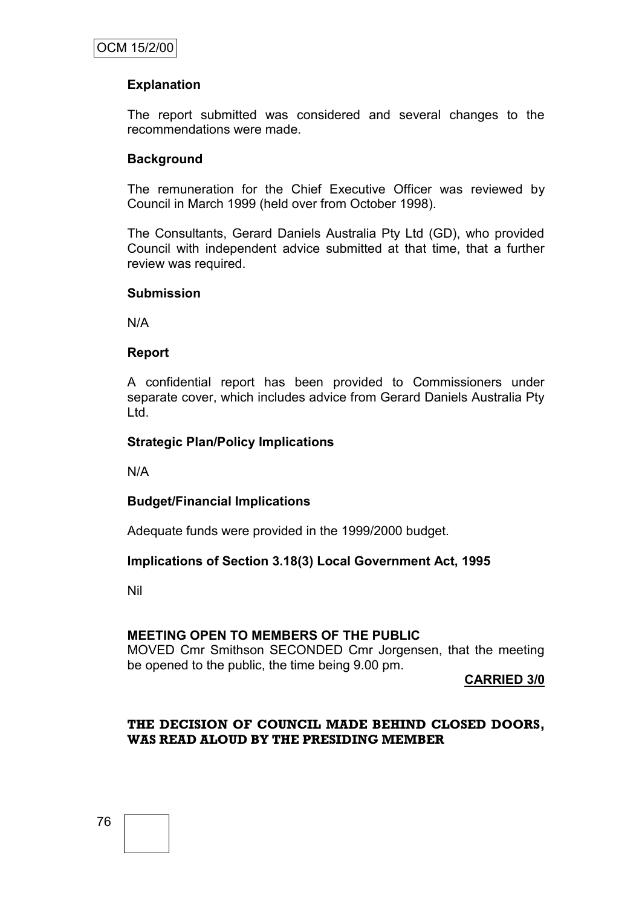### Explanation

The report submitted was considered and several changes to the recommendations were made.

### Background

The remuneration for the Chief Executive Officer was reviewed by Council in March 1999 (held over from October 1998).

The Consultants, Gerard Daniels Australia Pty Ltd (GD), who provided Council with independent advice submitted at that time, that a further review was required.

### Submission

N/A

### Report

A confidential report has been provided to Commissioners under separate cover, which includes advice from Gerard Daniels Australia Pty Ltd.

### Strategic Plan/Policy Implications

N/A

### Budget/Financial Implications

Adequate funds were provided in the 1999/2000 budget.

### Implications of Section 3.18(3) Local Government Act, 1995

Nil

**MEETING OPEN TO MEMBERS OF THE PUBLIC**

MOVED Cmr Smithson SECONDED Cmr Jorgensen, that the meeting be opened to the public, the time being 9.00 pm.

**CARRIED 3/0**

**THE DECISION OF COUNCIL MADE BEHIND CLOSED DOORS, WAS READ ALOUD BY THE PRESIDING MEMBER**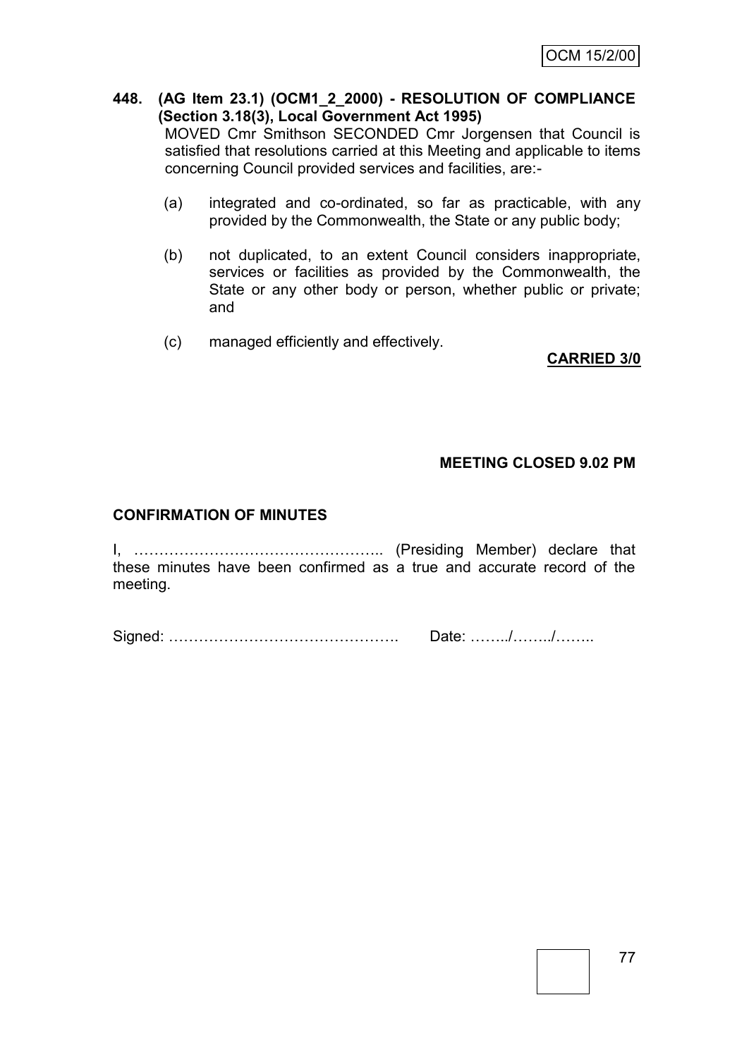**448. (AG Item 23.1) (OCM1_2_2000) - RESOLUTION OF COMPLIANCE (Section 3.18(3), Local Government Act 1995)**

MOVED Cmr Smithson SECONDED Cmr Jorgensen that Council is satisfied that resolutions carried at this Meeting and applicable to items concerning Council provided services and facilities, are:-

(a) integrated and co-ordinated, so far as practicable, with any provided by the Commonwealth, the State or any public body;

(b) not duplicated, to an extent Council considers inappropriate, services or facilities as provided by the Commonwealth, the State or any other body or person, whether public or private; and

(c) managed efficiently and effectively.

**CARRIED 3/0**

**MEETING CLOSED 9.02 PM**

**CONFIRMATION OF MINUTES**

I, ………………………………………….. (Presiding Member) declare that these minutes have been confirmed as a true and accurate record of the meeting.

Signed: ………………………………………. Date: ……../……../……..